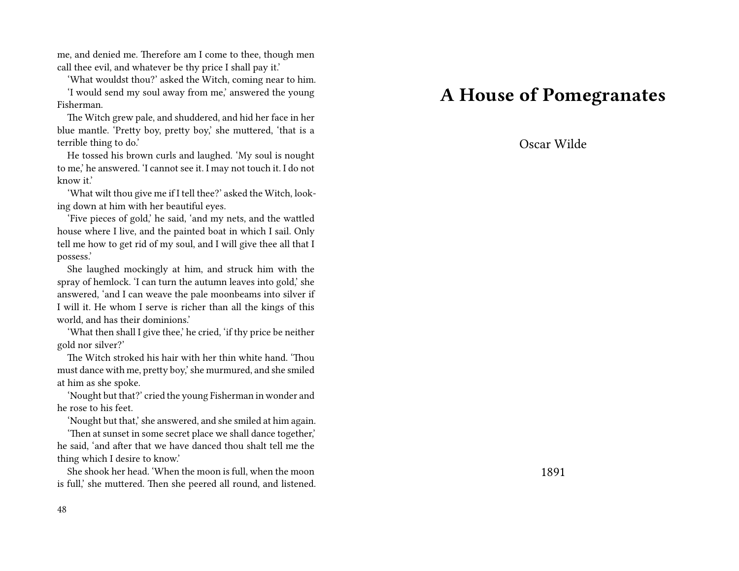me, and denied me. Therefore am I come to thee, though men call thee evil, and whatever be thy price I shall pay it.'

'What wouldst thou?' asked the Witch, coming near to him.

'I would send my soul away from me,' answered the young Fisherman.

The Witch grew pale, and shuddered, and hid her face in her blue mantle. 'Pretty boy, pretty boy,' she muttered, 'that is a terrible thing to do.'

He tossed his brown curls and laughed. 'My soul is nought to me,' he answered. 'I cannot see it. I may not touch it. I do not know it.'

'What wilt thou give me if I tell thee?' asked the Witch, looking down at him with her beautiful eyes.

'Five pieces of gold,' he said, 'and my nets, and the wattled house where I live, and the painted boat in which I sail. Only tell me how to get rid of my soul, and I will give thee all that I possess.'

She laughed mockingly at him, and struck him with the spray of hemlock. 'I can turn the autumn leaves into gold,' she answered, 'and I can weave the pale moonbeams into silver if I will it. He whom I serve is richer than all the kings of this world, and has their dominions.'

'What then shall I give thee,' he cried, 'if thy price be neither gold nor silver?'

The Witch stroked his hair with her thin white hand. 'Thou must dance with me, pretty boy,' she murmured, and she smiled at him as she spoke.

'Nought but that?' cried the young Fisherman in wonder and he rose to his feet.

'Nought but that,' she answered, and she smiled at him again.

'Then at sunset in some secret place we shall dance together,' he said, 'and after that we have danced thou shalt tell me the thing which I desire to know.'

She shook her head. 'When the moon is full, when the moon is full,' she muttered. Then she peered all round, and listened.

# A House of Pomegranates

Oscar Wilde

1891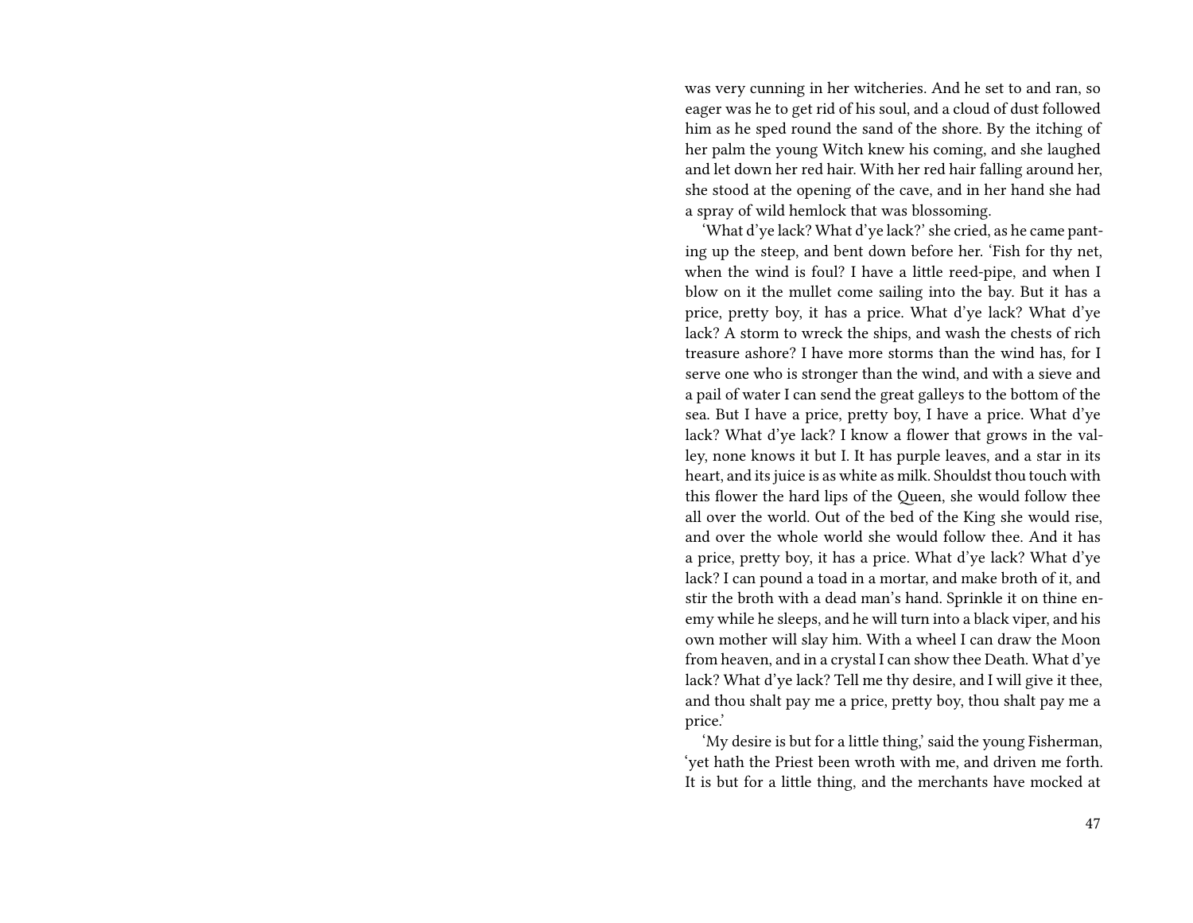was very cunning in her witcheries. And he set to and ran, so eager was he to get rid of his soul, and a cloud of dust followed him as he sped round the sand of the shore. By the itching of her palm the young Witch knew his coming, and she laughed and let down her red hair. With her red hair falling around her, she stood at the opening of the cave, and in her hand she had a spray of wild hemlock that was blossoming.

'What d'ye lack? What d'ye lack?' she cried, as he came panting up the steep, and bent down before her. 'Fish for thy net, when the wind is foul? I have a little reed-pipe, and when I blow on it the mullet come sailing into the bay. But it has a price, pretty boy, it has a price. What d'ye lack? What d'ye lack? A storm to wreck the ships, and wash the chests of rich treasure ashore? I have more storms than the wind has, for I serve one who is stronger than the wind, and with a sieve and a pail of water I can send the great galleys to the bottom of the sea. But I have a price, pretty boy, I have a price. What d'ye lack? What d'ye lack? I know a flower that grows in the valley, none knows it but I. It has purple leaves, and a star in its heart, and its juice is as white as milk. Shouldst thou touch with this flower the hard lips of the Queen, she would follow thee all over the world. Out of the bed of the King she would rise, and over the whole world she would follow thee. And it has a price, pretty boy, it has a price. What d'ye lack? What d'ye lack? I can pound a toad in a mortar, and make broth of it, and stir the broth with a dead man's hand. Sprinkle it on thine enemy while he sleeps, and he will turn into a black viper, and his own mother will slay him. With a wheel I can draw the Moon from heaven, and in a crystal I can show thee Death. What d'ye lack? What d'ye lack? Tell me thy desire, and I will give it thee, and thou shalt pay me a price, pretty boy, thou shalt pay me a price.'

'My desire is but for a little thing,' said the young Fisherman, 'yet hath the Priest been wroth with me, and driven me forth. It is but for a little thing, and the merchants have mocked at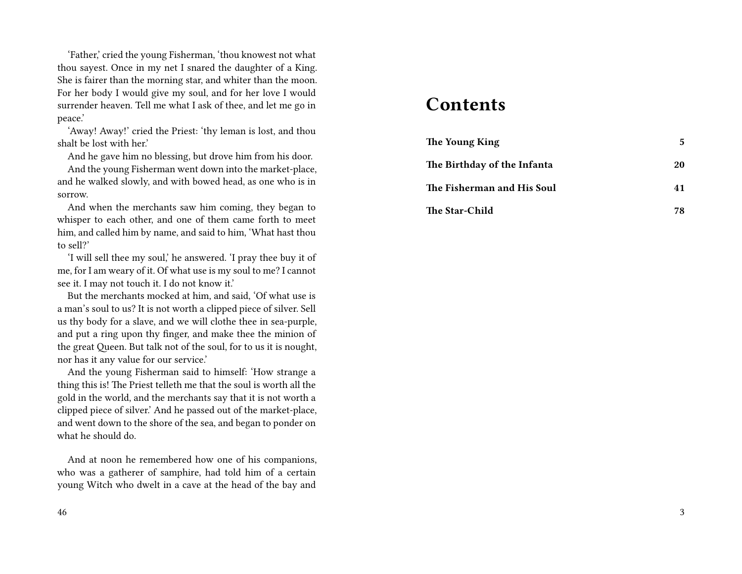'Father,' cried the young Fisherman, 'thou knowest not what thou sayest. Once in my net I snared the daughter of a King. She is fairer than the morning star, and whiter than the moon. For her body I would give my soul, and for her love I would surrender heaven. Tell me what I ask of thee, and let me go in peace.'

'Away! Away!' cried the Priest: 'thy leman is lost, and thou shalt be lost with her.'

And he gave him no blessing, but drove him from his door.

And the young Fisherman went down into the market-place, and he walked slowly, and with bowed head, as one who is in sorrow.

And when the merchants saw him coming, they began to whisper to each other, and one of them came forth to meet him, and called him by name, and said to him, 'What hast thou to sell?'

'I will sell thee my soul,' he answered. 'I pray thee buy it of me, for I am weary of it. Of what use is my soul to me? I cannot see it. I may not touch it. I do not know it.'

But the merchants mocked at him, and said, 'Of what use is a man's soul to us? It is not worth a clipped piece of silver. Sell us thy body for a slave, and we will clothe thee in sea-purple, and put a ring upon thy finger, and make thee the minion of the great Queen. But talk not of the soul, for to us it is nought, nor has it any value for our service.'

And the young Fisherman said to himself: 'How strange a thing this is! The Priest telleth me that the soul is worth all the gold in the world, and the merchants say that it is not worth a clipped piece of silver.' And he passed out of the market-place, and went down to the shore of the sea, and began to ponder on what he should do.

And at noon he remembered how one of his companions, who was a gatherer of samphire, had told him of a certain young Witch who dwelt in a cave at the head of the bay and

# Contents

| | |
|---|---|
| **The Young King** | **5** |
| **The Birthday of the Infanta** | **20** |
| **The Fisherman and His Soul** | **41** |
| **The Star-Child** | **78** |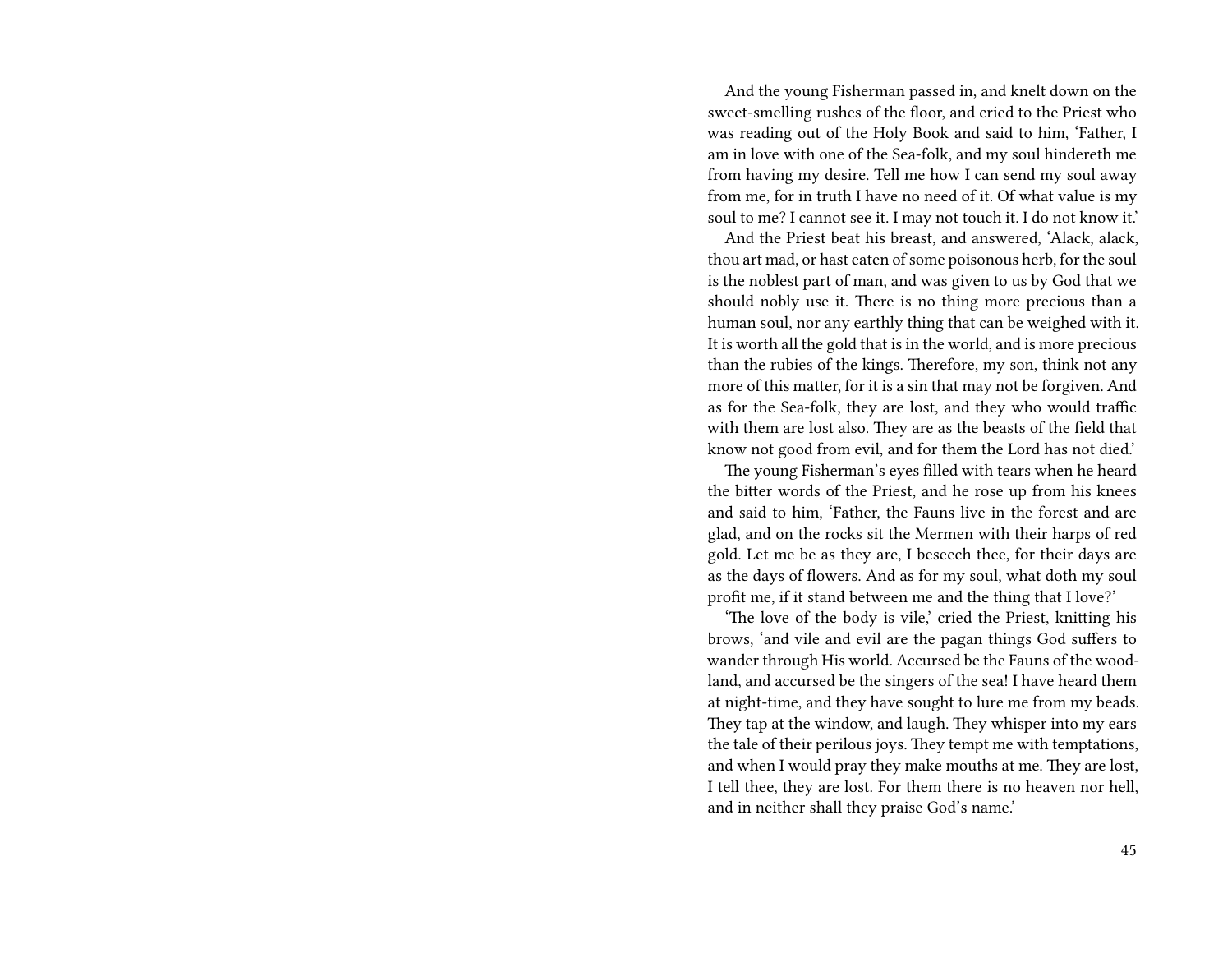And the young Fisherman passed in, and knelt down on the sweet-smelling rushes of the floor, and cried to the Priest who was reading out of the Holy Book and said to him, 'Father, I am in love with one of the Sea-folk, and my soul hindereth me from having my desire. Tell me how I can send my soul away from me, for in truth I have no need of it. Of what value is my soul to me? I cannot see it. I may not touch it. I do not know it.'

And the Priest beat his breast, and answered, 'Alack, alack, thou art mad, or hast eaten of some poisonous herb, for the soul is the noblest part of man, and was given to us by God that we should nobly use it. There is no thing more precious than a human soul, nor any earthly thing that can be weighed with it. It is worth all the gold that is in the world, and is more precious than the rubies of the kings. Therefore, my son, think not any more of this matter, for it is a sin that may not be forgiven. And as for the Sea-folk, they are lost, and they who would traffic with them are lost also. They are as the beasts of the field that know not good from evil, and for them the Lord has not died.'

The young Fisherman's eyes filled with tears when he heard the bitter words of the Priest, and he rose up from his knees and said to him, 'Father, the Fauns live in the forest and are glad, and on the rocks sit the Mermen with their harps of red gold. Let me be as they are, I beseech thee, for their days are as the days of flowers. And as for my soul, what doth my soul profit me, if it stand between me and the thing that I love?'

'The love of the body is vile,' cried the Priest, knitting his brows, 'and vile and evil are the pagan things God suffers to wander through His world. Accursed be the Fauns of the woodland, and accursed be the singers of the sea! I have heard them at night-time, and they have sought to lure me from my beads. They tap at the window, and laugh. They whisper into my ears the tale of their perilous joys. They tempt me with temptations, and when I would pray they make mouths at me. They are lost, I tell thee, they are lost. For them there is no heaven nor hell, and in neither shall they praise God's name.'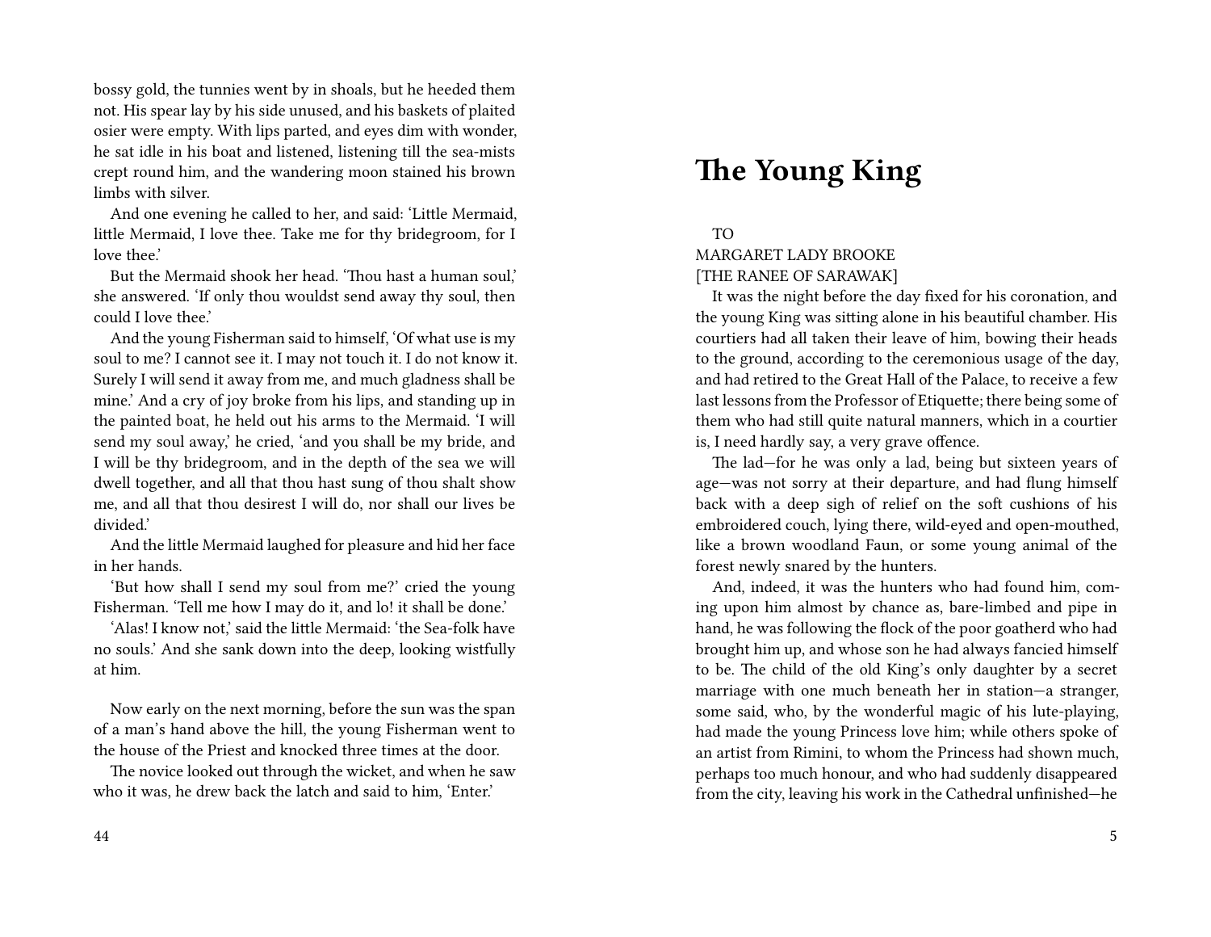bossy gold, the tunnies went by in shoals, but he heeded them not. His spear lay by his side unused, and his baskets of plaited osier were empty. With lips parted, and eyes dim with wonder, he sat idle in his boat and listened, listening till the sea-mists crept round him, and the wandering moon stained his brown limbs with silver.

And one evening he called to her, and said: 'Little Mermaid, little Mermaid, I love thee. Take me for thy bridegroom, for I love thee.'

But the Mermaid shook her head. 'Thou hast a human soul,' she answered. 'If only thou wouldst send away thy soul, then could I love thee.'

And the young Fisherman said to himself, 'Of what use is my soul to me? I cannot see it. I may not touch it. I do not know it. Surely I will send it away from me, and much gladness shall be mine.' And a cry of joy broke from his lips, and standing up in the painted boat, he held out his arms to the Mermaid. 'I will send my soul away,' he cried, 'and you shall be my bride, and I will be thy bridegroom, and in the depth of the sea we will dwell together, and all that thou hast sung of thou shalt show me, and all that thou desirest I will do, nor shall our lives be divided.'

And the little Mermaid laughed for pleasure and hid her face in her hands.

'But how shall I send my soul from me?' cried the young Fisherman. 'Tell me how I may do it, and lo! it shall be done.'

'Alas! I know not,' said the little Mermaid: 'the Sea-folk have no souls.' And she sank down into the deep, looking wistfully at him.

Now early on the next morning, before the sun was the span of a man's hand above the hill, the young Fisherman went to the house of the Priest and knocked three times at the door.

The novice looked out through the wicket, and when he saw who it was, he drew back the latch and said to him, 'Enter.'

# The Young King

TO
MARGARET LADY BROOKE
[THE RANEE OF SARAWAK]

It was the night before the day fixed for his coronation, and the young King was sitting alone in his beautiful chamber. His courtiers had all taken their leave of him, bowing their heads to the ground, according to the ceremonious usage of the day, and had retired to the Great Hall of the Palace, to receive a few last lessons from the Professor of Etiquette; there being some of them who had still quite natural manners, which in a courtier is, I need hardly say, a very grave offence.

The lad—for he was only a lad, being but sixteen years of age—was not sorry at their departure, and had flung himself back with a deep sigh of relief on the soft cushions of his embroidered couch, lying there, wild-eyed and open-mouthed, like a brown woodland Faun, or some young animal of the forest newly snared by the hunters.

And, indeed, it was the hunters who had found him, coming upon him almost by chance as, bare-limbed and pipe in hand, he was following the flock of the poor goatherd who had brought him up, and whose son he had always fancied himself to be. The child of the old King's only daughter by a secret marriage with one much beneath her in station—a stranger, some said, who, by the wonderful magic of his lute-playing, had made the young Princess love him; while others spoke of an artist from Rimini, to whom the Princess had shown much, perhaps too much honour, and who had suddenly disappeared from the city, leaving his work in the Cathedral unfinished—he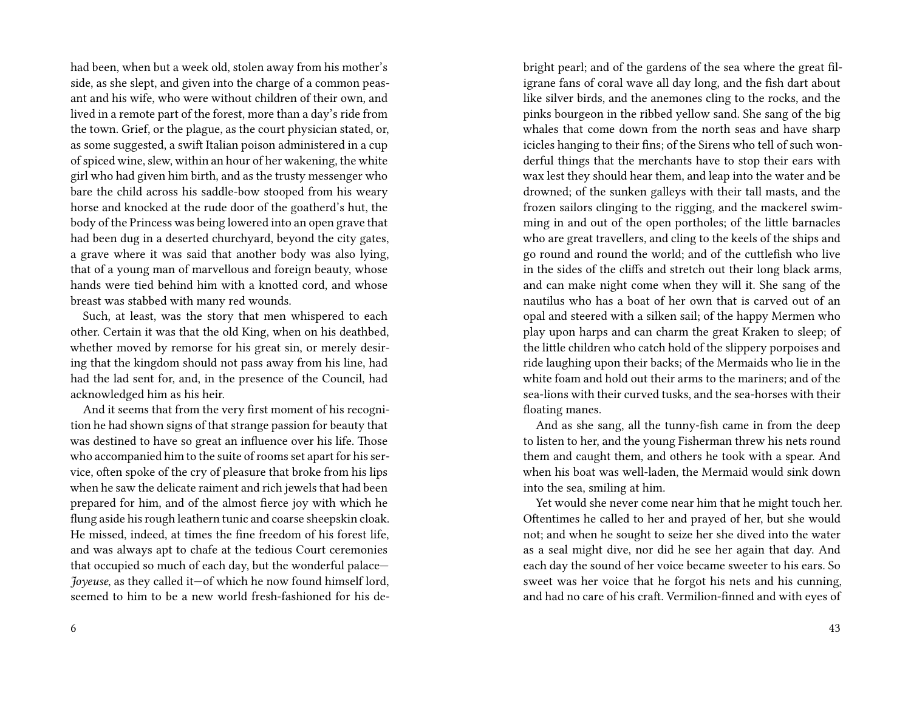had been, when but a week old, stolen away from his mother's side, as she slept, and given into the charge of a common peasant and his wife, who were without children of their own, and lived in a remote part of the forest, more than a day's ride from the town. Grief, or the plague, as the court physician stated, or, as some suggested, a swift Italian poison administered in a cup of spiced wine, slew, within an hour of her wakening, the white girl who had given him birth, and as the trusty messenger who bare the child across his saddle-bow stooped from his weary horse and knocked at the rude door of the goatherd's hut, the body of the Princess was being lowered into an open grave that had been dug in a deserted churchyard, beyond the city gates, a grave where it was said that another body was also lying, that of a young man of marvellous and foreign beauty, whose hands were tied behind him with a knotted cord, and whose breast was stabbed with many red wounds.

Such, at least, was the story that men whispered to each other. Certain it was that the old King, when on his deathbed, whether moved by remorse for his great sin, or merely desiring that the kingdom should not pass away from his line, had had the lad sent for, and, in the presence of the Council, had acknowledged him as his heir.

And it seems that from the very first moment of his recognition he had shown signs of that strange passion for beauty that was destined to have so great an influence over his life. Those who accompanied him to the suite of rooms set apart for his service, often spoke of the cry of pleasure that broke from his lips when he saw the delicate raiment and rich jewels that had been prepared for him, and of the almost fierce joy with which he flung aside his rough leathern tunic and coarse sheepskin cloak. He missed, indeed, at times the fine freedom of his forest life, and was always apt to chafe at the tedious Court ceremonies that occupied so much of each day, but the wonderful palace—*Joyeuse*, as they called it—of which he now found himself lord, seemed to him to be a new world fresh-fashioned for his de-

bright pearl; and of the gardens of the sea where the great filigrane fans of coral wave all day long, and the fish dart about like silver birds, and the anemones cling to the rocks, and the pinks bourgeon in the ribbed yellow sand. She sang of the big whales that come down from the north seas and have sharp icicles hanging to their fins; of the Sirens who tell of such wonderful things that the merchants have to stop their ears with wax lest they should hear them, and leap into the water and be drowned; of the sunken galleys with their tall masts, and the frozen sailors clinging to the rigging, and the mackerel swimming in and out of the open portholes; of the little barnacles who are great travellers, and cling to the keels of the ships and go round and round the world; and of the cuttlefish who live in the sides of the cliffs and stretch out their long black arms, and can make night come when they will it. She sang of the nautilus who has a boat of her own that is carved out of an opal and steered with a silken sail; of the happy Mermen who play upon harps and can charm the great Kraken to sleep; of the little children who catch hold of the slippery porpoises and ride laughing upon their backs; of the Mermaids who lie in the white foam and hold out their arms to the mariners; and of the sea-lions with their curved tusks, and the sea-horses with their floating manes.

And as she sang, all the tunny-fish came in from the deep to listen to her, and the young Fisherman threw his nets round them and caught them, and others he took with a spear. And when his boat was well-laden, the Mermaid would sink down into the sea, smiling at him.

Yet would she never come near him that he might touch her. Oftentimes he called to her and prayed of her, but she would not; and when he sought to seize her she dived into the water as a seal might dive, nor did he see her again that day. And each day the sound of her voice became sweeter to his ears. So sweet was her voice that he forgot his nets and his cunning, and had no care of his craft. Vermilion-finned and with eyes of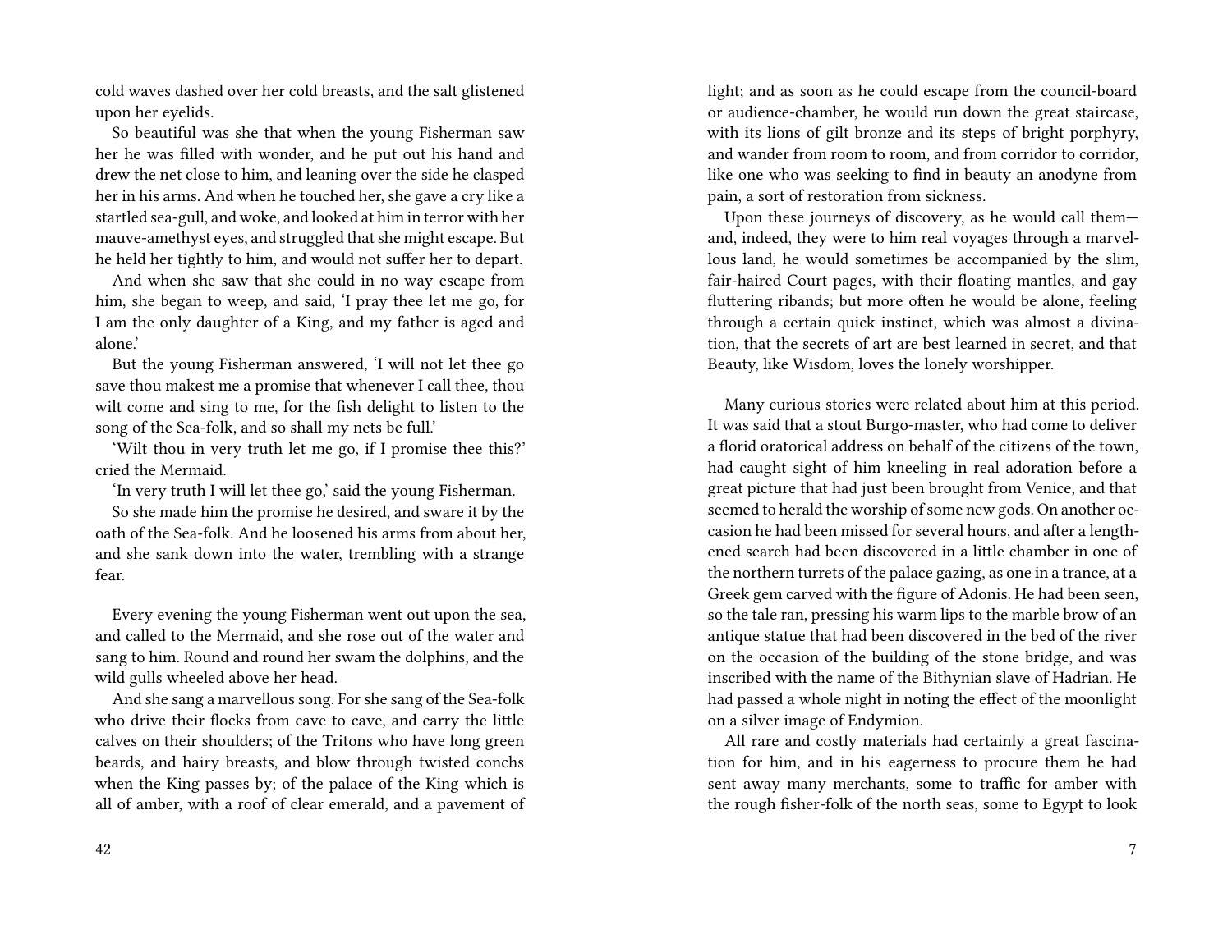cold waves dashed over her cold breasts, and the salt glistened upon her eyelids.

So beautiful was she that when the young Fisherman saw her he was filled with wonder, and he put out his hand and drew the net close to him, and leaning over the side he clasped her in his arms. And when he touched her, she gave a cry like a startled sea-gull, and woke, and looked at him in terror with her mauve-amethyst eyes, and struggled that she might escape. But he held her tightly to him, and would not suffer her to depart.

And when she saw that she could in no way escape from him, she began to weep, and said, 'I pray thee let me go, for I am the only daughter of a King, and my father is aged and alone.'

But the young Fisherman answered, 'I will not let thee go save thou makest me a promise that whenever I call thee, thou wilt come and sing to me, for the fish delight to listen to the song of the Sea-folk, and so shall my nets be full.'

'Wilt thou in very truth let me go, if I promise thee this?' cried the Mermaid.

'In very truth I will let thee go,' said the young Fisherman.

So she made him the promise he desired, and sware it by the oath of the Sea-folk. And he loosened his arms from about her, and she sank down into the water, trembling with a strange fear.

Every evening the young Fisherman went out upon the sea, and called to the Mermaid, and she rose out of the water and sang to him. Round and round her swam the dolphins, and the wild gulls wheeled above her head.

And she sang a marvellous song. For she sang of the Sea-folk who drive their flocks from cave to cave, and carry the little calves on their shoulders; of the Tritons who have long green beards, and hairy breasts, and blow through twisted conchs when the King passes by; of the palace of the King which is all of amber, with a roof of clear emerald, and a pavement of

light; and as soon as he could escape from the council-board or audience-chamber, he would run down the great staircase, with its lions of gilt bronze and its steps of bright porphyry, and wander from room to room, and from corridor to corridor, like one who was seeking to find in beauty an anodyne from pain, a sort of restoration from sickness.

Upon these journeys of discovery, as he would call them—and, indeed, they were to him real voyages through a marvellous land, he would sometimes be accompanied by the slim, fair-haired Court pages, with their floating mantles, and gay fluttering ribands; but more often he would be alone, feeling through a certain quick instinct, which was almost a divination, that the secrets of art are best learned in secret, and that Beauty, like Wisdom, loves the lonely worshipper.

Many curious stories were related about him at this period. It was said that a stout Burgo-master, who had come to deliver a florid oratorical address on behalf of the citizens of the town, had caught sight of him kneeling in real adoration before a great picture that had just been brought from Venice, and that seemed to herald the worship of some new gods. On another occasion he had been missed for several hours, and after a lengthened search had been discovered in a little chamber in one of the northern turrets of the palace gazing, as one in a trance, at a Greek gem carved with the figure of Adonis. He had been seen, so the tale ran, pressing his warm lips to the marble brow of an antique statue that had been discovered in the bed of the river on the occasion of the building of the stone bridge, and was inscribed with the name of the Bithynian slave of Hadrian. He had passed a whole night in noting the effect of the moonlight on a silver image of Endymion.

All rare and costly materials had certainly a great fascination for him, and in his eagerness to procure them he had sent away many merchants, some to traffic for amber with the rough fisher-folk of the north seas, some to Egypt to look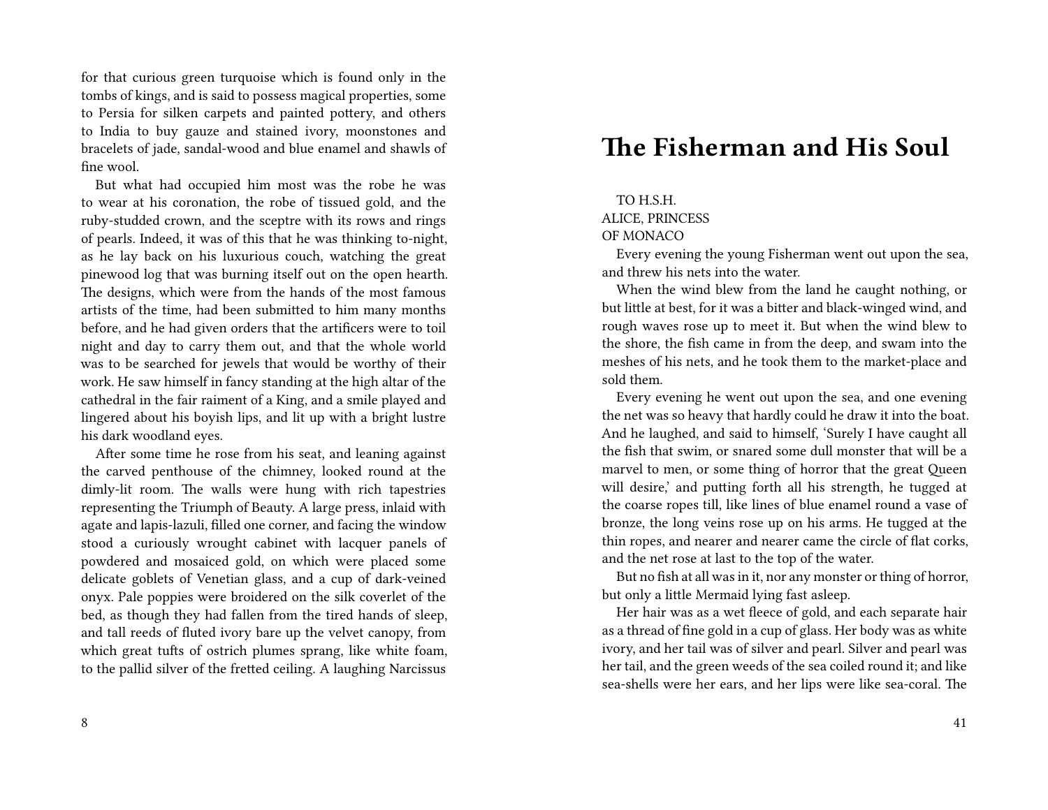for that curious green turquoise which is found only in the tombs of kings, and is said to possess magical properties, some to Persia for silken carpets and painted pottery, and others to India to buy gauze and stained ivory, moonstones and bracelets of jade, sandal-wood and blue enamel and shawls of fine wool.

But what had occupied him most was the robe he was to wear at his coronation, the robe of tissued gold, and the ruby-studded crown, and the sceptre with its rows and rings of pearls. Indeed, it was of this that he was thinking to-night, as he lay back on his luxurious couch, watching the great pinewood log that was burning itself out on the open hearth. The designs, which were from the hands of the most famous artists of the time, had been submitted to him many months before, and he had given orders that the artificers were to toil night and day to carry them out, and that the whole world was to be searched for jewels that would be worthy of their work. He saw himself in fancy standing at the high altar of the cathedral in the fair raiment of a King, and a smile played and lingered about his boyish lips, and lit up with a bright lustre his dark woodland eyes.

After some time he rose from his seat, and leaning against the carved penthouse of the chimney, looked round at the dimly-lit room. The walls were hung with rich tapestries representing the Triumph of Beauty. A large press, inlaid with agate and lapis-lazuli, filled one corner, and facing the window stood a curiously wrought cabinet with lacquer panels of powdered and mosaiced gold, on which were placed some delicate goblets of Venetian glass, and a cup of dark-veined onyx. Pale poppies were broidered on the silk coverlet of the bed, as though they had fallen from the tired hands of sleep, and tall reeds of fluted ivory bare up the velvet canopy, from which great tufts of ostrich plumes sprang, like white foam, to the pallid silver of the fretted ceiling. A laughing Narcissus

# The Fisherman and His Soul

TO H.S.H.
ALICE, PRINCESS
OF MONACO

Every evening the young Fisherman went out upon the sea, and threw his nets into the water.

When the wind blew from the land he caught nothing, or but little at best, for it was a bitter and black-winged wind, and rough waves rose up to meet it. But when the wind blew to the shore, the fish came in from the deep, and swam into the meshes of his nets, and he took them to the market-place and sold them.

Every evening he went out upon the sea, and one evening the net was so heavy that hardly could he draw it into the boat. And he laughed, and said to himself, 'Surely I have caught all the fish that swim, or snared some dull monster that will be a marvel to men, or some thing of horror that the great Queen will desire,' and putting forth all his strength, he tugged at the coarse ropes till, like lines of blue enamel round a vase of bronze, the long veins rose up on his arms. He tugged at the thin ropes, and nearer and nearer came the circle of flat corks, and the net rose at last to the top of the water.

But no fish at all was in it, nor any monster or thing of horror, but only a little Mermaid lying fast asleep.

Her hair was as a wet fleece of gold, and each separate hair as a thread of fine gold in a cup of glass. Her body was as white ivory, and her tail was of silver and pearl. Silver and pearl was her tail, and the green weeds of the sea coiled round it; and like sea-shells were her ears, and her lips were like sea-coral. The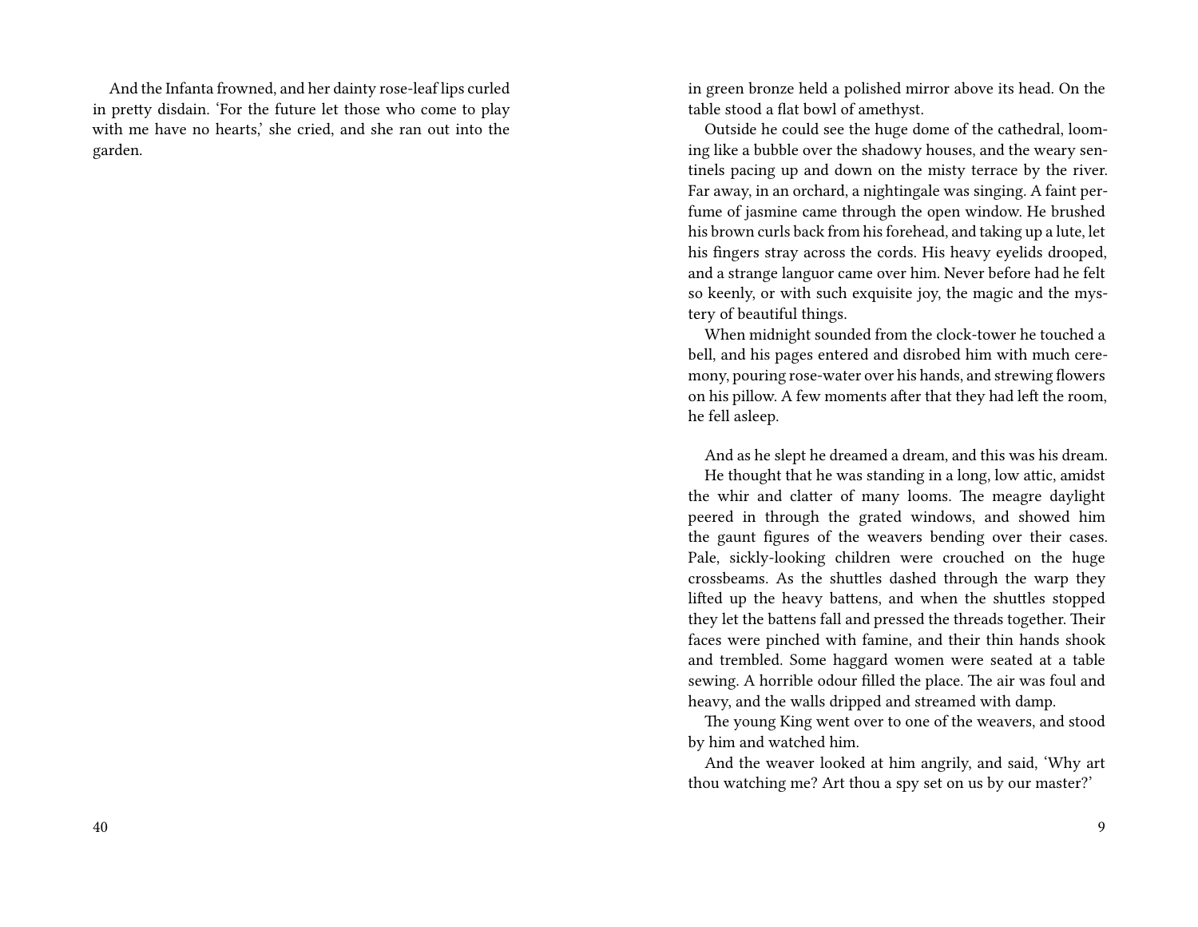And the Infanta frowned, and her dainty rose-leaf lips curled in pretty disdain. 'For the future let those who come to play with me have no hearts,' she cried, and she ran out into the garden.

in green bronze held a polished mirror above its head. On the table stood a flat bowl of amethyst.

Outside he could see the huge dome of the cathedral, looming like a bubble over the shadowy houses, and the weary sentinels pacing up and down on the misty terrace by the river. Far away, in an orchard, a nightingale was singing. A faint perfume of jasmine came through the open window. He brushed his brown curls back from his forehead, and taking up a lute, let his fingers stray across the cords. His heavy eyelids drooped, and a strange languor came over him. Never before had he felt so keenly, or with such exquisite joy, the magic and the mystery of beautiful things.

When midnight sounded from the clock-tower he touched a bell, and his pages entered and disrobed him with much ceremony, pouring rose-water over his hands, and strewing flowers on his pillow. A few moments after that they had left the room, he fell asleep.

And as he slept he dreamed a dream, and this was his dream.

He thought that he was standing in a long, low attic, amidst the whir and clatter of many looms. The meagre daylight peered in through the grated windows, and showed him the gaunt figures of the weavers bending over their cases. Pale, sickly-looking children were crouched on the huge crossbeams. As the shuttles dashed through the warp they lifted up the heavy battens, and when the shuttles stopped they let the battens fall and pressed the threads together. Their faces were pinched with famine, and their thin hands shook and trembled. Some haggard women were seated at a table sewing. A horrible odour filled the place. The air was foul and heavy, and the walls dripped and streamed with damp.

The young King went over to one of the weavers, and stood by him and watched him.

And the weaver looked at him angrily, and said, 'Why art thou watching me? Art thou a spy set on us by our master?'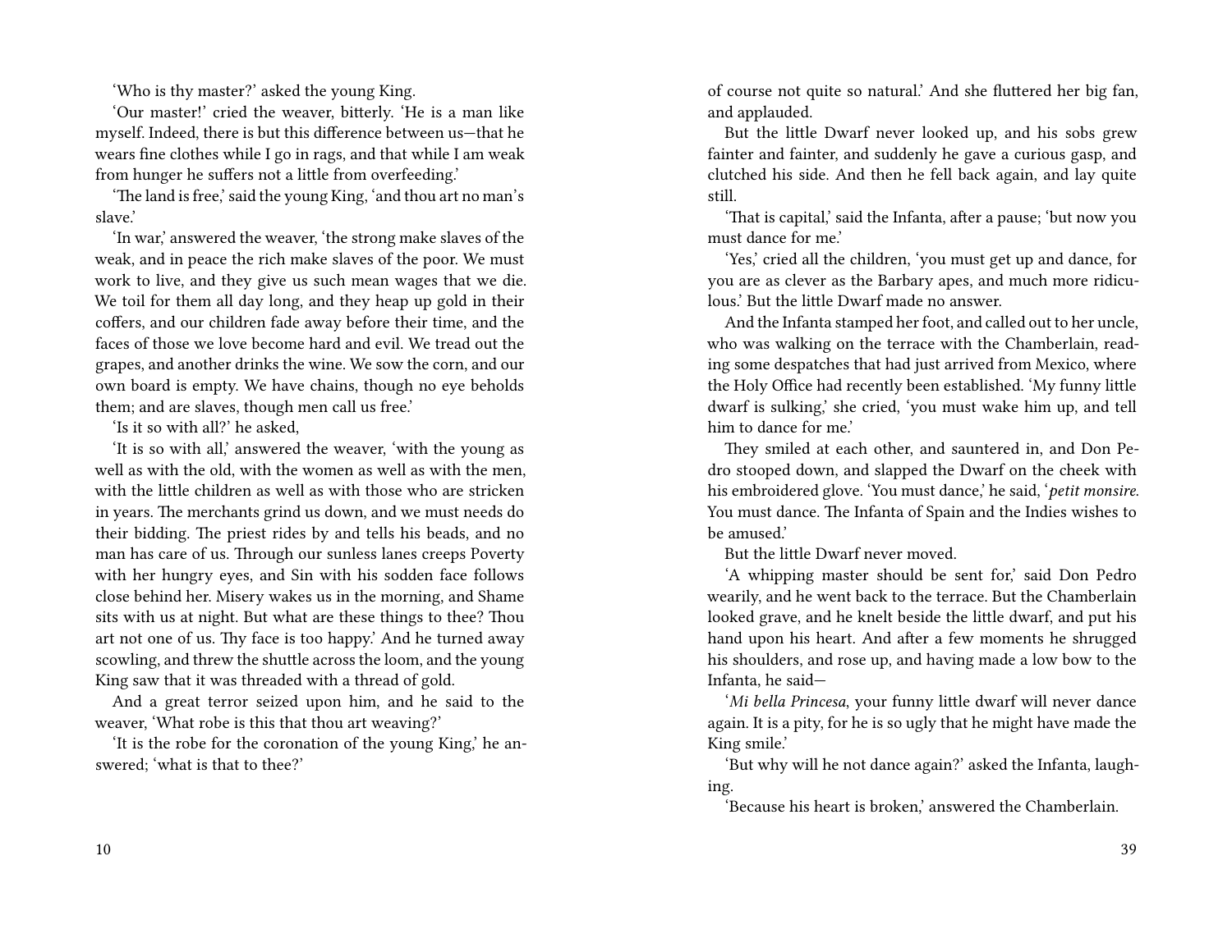'Who is thy master?' asked the young King.

'Our master!' cried the weaver, bitterly. 'He is a man like myself. Indeed, there is but this difference between us—that he wears fine clothes while I go in rags, and that while I am weak from hunger he suffers not a little from overfeeding.'

'The land is free,' said the young King, 'and thou art no man's slave.'

'In war,' answered the weaver, 'the strong make slaves of the weak, and in peace the rich make slaves of the poor. We must work to live, and they give us such mean wages that we die. We toil for them all day long, and they heap up gold in their coffers, and our children fade away before their time, and the faces of those we love become hard and evil. We tread out the grapes, and another drinks the wine. We sow the corn, and our own board is empty. We have chains, though no eye beholds them; and are slaves, though men call us free.'

'Is it so with all?' he asked,

'It is so with all,' answered the weaver, 'with the young as well as with the old, with the women as well as with the men, with the little children as well as with those who are stricken in years. The merchants grind us down, and we must needs do their bidding. The priest rides by and tells his beads, and no man has care of us. Through our sunless lanes creeps Poverty with her hungry eyes, and Sin with his sodden face follows close behind her. Misery wakes us in the morning, and Shame sits with us at night. But what are these things to thee? Thou art not one of us. Thy face is too happy.' And he turned away scowling, and threw the shuttle across the loom, and the young King saw that it was threaded with a thread of gold.

And a great terror seized upon him, and he said to the weaver, 'What robe is this that thou art weaving?'

'It is the robe for the coronation of the young King,' he answered; 'what is that to thee?'

of course not quite so natural.' And she fluttered her big fan, and applauded.

But the little Dwarf never looked up, and his sobs grew fainter and fainter, and suddenly he gave a curious gasp, and clutched his side. And then he fell back again, and lay quite still.

'That is capital,' said the Infanta, after a pause; 'but now you must dance for me.'

'Yes,' cried all the children, 'you must get up and dance, for you are as clever as the Barbary apes, and much more ridiculous.' But the little Dwarf made no answer.

And the Infanta stamped her foot, and called out to her uncle, who was walking on the terrace with the Chamberlain, reading some despatches that had just arrived from Mexico, where the Holy Office had recently been established. 'My funny little dwarf is sulking,' she cried, 'you must wake him up, and tell him to dance for me.'

They smiled at each other, and sauntered in, and Don Pedro stooped down, and slapped the Dwarf on the cheek with his embroidered glove. 'You must dance,' he said, '*petit monsire*. You must dance. The Infanta of Spain and the Indies wishes to be amused.'

But the little Dwarf never moved.

'A whipping master should be sent for,' said Don Pedro wearily, and he went back to the terrace. But the Chamberlain looked grave, and he knelt beside the little dwarf, and put his hand upon his heart. And after a few moments he shrugged his shoulders, and rose up, and having made a low bow to the Infanta, he said—

'*Mi bella Princesa*, your funny little dwarf will never dance again. It is a pity, for he is so ugly that he might have made the King smile.'

'But why will he not dance again?' asked the Infanta, laughing.

'Because his heart is broken,' answered the Chamberlain.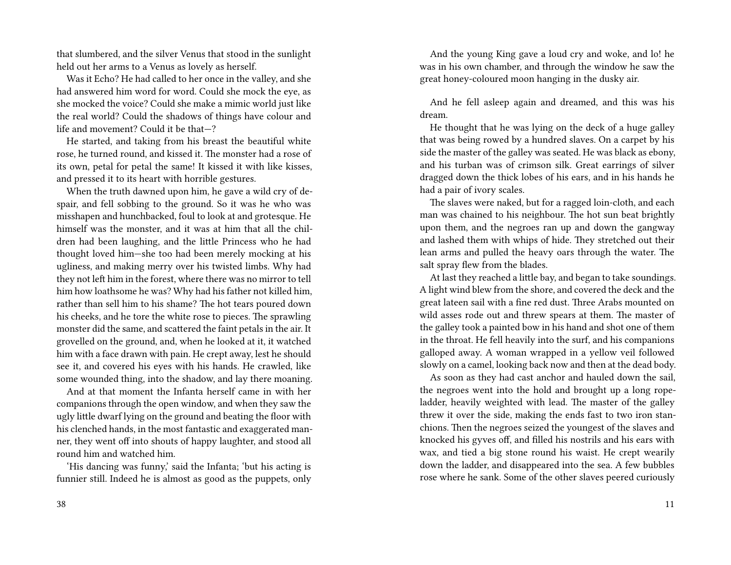that slumbered, and the silver Venus that stood in the sunlight held out her arms to a Venus as lovely as herself.

Was it Echo? He had called to her once in the valley, and she had answered him word for word. Could she mock the eye, as she mocked the voice? Could she make a mimic world just like the real world? Could the shadows of things have colour and life and movement? Could it be that—?

He started, and taking from his breast the beautiful white rose, he turned round, and kissed it. The monster had a rose of its own, petal for petal the same! It kissed it with like kisses, and pressed it to its heart with horrible gestures.

When the truth dawned upon him, he gave a wild cry of despair, and fell sobbing to the ground. So it was he who was misshapen and hunchbacked, foul to look at and grotesque. He himself was the monster, and it was at him that all the children had been laughing, and the little Princess who he had thought loved him—she too had been merely mocking at his ugliness, and making merry over his twisted limbs. Why had they not left him in the forest, where there was no mirror to tell him how loathsome he was? Why had his father not killed him, rather than sell him to his shame? The hot tears poured down his cheeks, and he tore the white rose to pieces. The sprawling monster did the same, and scattered the faint petals in the air. It grovelled on the ground, and, when he looked at it, it watched him with a face drawn with pain. He crept away, lest he should see it, and covered his eyes with his hands. He crawled, like some wounded thing, into the shadow, and lay there moaning.

And at that moment the Infanta herself came in with her companions through the open window, and when they saw the ugly little dwarf lying on the ground and beating the floor with his clenched hands, in the most fantastic and exaggerated manner, they went off into shouts of happy laughter, and stood all round him and watched him.

'His dancing was funny,' said the Infanta; 'but his acting is funnier still. Indeed he is almost as good as the puppets, only

And the young King gave a loud cry and woke, and lo! he was in his own chamber, and through the window he saw the great honey-coloured moon hanging in the dusky air.

And he fell asleep again and dreamed, and this was his dream.

He thought that he was lying on the deck of a huge galley that was being rowed by a hundred slaves. On a carpet by his side the master of the galley was seated. He was black as ebony, and his turban was of crimson silk. Great earrings of silver dragged down the thick lobes of his ears, and in his hands he had a pair of ivory scales.

The slaves were naked, but for a ragged loin-cloth, and each man was chained to his neighbour. The hot sun beat brightly upon them, and the negroes ran up and down the gangway and lashed them with whips of hide. They stretched out their lean arms and pulled the heavy oars through the water. The salt spray flew from the blades.

At last they reached a little bay, and began to take soundings. A light wind blew from the shore, and covered the deck and the great lateen sail with a fine red dust. Three Arabs mounted on wild asses rode out and threw spears at them. The master of the galley took a painted bow in his hand and shot one of them in the throat. He fell heavily into the surf, and his companions galloped away. A woman wrapped in a yellow veil followed slowly on a camel, looking back now and then at the dead body.

As soon as they had cast anchor and hauled down the sail, the negroes went into the hold and brought up a long rope-ladder, heavily weighted with lead. The master of the galley threw it over the side, making the ends fast to two iron stanchions. Then the negroes seized the youngest of the slaves and knocked his gyves off, and filled his nostrils and his ears with wax, and tied a big stone round his waist. He crept wearily down the ladder, and disappeared into the sea. A few bubbles rose where he sank. Some of the other slaves peered curiously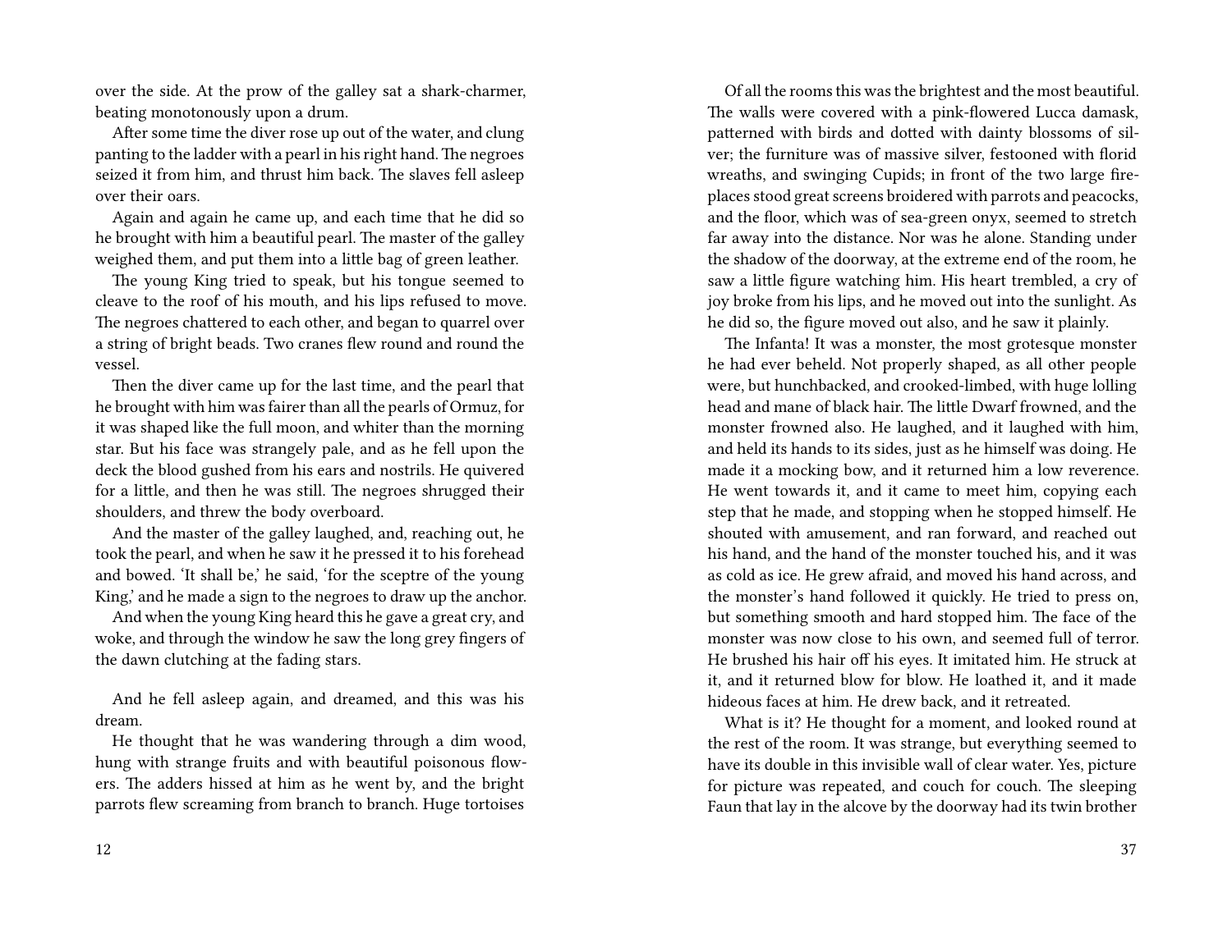over the side. At the prow of the galley sat a shark-charmer, beating monotonously upon a drum.

After some time the diver rose up out of the water, and clung panting to the ladder with a pearl in his right hand. The negroes seized it from him, and thrust him back. The slaves fell asleep over their oars.

Again and again he came up, and each time that he did so he brought with him a beautiful pearl. The master of the galley weighed them, and put them into a little bag of green leather.

The young King tried to speak, but his tongue seemed to cleave to the roof of his mouth, and his lips refused to move. The negroes chattered to each other, and began to quarrel over a string of bright beads. Two cranes flew round and round the vessel.

Then the diver came up for the last time, and the pearl that he brought with him was fairer than all the pearls of Ormuz, for it was shaped like the full moon, and whiter than the morning star. But his face was strangely pale, and as he fell upon the deck the blood gushed from his ears and nostrils. He quivered for a little, and then he was still. The negroes shrugged their shoulders, and threw the body overboard.

And the master of the galley laughed, and, reaching out, he took the pearl, and when he saw it he pressed it to his forehead and bowed. 'It shall be,' he said, 'for the sceptre of the young King,' and he made a sign to the negroes to draw up the anchor.

And when the young King heard this he gave a great cry, and woke, and through the window he saw the long grey fingers of the dawn clutching at the fading stars.

And he fell asleep again, and dreamed, and this was his dream.

He thought that he was wandering through a dim wood, hung with strange fruits and with beautiful poisonous flowers. The adders hissed at him as he went by, and the bright parrots flew screaming from branch to branch. Huge tortoises

Of all the rooms this was the brightest and the most beautiful. The walls were covered with a pink-flowered Lucca damask, patterned with birds and dotted with dainty blossoms of silver; the furniture was of massive silver, festooned with florid wreaths, and swinging Cupids; in front of the two large fireplaces stood great screens broidered with parrots and peacocks, and the floor, which was of sea-green onyx, seemed to stretch far away into the distance. Nor was he alone. Standing under the shadow of the doorway, at the extreme end of the room, he saw a little figure watching him. His heart trembled, a cry of joy broke from his lips, and he moved out into the sunlight. As he did so, the figure moved out also, and he saw it plainly.

The Infanta! It was a monster, the most grotesque monster he had ever beheld. Not properly shaped, as all other people were, but hunchbacked, and crooked-limbed, with huge lolling head and mane of black hair. The little Dwarf frowned, and the monster frowned also. He laughed, and it laughed with him, and held its hands to its sides, just as he himself was doing. He made it a mocking bow, and it returned him a low reverence. He went towards it, and it came to meet him, copying each step that he made, and stopping when he stopped himself. He shouted with amusement, and ran forward, and reached out his hand, and the hand of the monster touched his, and it was as cold as ice. He grew afraid, and moved his hand across, and the monster's hand followed it quickly. He tried to press on, but something smooth and hard stopped him. The face of the monster was now close to his own, and seemed full of terror. He brushed his hair off his eyes. It imitated him. He struck at it, and it returned blow for blow. He loathed it, and it made hideous faces at him. He drew back, and it retreated.

What is it? He thought for a moment, and looked round at the rest of the room. It was strange, but everything seemed to have its double in this invisible wall of clear water. Yes, picture for picture was repeated, and couch for couch. The sleeping Faun that lay in the alcove by the doorway had its twin brother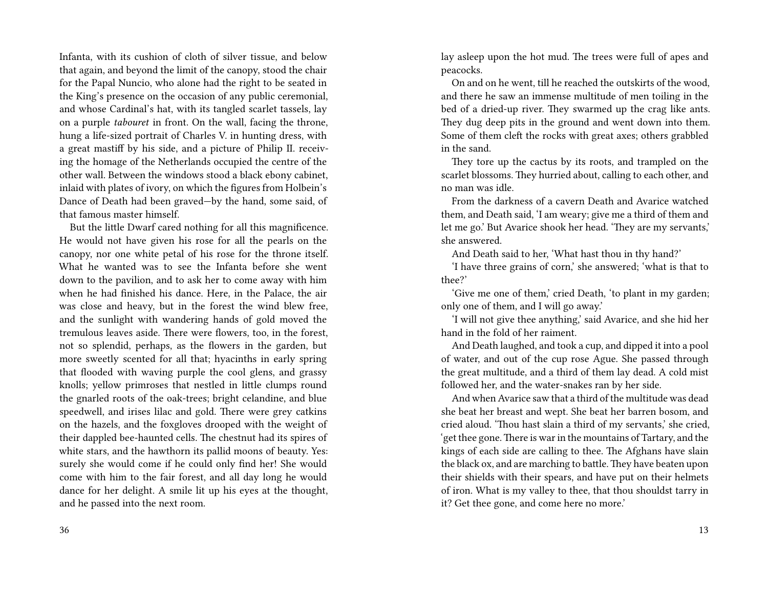Infanta, with its cushion of cloth of silver tissue, and below that again, and beyond the limit of the canopy, stood the chair for the Papal Nuncio, who alone had the right to be seated in the King's presence on the occasion of any public ceremonial, and whose Cardinal's hat, with its tangled scarlet tassels, lay on a purple *tabouret* in front. On the wall, facing the throne, hung a life-sized portrait of Charles V. in hunting dress, with a great mastiff by his side, and a picture of Philip II. receiving the homage of the Netherlands occupied the centre of the other wall. Between the windows stood a black ebony cabinet, inlaid with plates of ivory, on which the figures from Holbein's Dance of Death had been graved—by the hand, some said, of that famous master himself.

But the little Dwarf cared nothing for all this magnificence. He would not have given his rose for all the pearls on the canopy, nor one white petal of his rose for the throne itself. What he wanted was to see the Infanta before she went down to the pavilion, and to ask her to come away with him when he had finished his dance. Here, in the Palace, the air was close and heavy, but in the forest the wind blew free, and the sunlight with wandering hands of gold moved the tremulous leaves aside. There were flowers, too, in the forest, not so splendid, perhaps, as the flowers in the garden, but more sweetly scented for all that; hyacinths in early spring that flooded with waving purple the cool glens, and grassy knolls; yellow primroses that nestled in little clumps round the gnarled roots of the oak-trees; bright celandine, and blue speedwell, and irises lilac and gold. There were grey catkins on the hazels, and the foxgloves drooped with the weight of their dappled bee-haunted cells. The chestnut had its spires of white stars, and the hawthorn its pallid moons of beauty. Yes: surely she would come if he could only find her! She would come with him to the fair forest, and all day long he would dance for her delight. A smile lit up his eyes at the thought, and he passed into the next room.

lay asleep upon the hot mud. The trees were full of apes and peacocks.

On and on he went, till he reached the outskirts of the wood, and there he saw an immense multitude of men toiling in the bed of a dried-up river. They swarmed up the crag like ants. They dug deep pits in the ground and went down into them. Some of them cleft the rocks with great axes; others grabbled in the sand.

They tore up the cactus by its roots, and trampled on the scarlet blossoms. They hurried about, calling to each other, and no man was idle.

From the darkness of a cavern Death and Avarice watched them, and Death said, 'I am weary; give me a third of them and let me go.' But Avarice shook her head. 'They are my servants,' she answered.

And Death said to her, 'What hast thou in thy hand?'

'I have three grains of corn,' she answered; 'what is that to thee?'

'Give me one of them,' cried Death, 'to plant in my garden; only one of them, and I will go away.'

'I will not give thee anything,' said Avarice, and she hid her hand in the fold of her raiment.

And Death laughed, and took a cup, and dipped it into a pool of water, and out of the cup rose Ague. She passed through the great multitude, and a third of them lay dead. A cold mist followed her, and the water-snakes ran by her side.

And when Avarice saw that a third of the multitude was dead she beat her breast and wept. She beat her barren bosom, and cried aloud. 'Thou hast slain a third of my servants,' she cried, 'get thee gone. There is war in the mountains of Tartary, and the kings of each side are calling to thee. The Afghans have slain the black ox, and are marching to battle. They have beaten upon their shields with their spears, and have put on their helmets of iron. What is my valley to thee, that thou shouldst tarry in it? Get thee gone, and come here no more.'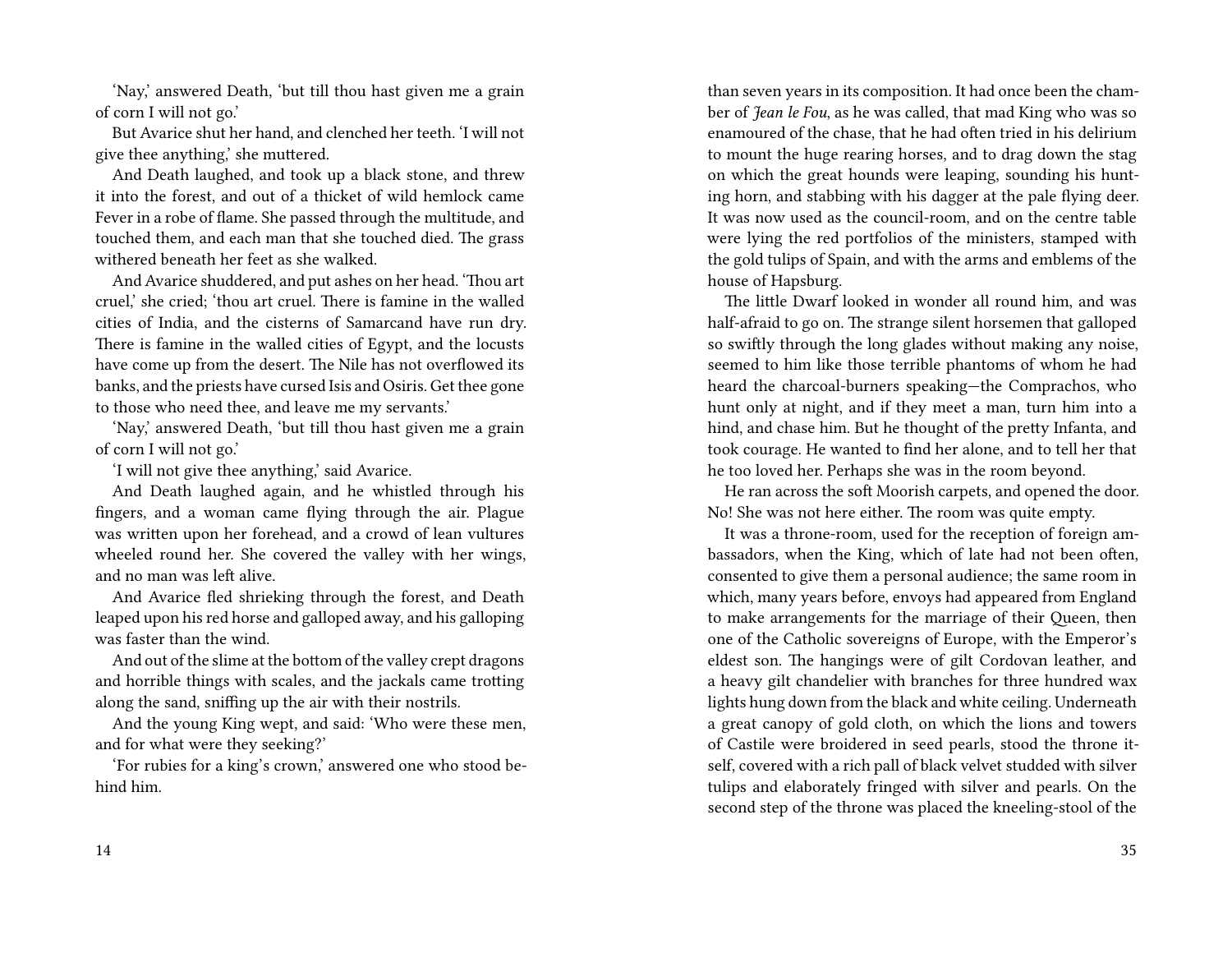'Nay,' answered Death, 'but till thou hast given me a grain of corn I will not go.'

But Avarice shut her hand, and clenched her teeth. 'I will not give thee anything,' she muttered.

And Death laughed, and took up a black stone, and threw it into the forest, and out of a thicket of wild hemlock came Fever in a robe of flame. She passed through the multitude, and touched them, and each man that she touched died. The grass withered beneath her feet as she walked.

And Avarice shuddered, and put ashes on her head. 'Thou art cruel,' she cried; 'thou art cruel. There is famine in the walled cities of India, and the cisterns of Samarcand have run dry. There is famine in the walled cities of Egypt, and the locusts have come up from the desert. The Nile has not overflowed its banks, and the priests have cursed Isis and Osiris. Get thee gone to those who need thee, and leave me my servants.'

'Nay,' answered Death, 'but till thou hast given me a grain of corn I will not go.'

'I will not give thee anything,' said Avarice.

And Death laughed again, and he whistled through his fingers, and a woman came flying through the air. Plague was written upon her forehead, and a crowd of lean vultures wheeled round her. She covered the valley with her wings, and no man was left alive.

And Avarice fled shrieking through the forest, and Death leaped upon his red horse and galloped away, and his galloping was faster than the wind.

And out of the slime at the bottom of the valley crept dragons and horrible things with scales, and the jackals came trotting along the sand, sniffing up the air with their nostrils.

And the young King wept, and said: 'Who were these men, and for what were they seeking?'

'For rubies for a king's crown,' answered one who stood behind him.

than seven years in its composition. It had once been the chamber of *Jean le Fou*, as he was called, that mad King who was so enamoured of the chase, that he had often tried in his delirium to mount the huge rearing horses, and to drag down the stag on which the great hounds were leaping, sounding his hunting horn, and stabbing with his dagger at the pale flying deer. It was now used as the council-room, and on the centre table were lying the red portfolios of the ministers, stamped with the gold tulips of Spain, and with the arms and emblems of the house of Hapsburg.

The little Dwarf looked in wonder all round him, and was half-afraid to go on. The strange silent horsemen that galloped so swiftly through the long glades without making any noise, seemed to him like those terrible phantoms of whom he had heard the charcoal-burners speaking—the Comprachos, who hunt only at night, and if they meet a man, turn him into a hind, and chase him. But he thought of the pretty Infanta, and took courage. He wanted to find her alone, and to tell her that he too loved her. Perhaps she was in the room beyond.

He ran across the soft Moorish carpets, and opened the door. No! She was not here either. The room was quite empty.

It was a throne-room, used for the reception of foreign ambassadors, when the King, which of late had not been often, consented to give them a personal audience; the same room in which, many years before, envoys had appeared from England to make arrangements for the marriage of their Queen, then one of the Catholic sovereigns of Europe, with the Emperor's eldest son. The hangings were of gilt Cordovan leather, and a heavy gilt chandelier with branches for three hundred wax lights hung down from the black and white ceiling. Underneath a great canopy of gold cloth, on which the lions and towers of Castile were broidered in seed pearls, stood the throne itself, covered with a rich pall of black velvet studded with silver tulips and elaborately fringed with silver and pearls. On the second step of the throne was placed the kneeling-stool of the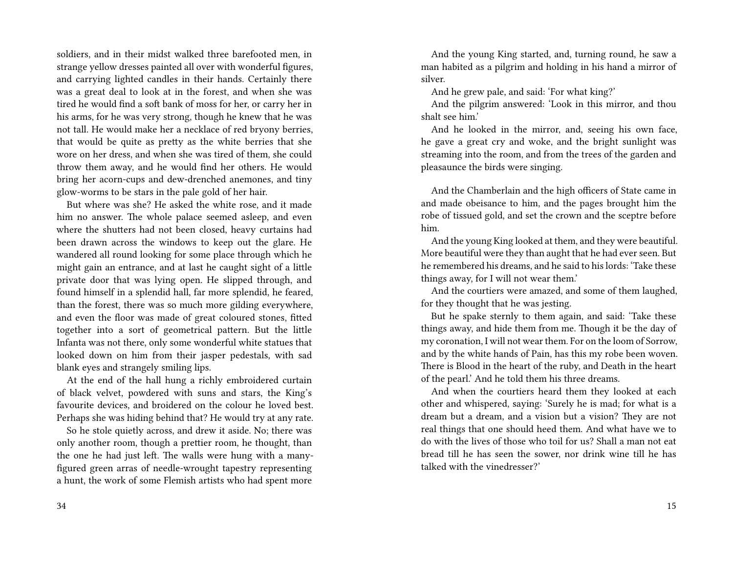soldiers, and in their midst walked three barefooted men, in strange yellow dresses painted all over with wonderful figures, and carrying lighted candles in their hands. Certainly there was a great deal to look at in the forest, and when she was tired he would find a soft bank of moss for her, or carry her in his arms, for he was very strong, though he knew that he was not tall. He would make her a necklace of red bryony berries, that would be quite as pretty as the white berries that she wore on her dress, and when she was tired of them, she could throw them away, and he would find her others. He would bring her acorn-cups and dew-drenched anemones, and tiny glow-worms to be stars in the pale gold of her hair.

But where was she? He asked the white rose, and it made him no answer. The whole palace seemed asleep, and even where the shutters had not been closed, heavy curtains had been drawn across the windows to keep out the glare. He wandered all round looking for some place through which he might gain an entrance, and at last he caught sight of a little private door that was lying open. He slipped through, and found himself in a splendid hall, far more splendid, he feared, than the forest, there was so much more gilding everywhere, and even the floor was made of great coloured stones, fitted together into a sort of geometrical pattern. But the little Infanta was not there, only some wonderful white statues that looked down on him from their jasper pedestals, with sad blank eyes and strangely smiling lips.

At the end of the hall hung a richly embroidered curtain of black velvet, powdered with suns and stars, the King's favourite devices, and broidered on the colour he loved best. Perhaps she was hiding behind that? He would try at any rate.

So he stole quietly across, and drew it aside. No; there was only another room, though a prettier room, he thought, than the one he had just left. The walls were hung with a many-figured green arras of needle-wrought tapestry representing a hunt, the work of some Flemish artists who had spent more

And the young King started, and, turning round, he saw a man habited as a pilgrim and holding in his hand a mirror of silver.

And he grew pale, and said: 'For what king?'

And the pilgrim answered: 'Look in this mirror, and thou shalt see him.'

And he looked in the mirror, and, seeing his own face, he gave a great cry and woke, and the bright sunlight was streaming into the room, and from the trees of the garden and pleasaunce the birds were singing.

And the Chamberlain and the high officers of State came in and made obeisance to him, and the pages brought him the robe of tissued gold, and set the crown and the sceptre before him.

And the young King looked at them, and they were beautiful. More beautiful were they than aught that he had ever seen. But he remembered his dreams, and he said to his lords: 'Take these things away, for I will not wear them.'

And the courtiers were amazed, and some of them laughed, for they thought that he was jesting.

But he spake sternly to them again, and said: 'Take these things away, and hide them from me. Though it be the day of my coronation, I will not wear them. For on the loom of Sorrow, and by the white hands of Pain, has this my robe been woven. There is Blood in the heart of the ruby, and Death in the heart of the pearl.' And he told them his three dreams.

And when the courtiers heard them they looked at each other and whispered, saying: 'Surely he is mad; for what is a dream but a dream, and a vision but a vision? They are not real things that one should heed them. And what have we to do with the lives of those who toil for us? Shall a man not eat bread till he has seen the sower, nor drink wine till he has talked with the vinedresser?'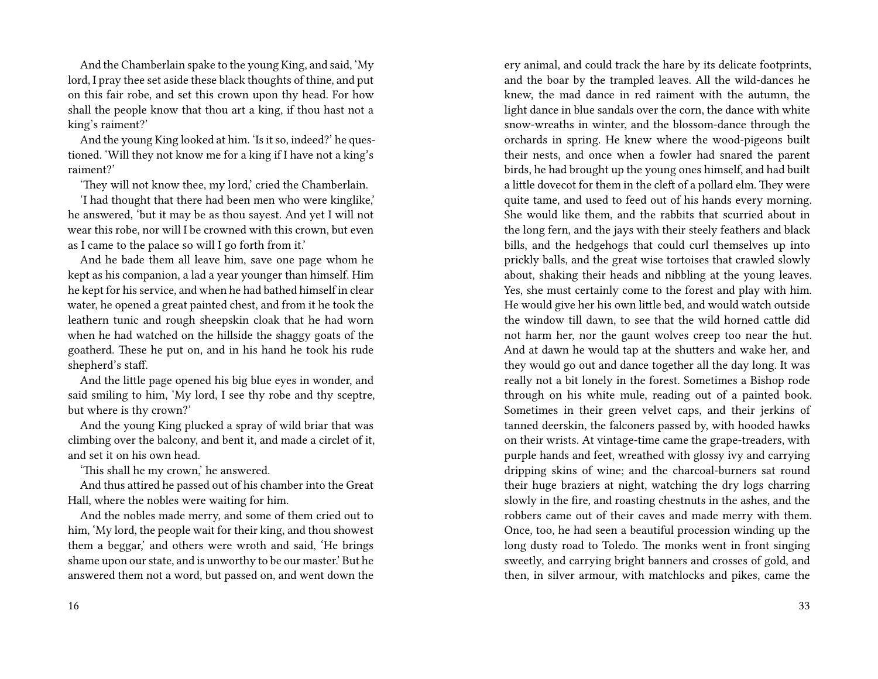And the Chamberlain spake to the young King, and said, 'My lord, I pray thee set aside these black thoughts of thine, and put on this fair robe, and set this crown upon thy head. For how shall the people know that thou art a king, if thou hast not a king's raiment?'

And the young King looked at him. 'Is it so, indeed?' he questioned. 'Will they not know me for a king if I have not a king's raiment?'

'They will not know thee, my lord,' cried the Chamberlain.

'I had thought that there had been men who were kinglike,' he answered, 'but it may be as thou sayest. And yet I will not wear this robe, nor will I be crowned with this crown, but even as I came to the palace so will I go forth from it.'

And he bade them all leave him, save one page whom he kept as his companion, a lad a year younger than himself. Him he kept for his service, and when he had bathed himself in clear water, he opened a great painted chest, and from it he took the leathern tunic and rough sheepskin cloak that he had worn when he had watched on the hillside the shaggy goats of the goatherd. These he put on, and in his hand he took his rude shepherd's staff.

And the little page opened his big blue eyes in wonder, and said smiling to him, 'My lord, I see thy robe and thy sceptre, but where is thy crown?'

And the young King plucked a spray of wild briar that was climbing over the balcony, and bent it, and made a circlet of it, and set it on his own head.

'This shall he my crown,' he answered.

And thus attired he passed out of his chamber into the Great Hall, where the nobles were waiting for him.

And the nobles made merry, and some of them cried out to him, 'My lord, the people wait for their king, and thou showest them a beggar,' and others were wroth and said, 'He brings shame upon our state, and is unworthy to be our master.' But he answered them not a word, but passed on, and went down the

ery animal, and could track the hare by its delicate footprints, and the boar by the trampled leaves. All the wild-dances he knew, the mad dance in red raiment with the autumn, the light dance in blue sandals over the corn, the dance with white snow-wreaths in winter, and the blossom-dance through the orchards in spring. He knew where the wood-pigeons built their nests, and once when a fowler had snared the parent birds, he had brought up the young ones himself, and had built a little dovecot for them in the cleft of a pollard elm. They were quite tame, and used to feed out of his hands every morning. She would like them, and the rabbits that scurried about in the long fern, and the jays with their steely feathers and black bills, and the hedgehogs that could curl themselves up into prickly balls, and the great wise tortoises that crawled slowly about, shaking their heads and nibbling at the young leaves. Yes, she must certainly come to the forest and play with him. He would give her his own little bed, and would watch outside the window till dawn, to see that the wild horned cattle did not harm her, nor the gaunt wolves creep too near the hut. And at dawn he would tap at the shutters and wake her, and they would go out and dance together all the day long. It was really not a bit lonely in the forest. Sometimes a Bishop rode through on his white mule, reading out of a painted book. Sometimes in their green velvet caps, and their jerkins of tanned deerskin, the falconers passed by, with hooded hawks on their wrists. At vintage-time came the grape-treaders, with purple hands and feet, wreathed with glossy ivy and carrying dripping skins of wine; and the charcoal-burners sat round their huge braziers at night, watching the dry logs charring slowly in the fire, and roasting chestnuts in the ashes, and the robbers came out of their caves and made merry with them. Once, too, he had seen a beautiful procession winding up the long dusty road to Toledo. The monks went in front singing sweetly, and carrying bright banners and crosses of gold, and then, in silver armour, with matchlocks and pikes, came the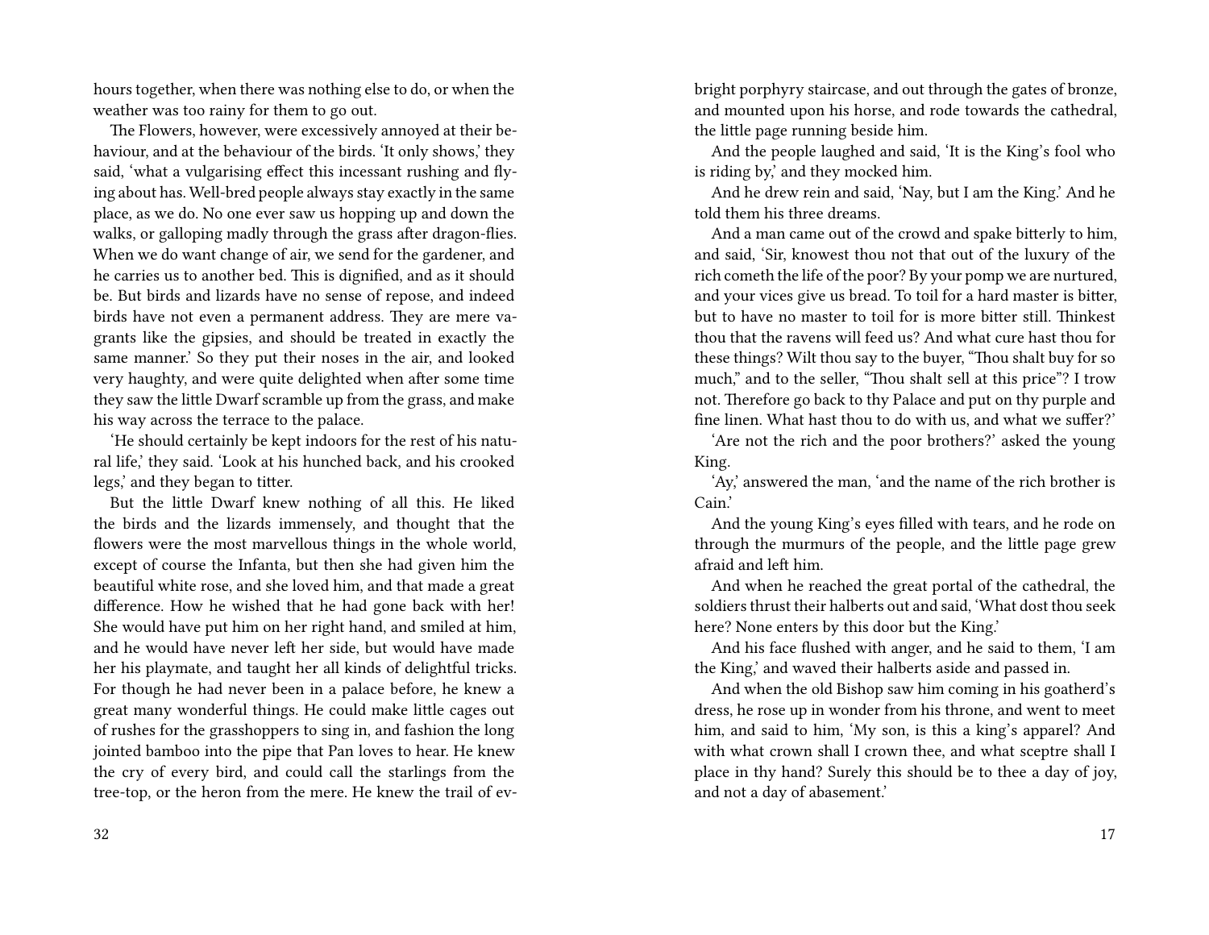hours together, when there was nothing else to do, or when the weather was too rainy for them to go out.

The Flowers, however, were excessively annoyed at their behaviour, and at the behaviour of the birds. 'It only shows,' they said, 'what a vulgarising effect this incessant rushing and flying about has. Well-bred people always stay exactly in the same place, as we do. No one ever saw us hopping up and down the walks, or galloping madly through the grass after dragon-flies. When we do want change of air, we send for the gardener, and he carries us to another bed. This is dignified, and as it should be. But birds and lizards have no sense of repose, and indeed birds have not even a permanent address. They are mere vagrants like the gipsies, and should be treated in exactly the same manner.' So they put their noses in the air, and looked very haughty, and were quite delighted when after some time they saw the little Dwarf scramble up from the grass, and make his way across the terrace to the palace.

'He should certainly be kept indoors for the rest of his natural life,' they said. 'Look at his hunched back, and his crooked legs,' and they began to titter.

But the little Dwarf knew nothing of all this. He liked the birds and the lizards immensely, and thought that the flowers were the most marvellous things in the whole world, except of course the Infanta, but then she had given him the beautiful white rose, and she loved him, and that made a great difference. How he wished that he had gone back with her! She would have put him on her right hand, and smiled at him, and he would have never left her side, but would have made her his playmate, and taught her all kinds of delightful tricks. For though he had never been in a palace before, he knew a great many wonderful things. He could make little cages out of rushes for the grasshoppers to sing in, and fashion the long jointed bamboo into the pipe that Pan loves to hear. He knew the cry of every bird, and could call the starlings from the tree-top, or the heron from the mere. He knew the trail of ev-

bright porphyry staircase, and out through the gates of bronze, and mounted upon his horse, and rode towards the cathedral, the little page running beside him.

And the people laughed and said, 'It is the King's fool who is riding by,' and they mocked him.

And he drew rein and said, 'Nay, but I am the King.' And he told them his three dreams.

And a man came out of the crowd and spake bitterly to him, and said, 'Sir, knowest thou not that out of the luxury of the rich cometh the life of the poor? By your pomp we are nurtured, and your vices give us bread. To toil for a hard master is bitter, but to have no master to toil for is more bitter still. Thinkest thou that the ravens will feed us? And what cure hast thou for these things? Wilt thou say to the buyer, "Thou shalt buy for so much," and to the seller, "Thou shalt sell at this price"? I trow not. Therefore go back to thy Palace and put on thy purple and fine linen. What hast thou to do with us, and what we suffer?'

'Are not the rich and the poor brothers?' asked the young King.

'Ay,' answered the man, 'and the name of the rich brother is Cain.'

And the young King's eyes filled with tears, and he rode on through the murmurs of the people, and the little page grew afraid and left him.

And when he reached the great portal of the cathedral, the soldiers thrust their halberts out and said, 'What dost thou seek here? None enters by this door but the King.'

And his face flushed with anger, and he said to them, 'I am the King,' and waved their halberts aside and passed in.

And when the old Bishop saw him coming in his goatherd's dress, he rose up in wonder from his throne, and went to meet him, and said to him, 'My son, is this a king's apparel? And with what crown shall I crown thee, and what sceptre shall I place in thy hand? Surely this should be to thee a day of joy, and not a day of abasement.'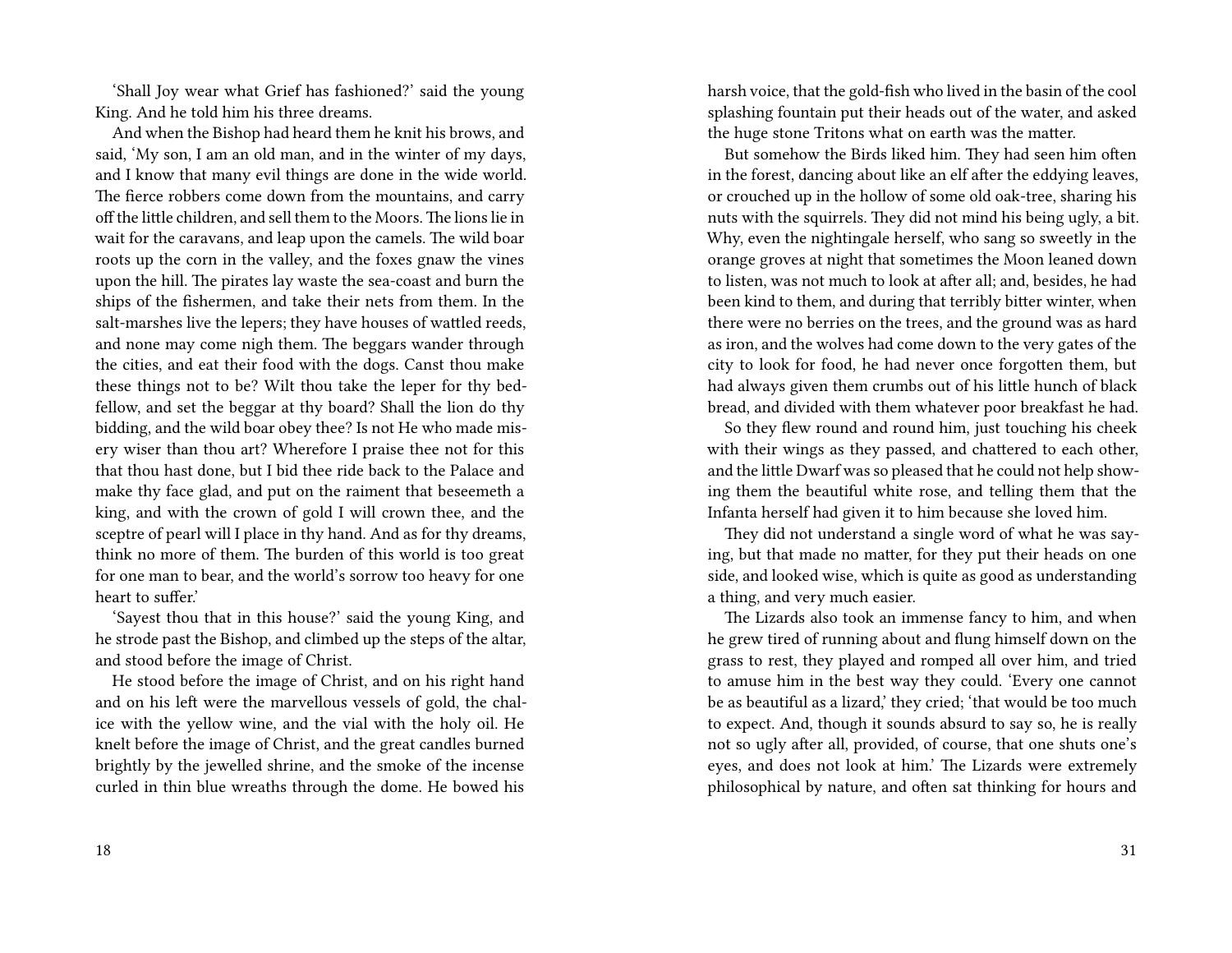'Shall Joy wear what Grief has fashioned?' said the young King. And he told him his three dreams.

And when the Bishop had heard them he knit his brows, and said, 'My son, I am an old man, and in the winter of my days, and I know that many evil things are done in the wide world. The fierce robbers come down from the mountains, and carry off the little children, and sell them to the Moors. The lions lie in wait for the caravans, and leap upon the camels. The wild boar roots up the corn in the valley, and the foxes gnaw the vines upon the hill. The pirates lay waste the sea-coast and burn the ships of the fishermen, and take their nets from them. In the salt-marshes live the lepers; they have houses of wattled reeds, and none may come nigh them. The beggars wander through the cities, and eat their food with the dogs. Canst thou make these things not to be? Wilt thou take the leper for thy bedfellow, and set the beggar at thy board? Shall the lion do thy bidding, and the wild boar obey thee? Is not He who made misery wiser than thou art? Wherefore I praise thee not for this that thou hast done, but I bid thee ride back to the Palace and make thy face glad, and put on the raiment that beseemeth a king, and with the crown of gold I will crown thee, and the sceptre of pearl will I place in thy hand. And as for thy dreams, think no more of them. The burden of this world is too great for one man to bear, and the world's sorrow too heavy for one heart to suffer.'

'Sayest thou that in this house?' said the young King, and he strode past the Bishop, and climbed up the steps of the altar, and stood before the image of Christ.

He stood before the image of Christ, and on his right hand and on his left were the marvellous vessels of gold, the chalice with the yellow wine, and the vial with the holy oil. He knelt before the image of Christ, and the great candles burned brightly by the jewelled shrine, and the smoke of the incense curled in thin blue wreaths through the dome. He bowed his

harsh voice, that the gold-fish who lived in the basin of the cool splashing fountain put their heads out of the water, and asked the huge stone Tritons what on earth was the matter.

But somehow the Birds liked him. They had seen him often in the forest, dancing about like an elf after the eddying leaves, or crouched up in the hollow of some old oak-tree, sharing his nuts with the squirrels. They did not mind his being ugly, a bit. Why, even the nightingale herself, who sang so sweetly in the orange groves at night that sometimes the Moon leaned down to listen, was not much to look at after all; and, besides, he had been kind to them, and during that terribly bitter winter, when there were no berries on the trees, and the ground was as hard as iron, and the wolves had come down to the very gates of the city to look for food, he had never once forgotten them, but had always given them crumbs out of his little hunch of black bread, and divided with them whatever poor breakfast he had.

So they flew round and round him, just touching his cheek with their wings as they passed, and chattered to each other, and the little Dwarf was so pleased that he could not help showing them the beautiful white rose, and telling them that the Infanta herself had given it to him because she loved him.

They did not understand a single word of what he was saying, but that made no matter, for they put their heads on one side, and looked wise, which is quite as good as understanding a thing, and very much easier.

The Lizards also took an immense fancy to him, and when he grew tired of running about and flung himself down on the grass to rest, they played and romped all over him, and tried to amuse him in the best way they could. 'Every one cannot be as beautiful as a lizard,' they cried; 'that would be too much to expect. And, though it sounds absurd to say so, he is really not so ugly after all, provided, of course, that one shuts one's eyes, and does not look at him.' The Lizards were extremely philosophical by nature, and often sat thinking for hours and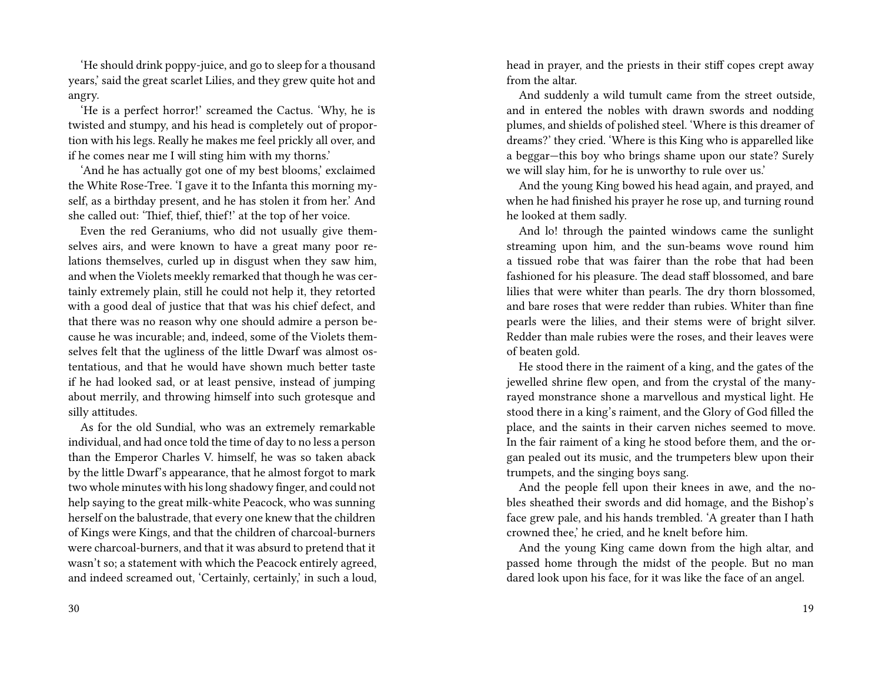'He should drink poppy-juice, and go to sleep for a thousand years,' said the great scarlet Lilies, and they grew quite hot and angry.

'He is a perfect horror!' screamed the Cactus. 'Why, he is twisted and stumpy, and his head is completely out of proportion with his legs. Really he makes me feel prickly all over, and if he comes near me I will sting him with my thorns.'

'And he has actually got one of my best blooms,' exclaimed the White Rose-Tree. 'I gave it to the Infanta this morning myself, as a birthday present, and he has stolen it from her.' And she called out: 'Thief, thief, thief!' at the top of her voice.

Even the red Geraniums, who did not usually give themselves airs, and were known to have a great many poor relations themselves, curled up in disgust when they saw him, and when the Violets meekly remarked that though he was certainly extremely plain, still he could not help it, they retorted with a good deal of justice that that was his chief defect, and that there was no reason why one should admire a person because he was incurable; and, indeed, some of the Violets themselves felt that the ugliness of the little Dwarf was almost ostentatious, and that he would have shown much better taste if he had looked sad, or at least pensive, instead of jumping about merrily, and throwing himself into such grotesque and silly attitudes.

As for the old Sundial, who was an extremely remarkable individual, and had once told the time of day to no less a person than the Emperor Charles V. himself, he was so taken aback by the little Dwarf's appearance, that he almost forgot to mark two whole minutes with his long shadowy finger, and could not help saying to the great milk-white Peacock, who was sunning herself on the balustrade, that every one knew that the children of Kings were Kings, and that the children of charcoal-burners were charcoal-burners, and that it was absurd to pretend that it wasn't so; a statement with which the Peacock entirely agreed, and indeed screamed out, 'Certainly, certainly,' in such a loud,

head in prayer, and the priests in their stiff copes crept away from the altar.

And suddenly a wild tumult came from the street outside, and in entered the nobles with drawn swords and nodding plumes, and shields of polished steel. 'Where is this dreamer of dreams?' they cried. 'Where is this King who is apparelled like a beggar—this boy who brings shame upon our state? Surely we will slay him, for he is unworthy to rule over us.'

And the young King bowed his head again, and prayed, and when he had finished his prayer he rose up, and turning round he looked at them sadly.

And lo! through the painted windows came the sunlight streaming upon him, and the sun-beams wove round him a tissued robe that was fairer than the robe that had been fashioned for his pleasure. The dead staff blossomed, and bare lilies that were whiter than pearls. The dry thorn blossomed, and bare roses that were redder than rubies. Whiter than fine pearls were the lilies, and their stems were of bright silver. Redder than male rubies were the roses, and their leaves were of beaten gold.

He stood there in the raiment of a king, and the gates of the jewelled shrine flew open, and from the crystal of the many-rayed monstrance shone a marvellous and mystical light. He stood there in a king's raiment, and the Glory of God filled the place, and the saints in their carven niches seemed to move. In the fair raiment of a king he stood before them, and the organ pealed out its music, and the trumpeters blew upon their trumpets, and the singing boys sang.

And the people fell upon their knees in awe, and the nobles sheathed their swords and did homage, and the Bishop's face grew pale, and his hands trembled. 'A greater than I hath crowned thee,' he cried, and he knelt before him.

And the young King came down from the high altar, and passed home through the midst of the people. But no man dared look upon his face, for it was like the face of an angel.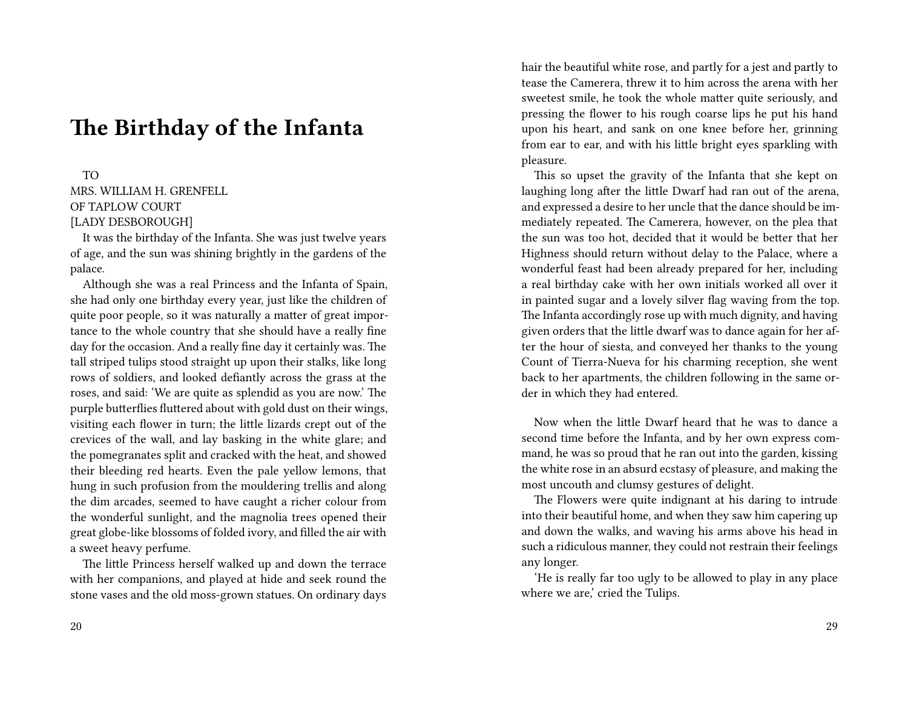# The Birthday of the Infanta

TO
MRS. WILLIAM H. GRENFELL
OF TAPLOW COURT
[LADY DESBOROUGH]

It was the birthday of the Infanta. She was just twelve years of age, and the sun was shining brightly in the gardens of the palace.

Although she was a real Princess and the Infanta of Spain, she had only one birthday every year, just like the children of quite poor people, so it was naturally a matter of great importance to the whole country that she should have a really fine day for the occasion. And a really fine day it certainly was. The tall striped tulips stood straight up upon their stalks, like long rows of soldiers, and looked defiantly across the grass at the roses, and said: 'We are quite as splendid as you are now.' The purple butterflies fluttered about with gold dust on their wings, visiting each flower in turn; the little lizards crept out of the crevices of the wall, and lay basking in the white glare; and the pomegranates split and cracked with the heat, and showed their bleeding red hearts. Even the pale yellow lemons, that hung in such profusion from the mouldering trellis and along the dim arcades, seemed to have caught a richer colour from the wonderful sunlight, and the magnolia trees opened their great globe-like blossoms of folded ivory, and filled the air with a sweet heavy perfume.

The little Princess herself walked up and down the terrace with her companions, and played at hide and seek round the stone vases and the old moss-grown statues. On ordinary days

hair the beautiful white rose, and partly for a jest and partly to tease the Camerera, threw it to him across the arena with her sweetest smile, he took the whole matter quite seriously, and pressing the flower to his rough coarse lips he put his hand upon his heart, and sank on one knee before her, grinning from ear to ear, and with his little bright eyes sparkling with pleasure.

This so upset the gravity of the Infanta that she kept on laughing long after the little Dwarf had ran out of the arena, and expressed a desire to her uncle that the dance should be immediately repeated. The Camerera, however, on the plea that the sun was too hot, decided that it would be better that her Highness should return without delay to the Palace, where a wonderful feast had been already prepared for her, including a real birthday cake with her own initials worked all over it in painted sugar and a lovely silver flag waving from the top. The Infanta accordingly rose up with much dignity, and having given orders that the little dwarf was to dance again for her after the hour of siesta, and conveyed her thanks to the young Count of Tierra-Nueva for his charming reception, she went back to her apartments, the children following in the same order in which they had entered.

Now when the little Dwarf heard that he was to dance a second time before the Infanta, and by her own express command, he was so proud that he ran out into the garden, kissing the white rose in an absurd ecstasy of pleasure, and making the most uncouth and clumsy gestures of delight.

The Flowers were quite indignant at his daring to intrude into their beautiful home, and when they saw him capering up and down the walks, and waving his arms above his head in such a ridiculous manner, they could not restrain their feelings any longer.

'He is really far too ugly to be allowed to play in any place where we are,' cried the Tulips.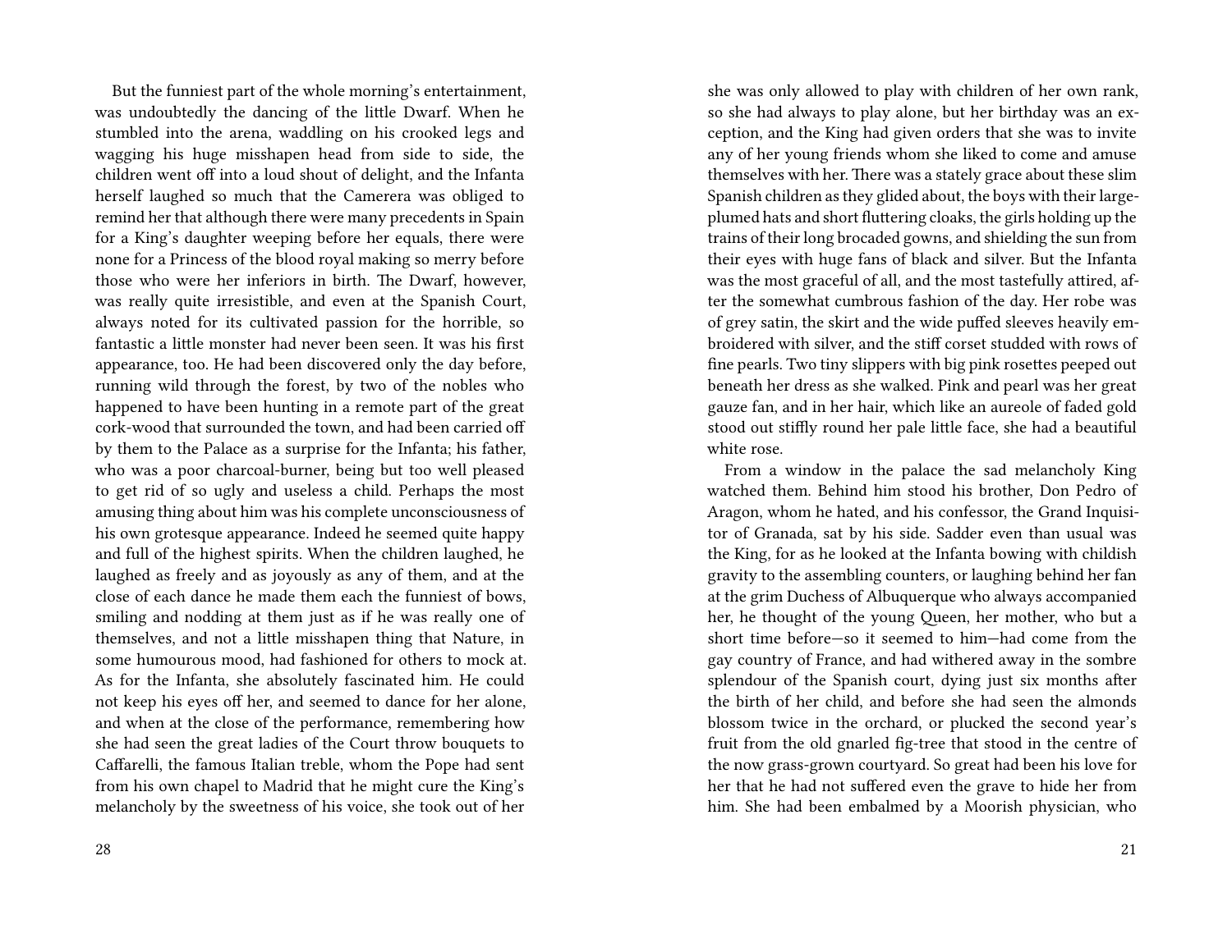But the funniest part of the whole morning's entertainment, was undoubtedly the dancing of the little Dwarf. When he stumbled into the arena, waddling on his crooked legs and wagging his huge misshapen head from side to side, the children went off into a loud shout of delight, and the Infanta herself laughed so much that the Camerera was obliged to remind her that although there were many precedents in Spain for a King's daughter weeping before her equals, there were none for a Princess of the blood royal making so merry before those who were her inferiors in birth. The Dwarf, however, was really quite irresistible, and even at the Spanish Court, always noted for its cultivated passion for the horrible, so fantastic a little monster had never been seen. It was his first appearance, too. He had been discovered only the day before, running wild through the forest, by two of the nobles who happened to have been hunting in a remote part of the great cork-wood that surrounded the town, and had been carried off by them to the Palace as a surprise for the Infanta; his father, who was a poor charcoal-burner, being but too well pleased to get rid of so ugly and useless a child. Perhaps the most amusing thing about him was his complete unconsciousness of his own grotesque appearance. Indeed he seemed quite happy and full of the highest spirits. When the children laughed, he laughed as freely and as joyously as any of them, and at the close of each dance he made them each the funniest of bows, smiling and nodding at them just as if he was really one of themselves, and not a little misshapen thing that Nature, in some humourous mood, had fashioned for others to mock at. As for the Infanta, she absolutely fascinated him. He could not keep his eyes off her, and seemed to dance for her alone, and when at the close of the performance, remembering how she had seen the great ladies of the Court throw bouquets to Caffarelli, the famous Italian treble, whom the Pope had sent from his own chapel to Madrid that he might cure the King's melancholy by the sweetness of his voice, she took out of her

she was only allowed to play with children of her own rank, so she had always to play alone, but her birthday was an exception, and the King had given orders that she was to invite any of her young friends whom she liked to come and amuse themselves with her. There was a stately grace about these slim Spanish children as they glided about, the boys with their large-plumed hats and short fluttering cloaks, the girls holding up the trains of their long brocaded gowns, and shielding the sun from their eyes with huge fans of black and silver. But the Infanta was the most graceful of all, and the most tastefully attired, after the somewhat cumbrous fashion of the day. Her robe was of grey satin, the skirt and the wide puffed sleeves heavily embroidered with silver, and the stiff corset studded with rows of fine pearls. Two tiny slippers with big pink rosettes peeped out beneath her dress as she walked. Pink and pearl was her great gauze fan, and in her hair, which like an aureole of faded gold stood out stiffly round her pale little face, she had a beautiful white rose.

From a window in the palace the sad melancholy King watched them. Behind him stood his brother, Don Pedro of Aragon, whom he hated, and his confessor, the Grand Inquisitor of Granada, sat by his side. Sadder even than usual was the King, for as he looked at the Infanta bowing with childish gravity to the assembling counters, or laughing behind her fan at the grim Duchess of Albuquerque who always accompanied her, he thought of the young Queen, her mother, who but a short time before—so it seemed to him—had come from the gay country of France, and had withered away in the sombre splendour of the Spanish court, dying just six months after the birth of her child, and before she had seen the almonds blossom twice in the orchard, or plucked the second year's fruit from the old gnarled fig-tree that stood in the centre of the now grass-grown courtyard. So great had been his love for her that he had not suffered even the grave to hide her from him. She had been embalmed by a Moorish physician, who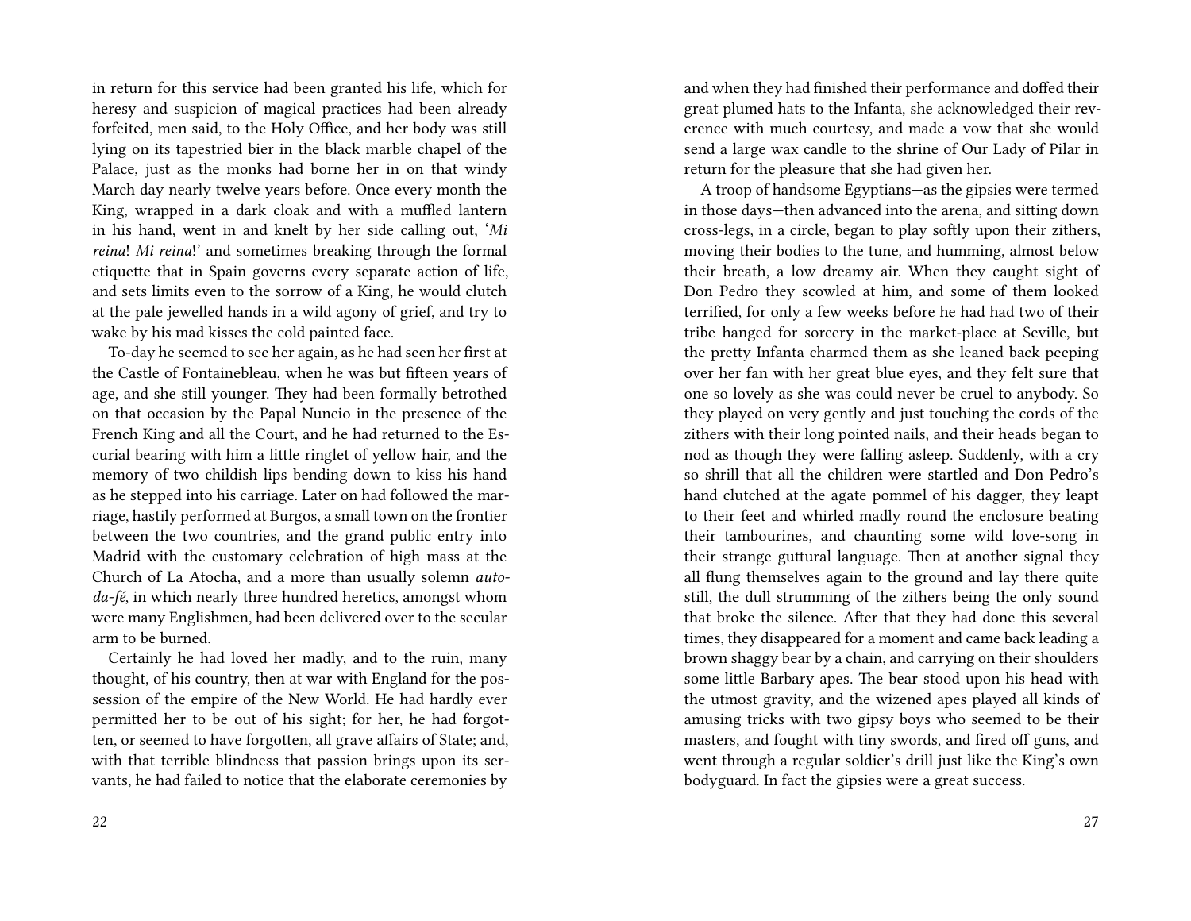in return for this service had been granted his life, which for heresy and suspicion of magical practices had been already forfeited, men said, to the Holy Office, and her body was still lying on its tapestried bier in the black marble chapel of the Palace, just as the monks had borne her in on that windy March day nearly twelve years before. Once every month the King, wrapped in a dark cloak and with a muffled lantern in his hand, went in and knelt by her side calling out, '*Mi reina*! *Mi reina*!' and sometimes breaking through the formal etiquette that in Spain governs every separate action of life, and sets limits even to the sorrow of a King, he would clutch at the pale jewelled hands in a wild agony of grief, and try to wake by his mad kisses the cold painted face.

To-day he seemed to see her again, as he had seen her first at the Castle of Fontainebleau, when he was but fifteen years of age, and she still younger. They had been formally betrothed on that occasion by the Papal Nuncio in the presence of the French King and all the Court, and he had returned to the Escurial bearing with him a little ringlet of yellow hair, and the memory of two childish lips bending down to kiss his hand as he stepped into his carriage. Later on had followed the marriage, hastily performed at Burgos, a small town on the frontier between the two countries, and the grand public entry into Madrid with the customary celebration of high mass at the Church of La Atocha, and a more than usually solemn *auto-da-fé*, in which nearly three hundred heretics, amongst whom were many Englishmen, had been delivered over to the secular arm to be burned.

Certainly he had loved her madly, and to the ruin, many thought, of his country, then at war with England for the possession of the empire of the New World. He had hardly ever permitted her to be out of his sight; for her, he had forgotten, or seemed to have forgotten, all grave affairs of State; and, with that terrible blindness that passion brings upon its servants, he had failed to notice that the elaborate ceremonies by

and when they had finished their performance and doffed their great plumed hats to the Infanta, she acknowledged their reverence with much courtesy, and made a vow that she would send a large wax candle to the shrine of Our Lady of Pilar in return for the pleasure that she had given her.

A troop of handsome Egyptians—as the gipsies were termed in those days—then advanced into the arena, and sitting down cross-legs, in a circle, began to play softly upon their zithers, moving their bodies to the tune, and humming, almost below their breath, a low dreamy air. When they caught sight of Don Pedro they scowled at him, and some of them looked terrified, for only a few weeks before he had had two of their tribe hanged for sorcery in the market-place at Seville, but the pretty Infanta charmed them as she leaned back peeping over her fan with her great blue eyes, and they felt sure that one so lovely as she was could never be cruel to anybody. So they played on very gently and just touching the cords of the zithers with their long pointed nails, and their heads began to nod as though they were falling asleep. Suddenly, with a cry so shrill that all the children were startled and Don Pedro's hand clutched at the agate pommel of his dagger, they leapt to their feet and whirled madly round the enclosure beating their tambourines, and chaunting some wild love-song in their strange guttural language. Then at another signal they all flung themselves again to the ground and lay there quite still, the dull strumming of the zithers being the only sound that broke the silence. After that they had done this several times, they disappeared for a moment and came back leading a brown shaggy bear by a chain, and carrying on their shoulders some little Barbary apes. The bear stood upon his head with the utmost gravity, and the wizened apes played all kinds of amusing tricks with two gipsy boys who seemed to be their masters, and fought with tiny swords, and fired off guns, and went through a regular soldier's drill just like the King's own bodyguard. In fact the gipsies were a great success.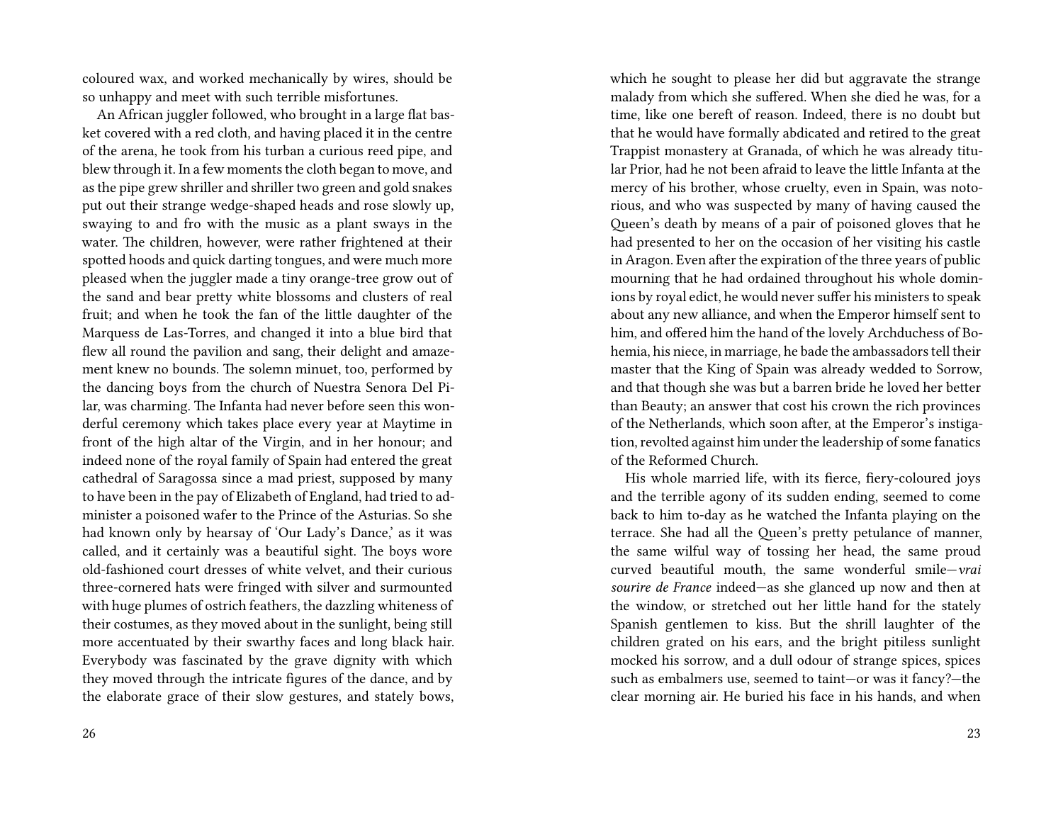coloured wax, and worked mechanically by wires, should be so unhappy and meet with such terrible misfortunes.

An African juggler followed, who brought in a large flat basket covered with a red cloth, and having placed it in the centre of the arena, he took from his turban a curious reed pipe, and blew through it. In a few moments the cloth began to move, and as the pipe grew shriller and shriller two green and gold snakes put out their strange wedge-shaped heads and rose slowly up, swaying to and fro with the music as a plant sways in the water. The children, however, were rather frightened at their spotted hoods and quick darting tongues, and were much more pleased when the juggler made a tiny orange-tree grow out of the sand and bear pretty white blossoms and clusters of real fruit; and when he took the fan of the little daughter of the Marquess de Las-Torres, and changed it into a blue bird that flew all round the pavilion and sang, their delight and amazement knew no bounds. The solemn minuet, too, performed by the dancing boys from the church of Nuestra Senora Del Pilar, was charming. The Infanta had never before seen this wonderful ceremony which takes place every year at Maytime in front of the high altar of the Virgin, and in her honour; and indeed none of the royal family of Spain had entered the great cathedral of Saragossa since a mad priest, supposed by many to have been in the pay of Elizabeth of England, had tried to administer a poisoned wafer to the Prince of the Asturias. So she had known only by hearsay of 'Our Lady's Dance,' as it was called, and it certainly was a beautiful sight. The boys wore old-fashioned court dresses of white velvet, and their curious three-cornered hats were fringed with silver and surmounted with huge plumes of ostrich feathers, the dazzling whiteness of their costumes, as they moved about in the sunlight, being still more accentuated by their swarthy faces and long black hair. Everybody was fascinated by the grave dignity with which they moved through the intricate figures of the dance, and by the elaborate grace of their slow gestures, and stately bows,

which he sought to please her did but aggravate the strange malady from which she suffered. When she died he was, for a time, like one bereft of reason. Indeed, there is no doubt but that he would have formally abdicated and retired to the great Trappist monastery at Granada, of which he was already titular Prior, had he not been afraid to leave the little Infanta at the mercy of his brother, whose cruelty, even in Spain, was notorious, and who was suspected by many of having caused the Queen's death by means of a pair of poisoned gloves that he had presented to her on the occasion of her visiting his castle in Aragon. Even after the expiration of the three years of public mourning that he had ordained throughout his whole dominions by royal edict, he would never suffer his ministers to speak about any new alliance, and when the Emperor himself sent to him, and offered him the hand of the lovely Archduchess of Bohemia, his niece, in marriage, he bade the ambassadors tell their master that the King of Spain was already wedded to Sorrow, and that though she was but a barren bride he loved her better than Beauty; an answer that cost his crown the rich provinces of the Netherlands, which soon after, at the Emperor's instigation, revolted against him under the leadership of some fanatics of the Reformed Church.

His whole married life, with its fierce, fiery-coloured joys and the terrible agony of its sudden ending, seemed to come back to him to-day as he watched the Infanta playing on the terrace. She had all the Queen's pretty petulance of manner, the same wilful way of tossing her head, the same proud curved beautiful mouth, the same wonderful smile—*vrai sourire de France* indeed—as she glanced up now and then at the window, or stretched out her little hand for the stately Spanish gentlemen to kiss. But the shrill laughter of the children grated on his ears, and the bright pitiless sunlight mocked his sorrow, and a dull odour of strange spices, spices such as embalmers use, seemed to taint—or was it fancy?—the clear morning air. He buried his face in his hands, and when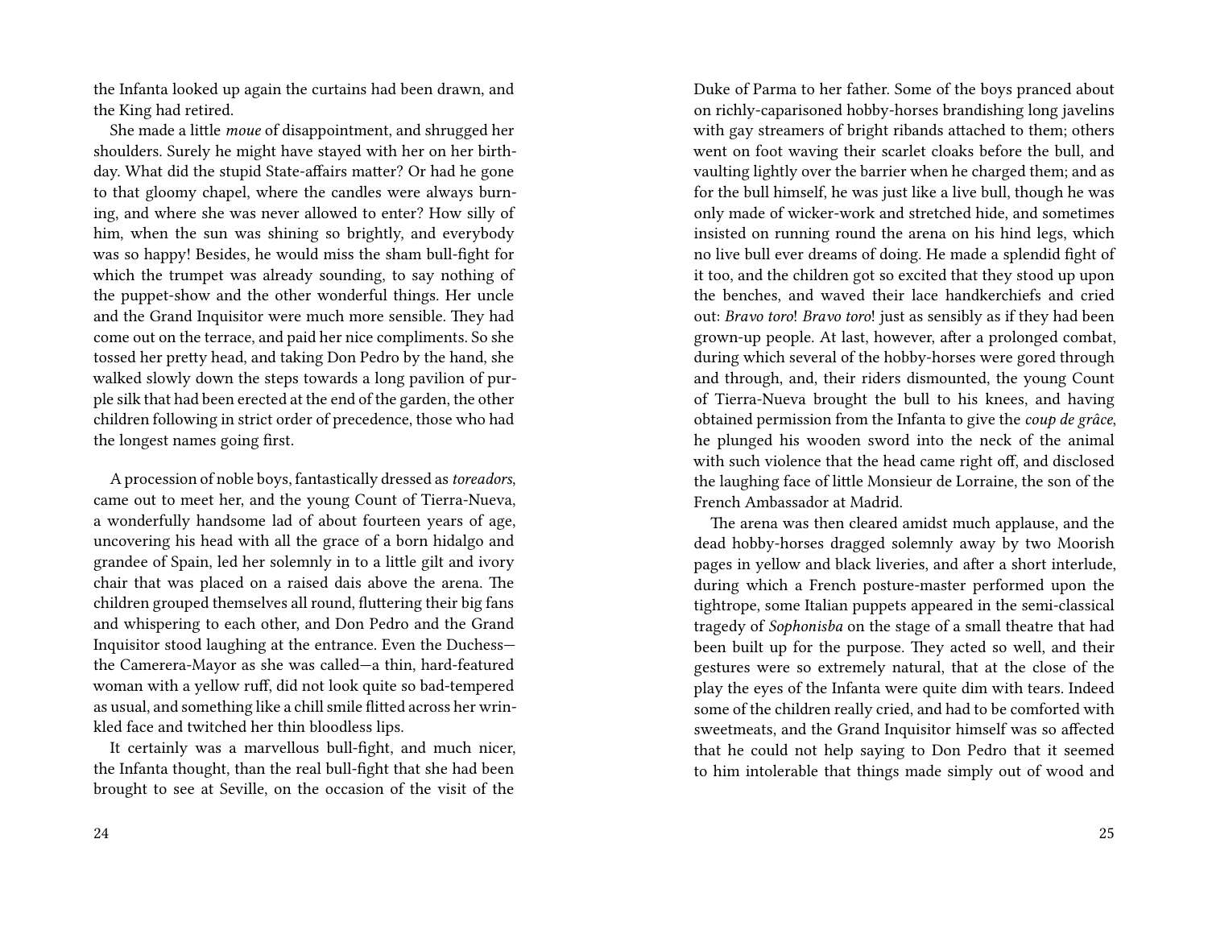the Infanta looked up again the curtains had been drawn, and the King had retired.

She made a little *moue* of disappointment, and shrugged her shoulders. Surely he might have stayed with her on her birthday. What did the stupid State-affairs matter? Or had he gone to that gloomy chapel, where the candles were always burning, and where she was never allowed to enter? How silly of him, when the sun was shining so brightly, and everybody was so happy! Besides, he would miss the sham bull-fight for which the trumpet was already sounding, to say nothing of the puppet-show and the other wonderful things. Her uncle and the Grand Inquisitor were much more sensible. They had come out on the terrace, and paid her nice compliments. So she tossed her pretty head, and taking Don Pedro by the hand, she walked slowly down the steps towards a long pavilion of purple silk that had been erected at the end of the garden, the other children following in strict order of precedence, those who had the longest names going first.

A procession of noble boys, fantastically dressed as *toreadors*, came out to meet her, and the young Count of Tierra-Nueva, a wonderfully handsome lad of about fourteen years of age, uncovering his head with all the grace of a born hidalgo and grandee of Spain, led her solemnly in to a little gilt and ivory chair that was placed on a raised dais above the arena. The children grouped themselves all round, fluttering their big fans and whispering to each other, and Don Pedro and the Grand Inquisitor stood laughing at the entrance. Even the Duchess—the Camerera-Mayor as she was called—a thin, hard-featured woman with a yellow ruff, did not look quite so bad-tempered as usual, and something like a chill smile flitted across her wrinkled face and twitched her thin bloodless lips.

It certainly was a marvellous bull-fight, and much nicer, the Infanta thought, than the real bull-fight that she had been brought to see at Seville, on the occasion of the visit of the Duke of Parma to her father. Some of the boys pranced about on richly-caparisoned hobby-horses brandishing long javelins with gay streamers of bright ribands attached to them; others went on foot waving their scarlet cloaks before the bull, and vaulting lightly over the barrier when he charged them; and as for the bull himself, he was just like a live bull, though he was only made of wicker-work and stretched hide, and sometimes insisted on running round the arena on his hind legs, which no live bull ever dreams of doing. He made a splendid fight of it too, and the children got so excited that they stood up upon the benches, and waved their lace handkerchiefs and cried out: *Bravo toro*! *Bravo toro*! just as sensibly as if they had been grown-up people. At last, however, after a prolonged combat, during which several of the hobby-horses were gored through and through, and, their riders dismounted, the young Count of Tierra-Nueva brought the bull to his knees, and having obtained permission from the Infanta to give the *coup de grâce*, he plunged his wooden sword into the neck of the animal with such violence that the head came right off, and disclosed the laughing face of little Monsieur de Lorraine, the son of the French Ambassador at Madrid.

The arena was then cleared amidst much applause, and the dead hobby-horses dragged solemnly away by two Moorish pages in yellow and black liveries, and after a short interlude, during which a French posture-master performed upon the tightrope, some Italian puppets appeared in the semi-classical tragedy of *Sophonisba* on the stage of a small theatre that had been built up for the purpose. They acted so well, and their gestures were so extremely natural, that at the close of the play the eyes of the Infanta were quite dim with tears. Indeed some of the children really cried, and had to be comforted with sweetmeats, and the Grand Inquisitor himself was so affected that he could not help saying to Don Pedro that it seemed to him intolerable that things made simply out of wood and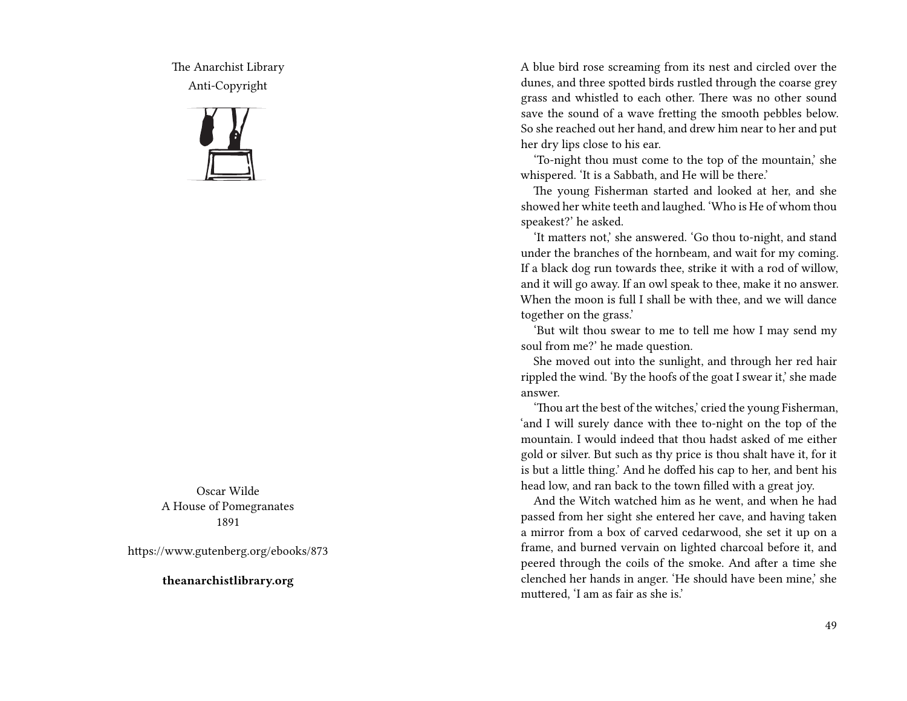The Anarchist Library
Anti-Copyright

Oscar Wilde
A House of Pomegranates
1891

https://www.gutenberg.org/ebooks/873

**theanarchistlibrary.org**

A blue bird rose screaming from its nest and circled over the dunes, and three spotted birds rustled through the coarse grey grass and whistled to each other. There was no other sound save the sound of a wave fretting the smooth pebbles below. So she reached out her hand, and drew him near to her and put her dry lips close to his ear.

'To-night thou must come to the top of the mountain,' she whispered. 'It is a Sabbath, and He will be there.'

The young Fisherman started and looked at her, and she showed her white teeth and laughed. 'Who is He of whom thou speakest?' he asked.

'It matters not,' she answered. 'Go thou to-night, and stand under the branches of the hornbeam, and wait for my coming. If a black dog run towards thee, strike it with a rod of willow, and it will go away. If an owl speak to thee, make it no answer. When the moon is full I shall be with thee, and we will dance together on the grass.'

'But wilt thou swear to me to tell me how I may send my soul from me?' he made question.

She moved out into the sunlight, and through her red hair rippled the wind. 'By the hoofs of the goat I swear it,' she made answer.

'Thou art the best of the witches,' cried the young Fisherman, 'and I will surely dance with thee to-night on the top of the mountain. I would indeed that thou hadst asked of me either gold or silver. But such as thy price is thou shalt have it, for it is but a little thing.' And he doffed his cap to her, and bent his head low, and ran back to the town filled with a great joy.

And the Witch watched him as he went, and when he had passed from her sight she entered her cave, and having taken a mirror from a box of carved cedarwood, she set it up on a frame, and burned vervain on lighted charcoal before it, and peered through the coils of the smoke. And after a time she clenched her hands in anger. 'He should have been mine,' she muttered, 'I am as fair as she is.'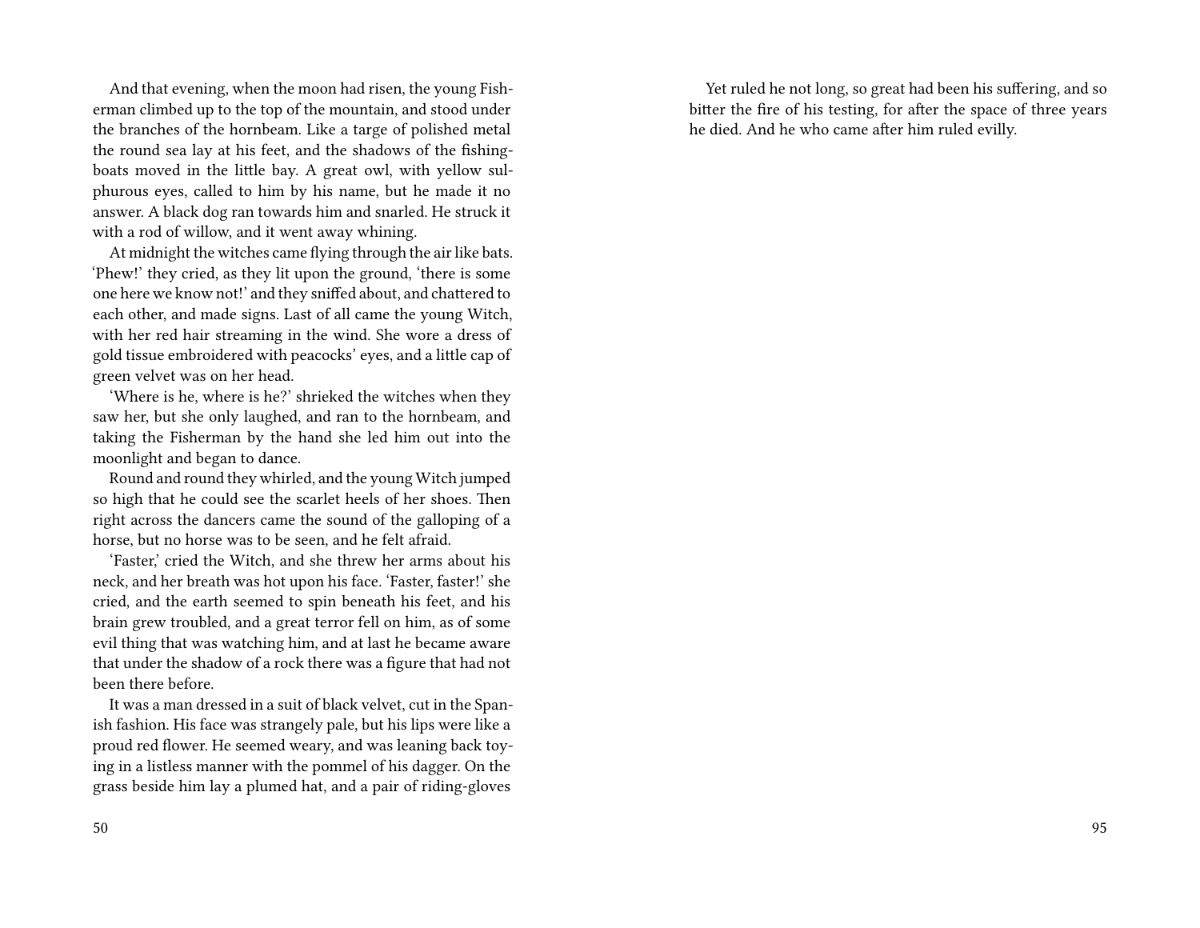And that evening, when the moon had risen, the young Fisherman climbed up to the top of the mountain, and stood under the branches of the hornbeam. Like a targe of polished metal the round sea lay at his feet, and the shadows of the fishing-boats moved in the little bay. A great owl, with yellow sulphurous eyes, called to him by his name, but he made it no answer. A black dog ran towards him and snarled. He struck it with a rod of willow, and it went away whining.

At midnight the witches came flying through the air like bats. 'Phew!' they cried, as they lit upon the ground, 'there is some one here we know not!' and they sniffed about, and chattered to each other, and made signs. Last of all came the young Witch, with her red hair streaming in the wind. She wore a dress of gold tissue embroidered with peacocks' eyes, and a little cap of green velvet was on her head.

'Where is he, where is he?' shrieked the witches when they saw her, but she only laughed, and ran to the hornbeam, and taking the Fisherman by the hand she led him out into the moonlight and began to dance.

Round and round they whirled, and the young Witch jumped so high that he could see the scarlet heels of her shoes. Then right across the dancers came the sound of the galloping of a horse, but no horse was to be seen, and he felt afraid.

'Faster,' cried the Witch, and she threw her arms about his neck, and her breath was hot upon his face. 'Faster, faster!' she cried, and the earth seemed to spin beneath his feet, and his brain grew troubled, and a great terror fell on him, as of some evil thing that was watching him, and at last he became aware that under the shadow of a rock there was a figure that had not been there before.

It was a man dressed in a suit of black velvet, cut in the Spanish fashion. His face was strangely pale, but his lips were like a proud red flower. He seemed weary, and was leaning back toying in a listless manner with the pommel of his dagger. On the grass beside him lay a plumed hat, and a pair of riding-gloves

Yet ruled he not long, so great had been his suffering, and so bitter the fire of his testing, for after the space of three years he died. And he who came after him ruled evilly.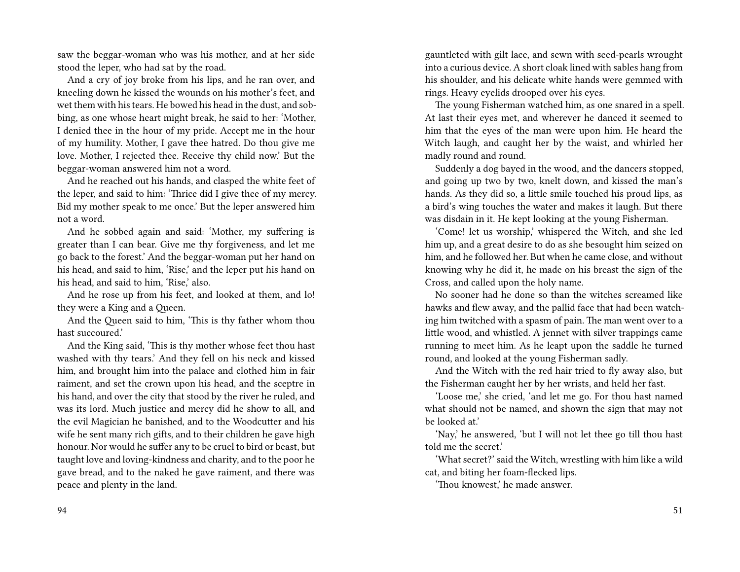saw the beggar-woman who was his mother, and at her side stood the leper, who had sat by the road.

And a cry of joy broke from his lips, and he ran over, and kneeling down he kissed the wounds on his mother's feet, and wet them with his tears. He bowed his head in the dust, and sobbing, as one whose heart might break, he said to her: 'Mother, I denied thee in the hour of my pride. Accept me in the hour of my humility. Mother, I gave thee hatred. Do thou give me love. Mother, I rejected thee. Receive thy child now.' But the beggar-woman answered him not a word.

And he reached out his hands, and clasped the white feet of the leper, and said to him: 'Thrice did I give thee of my mercy. Bid my mother speak to me once.' But the leper answered him not a word.

And he sobbed again and said: 'Mother, my suffering is greater than I can bear. Give me thy forgiveness, and let me go back to the forest.' And the beggar-woman put her hand on his head, and said to him, 'Rise,' and the leper put his hand on his head, and said to him, 'Rise,' also.

And he rose up from his feet, and looked at them, and lo! they were a King and a Queen.

And the Queen said to him, 'This is thy father whom thou hast succoured.'

And the King said, 'This is thy mother whose feet thou hast washed with thy tears.' And they fell on his neck and kissed him, and brought him into the palace and clothed him in fair raiment, and set the crown upon his head, and the sceptre in his hand, and over the city that stood by the river he ruled, and was its lord. Much justice and mercy did he show to all, and the evil Magician he banished, and to the Woodcutter and his wife he sent many rich gifts, and to their children he gave high honour. Nor would he suffer any to be cruel to bird or beast, but taught love and loving-kindness and charity, and to the poor he gave bread, and to the naked he gave raiment, and there was peace and plenty in the land.

gauntleted with gilt lace, and sewn with seed-pearls wrought into a curious device. A short cloak lined with sables hang from his shoulder, and his delicate white hands were gemmed with rings. Heavy eyelids drooped over his eyes.

The young Fisherman watched him, as one snared in a spell. At last their eyes met, and wherever he danced it seemed to him that the eyes of the man were upon him. He heard the Witch laugh, and caught her by the waist, and whirled her madly round and round.

Suddenly a dog bayed in the wood, and the dancers stopped, and going up two by two, knelt down, and kissed the man's hands. As they did so, a little smile touched his proud lips, as a bird's wing touches the water and makes it laugh. But there was disdain in it. He kept looking at the young Fisherman.

'Come! let us worship,' whispered the Witch, and she led him up, and a great desire to do as she besought him seized on him, and he followed her. But when he came close, and without knowing why he did it, he made on his breast the sign of the Cross, and called upon the holy name.

No sooner had he done so than the witches screamed like hawks and flew away, and the pallid face that had been watching him twitched with a spasm of pain. The man went over to a little wood, and whistled. A jennet with silver trappings came running to meet him. As he leapt upon the saddle he turned round, and looked at the young Fisherman sadly.

And the Witch with the red hair tried to fly away also, but the Fisherman caught her by her wrists, and held her fast.

'Loose me,' she cried, 'and let me go. For thou hast named what should not be named, and shown the sign that may not be looked at.'

'Nay,' he answered, 'but I will not let thee go till thou hast told me the secret.'

'What secret?' said the Witch, wrestling with him like a wild cat, and biting her foam-flecked lips.

'Thou knowest,' he made answer.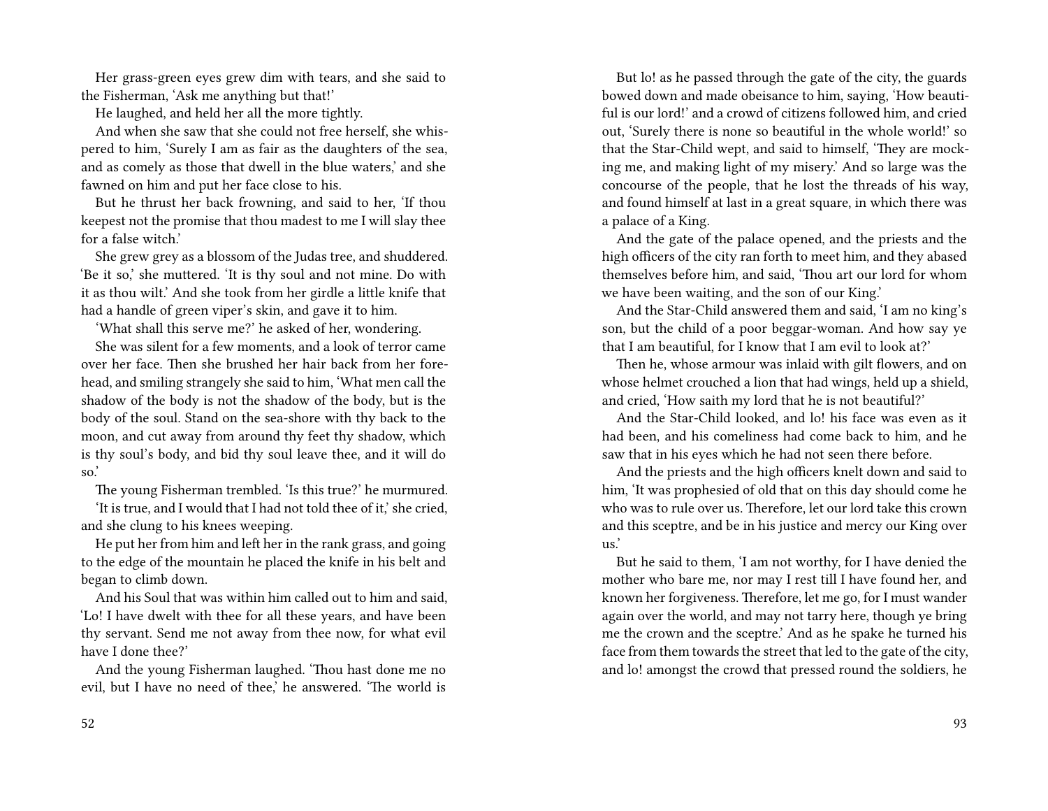Her grass-green eyes grew dim with tears, and she said to the Fisherman, 'Ask me anything but that!'

He laughed, and held her all the more tightly.

And when she saw that she could not free herself, she whispered to him, 'Surely I am as fair as the daughters of the sea, and as comely as those that dwell in the blue waters,' and she fawned on him and put her face close to his.

But he thrust her back frowning, and said to her, 'If thou keepest not the promise that thou madest to me I will slay thee for a false witch.'

She grew grey as a blossom of the Judas tree, and shuddered. 'Be it so,' she muttered. 'It is thy soul and not mine. Do with it as thou wilt.' And she took from her girdle a little knife that had a handle of green viper's skin, and gave it to him.

'What shall this serve me?' he asked of her, wondering.

She was silent for a few moments, and a look of terror came over her face. Then she brushed her hair back from her forehead, and smiling strangely she said to him, 'What men call the shadow of the body is not the shadow of the body, but is the body of the soul. Stand on the sea-shore with thy back to the moon, and cut away from around thy feet thy shadow, which is thy soul's body, and bid thy soul leave thee, and it will do so.'

The young Fisherman trembled. 'Is this true?' he murmured.

'It is true, and I would that I had not told thee of it,' she cried, and she clung to his knees weeping.

He put her from him and left her in the rank grass, and going to the edge of the mountain he placed the knife in his belt and began to climb down.

And his Soul that was within him called out to him and said, 'Lo! I have dwelt with thee for all these years, and have been thy servant. Send me not away from thee now, for what evil have I done thee?'

And the young Fisherman laughed. 'Thou hast done me no evil, but I have no need of thee,' he answered. 'The world is

But lo! as he passed through the gate of the city, the guards bowed down and made obeisance to him, saying, 'How beautiful is our lord!' and a crowd of citizens followed him, and cried out, 'Surely there is none so beautiful in the whole world!' so that the Star-Child wept, and said to himself, 'They are mocking me, and making light of my misery.' And so large was the concourse of the people, that he lost the threads of his way, and found himself at last in a great square, in which there was a palace of a King.

And the gate of the palace opened, and the priests and the high officers of the city ran forth to meet him, and they abased themselves before him, and said, 'Thou art our lord for whom we have been waiting, and the son of our King.'

And the Star-Child answered them and said, 'I am no king's son, but the child of a poor beggar-woman. And how say ye that I am beautiful, for I know that I am evil to look at?'

Then he, whose armour was inlaid with gilt flowers, and on whose helmet crouched a lion that had wings, held up a shield, and cried, 'How saith my lord that he is not beautiful?'

And the Star-Child looked, and lo! his face was even as it had been, and his comeliness had come back to him, and he saw that in his eyes which he had not seen there before.

And the priests and the high officers knelt down and said to him, 'It was prophesied of old that on this day should come he who was to rule over us. Therefore, let our lord take this crown and this sceptre, and be in his justice and mercy our King over us.'

But he said to them, 'I am not worthy, for I have denied the mother who bare me, nor may I rest till I have found her, and known her forgiveness. Therefore, let me go, for I must wander again over the world, and may not tarry here, though ye bring me the crown and the sceptre.' And as he spake he turned his face from them towards the street that led to the gate of the city, and lo! amongst the crowd that pressed round the soldiers, he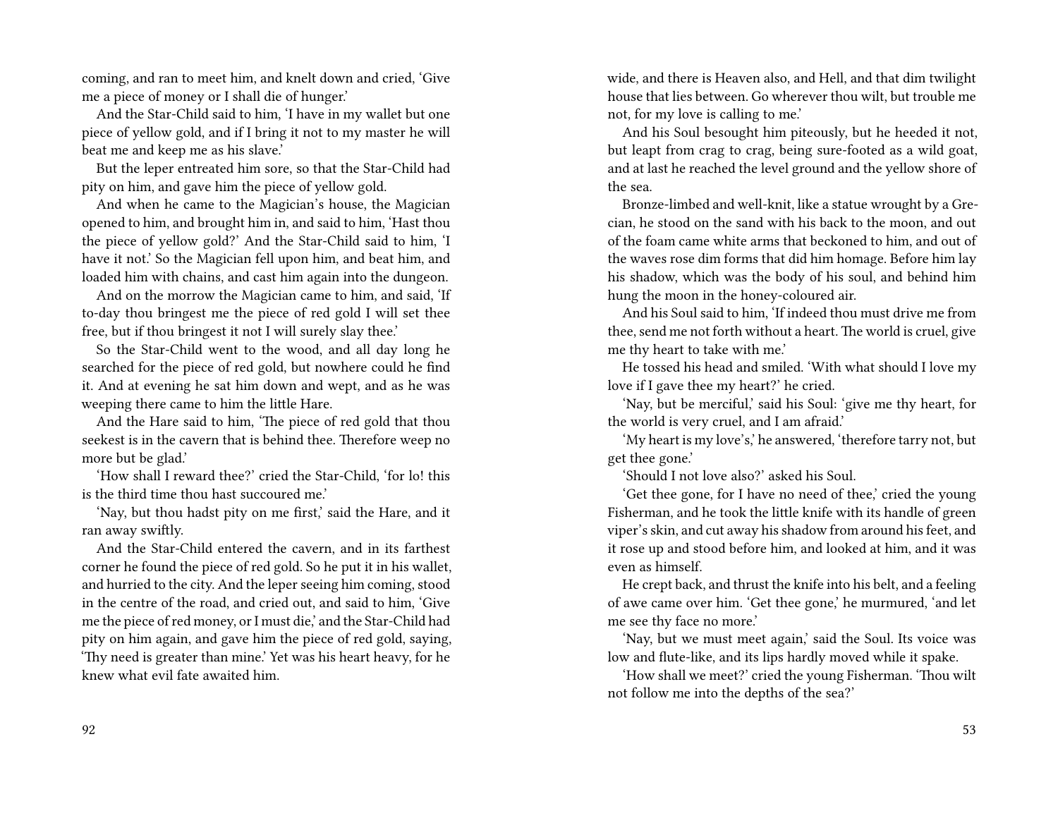coming, and ran to meet him, and knelt down and cried, 'Give me a piece of money or I shall die of hunger.'

And the Star-Child said to him, 'I have in my wallet but one piece of yellow gold, and if I bring it not to my master he will beat me and keep me as his slave.'

But the leper entreated him sore, so that the Star-Child had pity on him, and gave him the piece of yellow gold.

And when he came to the Magician's house, the Magician opened to him, and brought him in, and said to him, 'Hast thou the piece of yellow gold?' And the Star-Child said to him, 'I have it not.' So the Magician fell upon him, and beat him, and loaded him with chains, and cast him again into the dungeon.

And on the morrow the Magician came to him, and said, 'If to-day thou bringest me the piece of red gold I will set thee free, but if thou bringest it not I will surely slay thee.'

So the Star-Child went to the wood, and all day long he searched for the piece of red gold, but nowhere could he find it. And at evening he sat him down and wept, and as he was weeping there came to him the little Hare.

And the Hare said to him, 'The piece of red gold that thou seekest is in the cavern that is behind thee. Therefore weep no more but be glad.'

'How shall I reward thee?' cried the Star-Child, 'for lo! this is the third time thou hast succoured me.'

'Nay, but thou hadst pity on me first,' said the Hare, and it ran away swiftly.

And the Star-Child entered the cavern, and in its farthest corner he found the piece of red gold. So he put it in his wallet, and hurried to the city. And the leper seeing him coming, stood in the centre of the road, and cried out, and said to him, 'Give me the piece of red money, or I must die,' and the Star-Child had pity on him again, and gave him the piece of red gold, saying, 'Thy need is greater than mine.' Yet was his heart heavy, for he knew what evil fate awaited him.

wide, and there is Heaven also, and Hell, and that dim twilight house that lies between. Go wherever thou wilt, but trouble me not, for my love is calling to me.'

And his Soul besought him piteously, but he heeded it not, but leapt from crag to crag, being sure-footed as a wild goat, and at last he reached the level ground and the yellow shore of the sea.

Bronze-limbed and well-knit, like a statue wrought by a Grecian, he stood on the sand with his back to the moon, and out of the foam came white arms that beckoned to him, and out of the waves rose dim forms that did him homage. Before him lay his shadow, which was the body of his soul, and behind him hung the moon in the honey-coloured air.

And his Soul said to him, 'If indeed thou must drive me from thee, send me not forth without a heart. The world is cruel, give me thy heart to take with me.'

He tossed his head and smiled. 'With what should I love my love if I gave thee my heart?' he cried.

'Nay, but be merciful,' said his Soul: 'give me thy heart, for the world is very cruel, and I am afraid.'

'My heart is my love's,' he answered, 'therefore tarry not, but get thee gone.'

'Should I not love also?' asked his Soul.

'Get thee gone, for I have no need of thee,' cried the young Fisherman, and he took the little knife with its handle of green viper's skin, and cut away his shadow from around his feet, and it rose up and stood before him, and looked at him, and it was even as himself.

He crept back, and thrust the knife into his belt, and a feeling of awe came over him. 'Get thee gone,' he murmured, 'and let me see thy face no more.'

'Nay, but we must meet again,' said the Soul. Its voice was low and flute-like, and its lips hardly moved while it spake.

'How shall we meet?' cried the young Fisherman. 'Thou wilt not follow me into the depths of the sea?'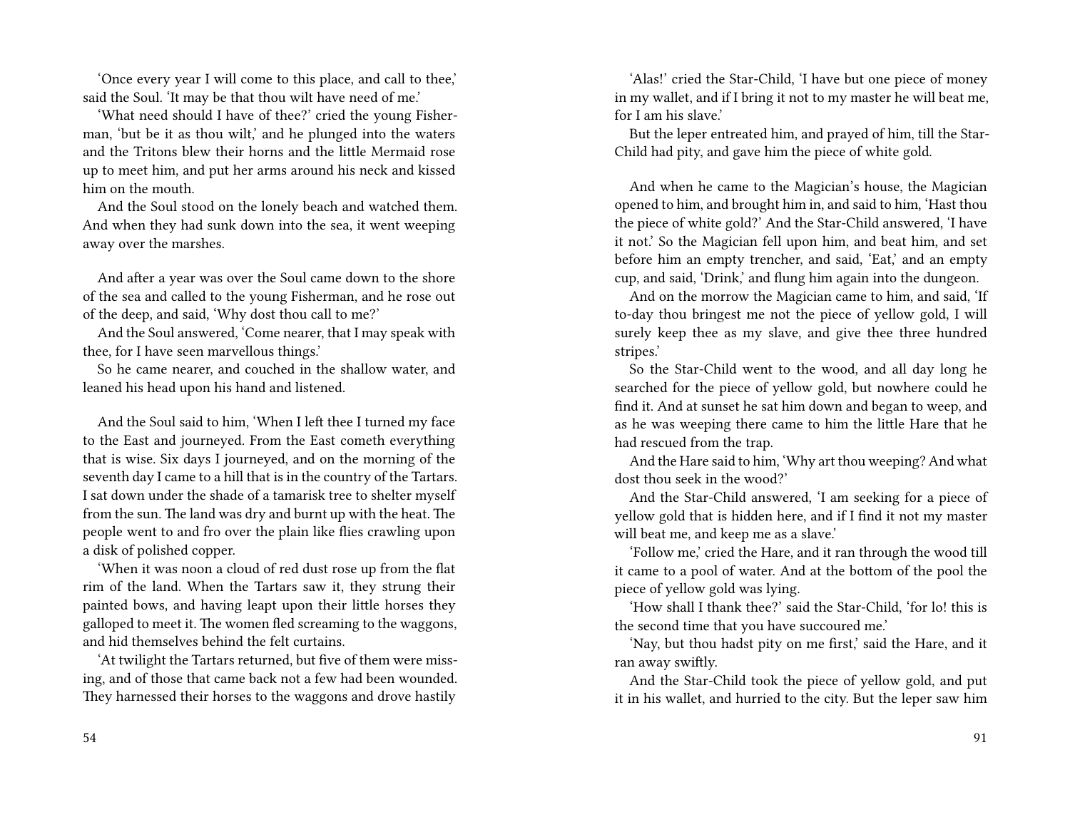'Once every year I will come to this place, and call to thee,' said the Soul. 'It may be that thou wilt have need of me.'

'What need should I have of thee?' cried the young Fisherman, 'but be it as thou wilt,' and he plunged into the waters and the Tritons blew their horns and the little Mermaid rose up to meet him, and put her arms around his neck and kissed him on the mouth.

And the Soul stood on the lonely beach and watched them. And when they had sunk down into the sea, it went weeping away over the marshes.

And after a year was over the Soul came down to the shore of the sea and called to the young Fisherman, and he rose out of the deep, and said, 'Why dost thou call to me?'

And the Soul answered, 'Come nearer, that I may speak with thee, for I have seen marvellous things.'

So he came nearer, and couched in the shallow water, and leaned his head upon his hand and listened.

And the Soul said to him, 'When I left thee I turned my face to the East and journeyed. From the East cometh everything that is wise. Six days I journeyed, and on the morning of the seventh day I came to a hill that is in the country of the Tartars. I sat down under the shade of a tamarisk tree to shelter myself from the sun. The land was dry and burnt up with the heat. The people went to and fro over the plain like flies crawling upon a disk of polished copper.

'When it was noon a cloud of red dust rose up from the flat rim of the land. When the Tartars saw it, they strung their painted bows, and having leapt upon their little horses they galloped to meet it. The women fled screaming to the waggons, and hid themselves behind the felt curtains.

'At twilight the Tartars returned, but five of them were missing, and of those that came back not a few had been wounded. They harnessed their horses to the waggons and drove hastily

'Alas!' cried the Star-Child, 'I have but one piece of money in my wallet, and if I bring it not to my master he will beat me, for I am his slave.'

But the leper entreated him, and prayed of him, till the Star-Child had pity, and gave him the piece of white gold.

And when he came to the Magician's house, the Magician opened to him, and brought him in, and said to him, 'Hast thou the piece of white gold?' And the Star-Child answered, 'I have it not.' So the Magician fell upon him, and beat him, and set before him an empty trencher, and said, 'Eat,' and an empty cup, and said, 'Drink,' and flung him again into the dungeon.

And on the morrow the Magician came to him, and said, 'If to-day thou bringest me not the piece of yellow gold, I will surely keep thee as my slave, and give thee three hundred stripes.'

So the Star-Child went to the wood, and all day long he searched for the piece of yellow gold, but nowhere could he find it. And at sunset he sat him down and began to weep, and as he was weeping there came to him the little Hare that he had rescued from the trap.

And the Hare said to him, 'Why art thou weeping? And what dost thou seek in the wood?'

And the Star-Child answered, 'I am seeking for a piece of yellow gold that is hidden here, and if I find it not my master will beat me, and keep me as a slave.'

'Follow me,' cried the Hare, and it ran through the wood till it came to a pool of water. And at the bottom of the pool the piece of yellow gold was lying.

'How shall I thank thee?' said the Star-Child, 'for lo! this is the second time that you have succoured me.'

'Nay, but thou hadst pity on me first,' said the Hare, and it ran away swiftly.

And the Star-Child took the piece of yellow gold, and put it in his wallet, and hurried to the city. But the leper saw him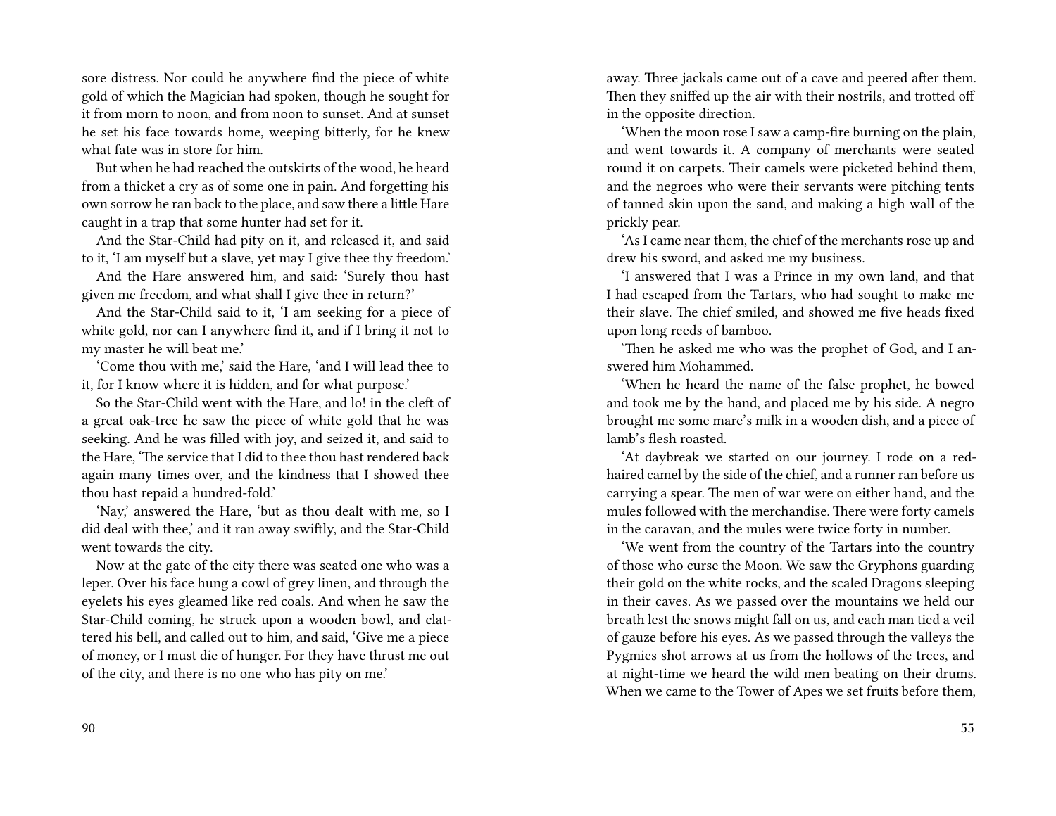sore distress. Nor could he anywhere find the piece of white gold of which the Magician had spoken, though he sought for it from morn to noon, and from noon to sunset. And at sunset he set his face towards home, weeping bitterly, for he knew what fate was in store for him.

But when he had reached the outskirts of the wood, he heard from a thicket a cry as of some one in pain. And forgetting his own sorrow he ran back to the place, and saw there a little Hare caught in a trap that some hunter had set for it.

And the Star-Child had pity on it, and released it, and said to it, 'I am myself but a slave, yet may I give thee thy freedom.'

And the Hare answered him, and said: 'Surely thou hast given me freedom, and what shall I give thee in return?'

And the Star-Child said to it, 'I am seeking for a piece of white gold, nor can I anywhere find it, and if I bring it not to my master he will beat me.'

'Come thou with me,' said the Hare, 'and I will lead thee to it, for I know where it is hidden, and for what purpose.'

So the Star-Child went with the Hare, and lo! in the cleft of a great oak-tree he saw the piece of white gold that he was seeking. And he was filled with joy, and seized it, and said to the Hare, 'The service that I did to thee thou hast rendered back again many times over, and the kindness that I showed thee thou hast repaid a hundred-fold.'

'Nay,' answered the Hare, 'but as thou dealt with me, so I did deal with thee,' and it ran away swiftly, and the Star-Child went towards the city.

Now at the gate of the city there was seated one who was a leper. Over his face hung a cowl of grey linen, and through the eyelets his eyes gleamed like red coals. And when he saw the Star-Child coming, he struck upon a wooden bowl, and clattered his bell, and called out to him, and said, 'Give me a piece of money, or I must die of hunger. For they have thrust me out of the city, and there is no one who has pity on me.'

away. Three jackals came out of a cave and peered after them. Then they sniffed up the air with their nostrils, and trotted off in the opposite direction.

'When the moon rose I saw a camp-fire burning on the plain, and went towards it. A company of merchants were seated round it on carpets. Their camels were picketed behind them, and the negroes who were their servants were pitching tents of tanned skin upon the sand, and making a high wall of the prickly pear.

'As I came near them, the chief of the merchants rose up and drew his sword, and asked me my business.

'I answered that I was a Prince in my own land, and that I had escaped from the Tartars, who had sought to make me their slave. The chief smiled, and showed me five heads fixed upon long reeds of bamboo.

'Then he asked me who was the prophet of God, and I answered him Mohammed.

'When he heard the name of the false prophet, he bowed and took me by the hand, and placed me by his side. A negro brought me some mare's milk in a wooden dish, and a piece of lamb's flesh roasted.

'At daybreak we started on our journey. I rode on a red-haired camel by the side of the chief, and a runner ran before us carrying a spear. The men of war were on either hand, and the mules followed with the merchandise. There were forty camels in the caravan, and the mules were twice forty in number.

'We went from the country of the Tartars into the country of those who curse the Moon. We saw the Gryphons guarding their gold on the white rocks, and the scaled Dragons sleeping in their caves. As we passed over the mountains we held our breath lest the snows might fall on us, and each man tied a veil of gauze before his eyes. As we passed through the valleys the Pygmies shot arrows at us from the hollows of the trees, and at night-time we heard the wild men beating on their drums. When we came to the Tower of Apes we set fruits before them,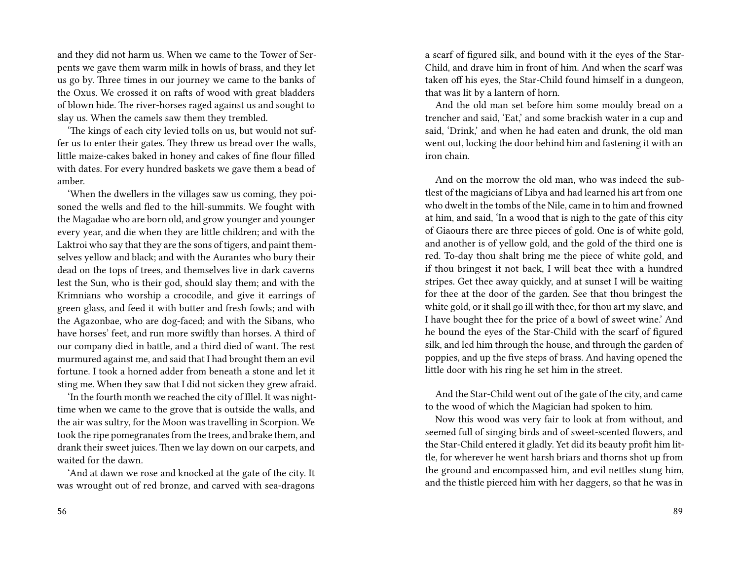and they did not harm us. When we came to the Tower of Serpents we gave them warm milk in howls of brass, and they let us go by. Three times in our journey we came to the banks of the Oxus. We crossed it on rafts of wood with great bladders of blown hide. The river-horses raged against us and sought to slay us. When the camels saw them they trembled.

'The kings of each city levied tolls on us, but would not suffer us to enter their gates. They threw us bread over the walls, little maize-cakes baked in honey and cakes of fine flour filled with dates. For every hundred baskets we gave them a bead of amber.

'When the dwellers in the villages saw us coming, they poisoned the wells and fled to the hill-summits. We fought with the Magadae who are born old, and grow younger and younger every year, and die when they are little children; and with the Laktroi who say that they are the sons of tigers, and paint themselves yellow and black; and with the Aurantes who bury their dead on the tops of trees, and themselves live in dark caverns lest the Sun, who is their god, should slay them; and with the Krimnians who worship a crocodile, and give it earrings of green glass, and feed it with butter and fresh fowls; and with the Agazonbae, who are dog-faced; and with the Sibans, who have horses' feet, and run more swiftly than horses. A third of our company died in battle, and a third died of want. The rest murmured against me, and said that I had brought them an evil fortune. I took a horned adder from beneath a stone and let it sting me. When they saw that I did not sicken they grew afraid.

'In the fourth month we reached the city of Illel. It was night-time when we came to the grove that is outside the walls, and the air was sultry, for the Moon was travelling in Scorpion. We took the ripe pomegranates from the trees, and brake them, and drank their sweet juices. Then we lay down on our carpets, and waited for the dawn.

'And at dawn we rose and knocked at the gate of the city. It was wrought out of red bronze, and carved with sea-dragons

a scarf of figured silk, and bound with it the eyes of the Star-Child, and drave him in front of him. And when the scarf was taken off his eyes, the Star-Child found himself in a dungeon, that was lit by a lantern of horn.

And the old man set before him some mouldy bread on a trencher and said, 'Eat,' and some brackish water in a cup and said, 'Drink,' and when he had eaten and drunk, the old man went out, locking the door behind him and fastening it with an iron chain.

And on the morrow the old man, who was indeed the subtlest of the magicians of Libya and had learned his art from one who dwelt in the tombs of the Nile, came in to him and frowned at him, and said, 'In a wood that is nigh to the gate of this city of Giaours there are three pieces of gold. One is of white gold, and another is of yellow gold, and the gold of the third one is red. To-day thou shalt bring me the piece of white gold, and if thou bringest it not back, I will beat thee with a hundred stripes. Get thee away quickly, and at sunset I will be waiting for thee at the door of the garden. See that thou bringest the white gold, or it shall go ill with thee, for thou art my slave, and I have bought thee for the price of a bowl of sweet wine.' And he bound the eyes of the Star-Child with the scarf of figured silk, and led him through the house, and through the garden of poppies, and up the five steps of brass. And having opened the little door with his ring he set him in the street.

And the Star-Child went out of the gate of the city, and came to the wood of which the Magician had spoken to him.

Now this wood was very fair to look at from without, and seemed full of singing birds and of sweet-scented flowers, and the Star-Child entered it gladly. Yet did its beauty profit him little, for wherever he went harsh briars and thorns shot up from the ground and encompassed him, and evil nettles stung him, and the thistle pierced him with her daggers, so that he was in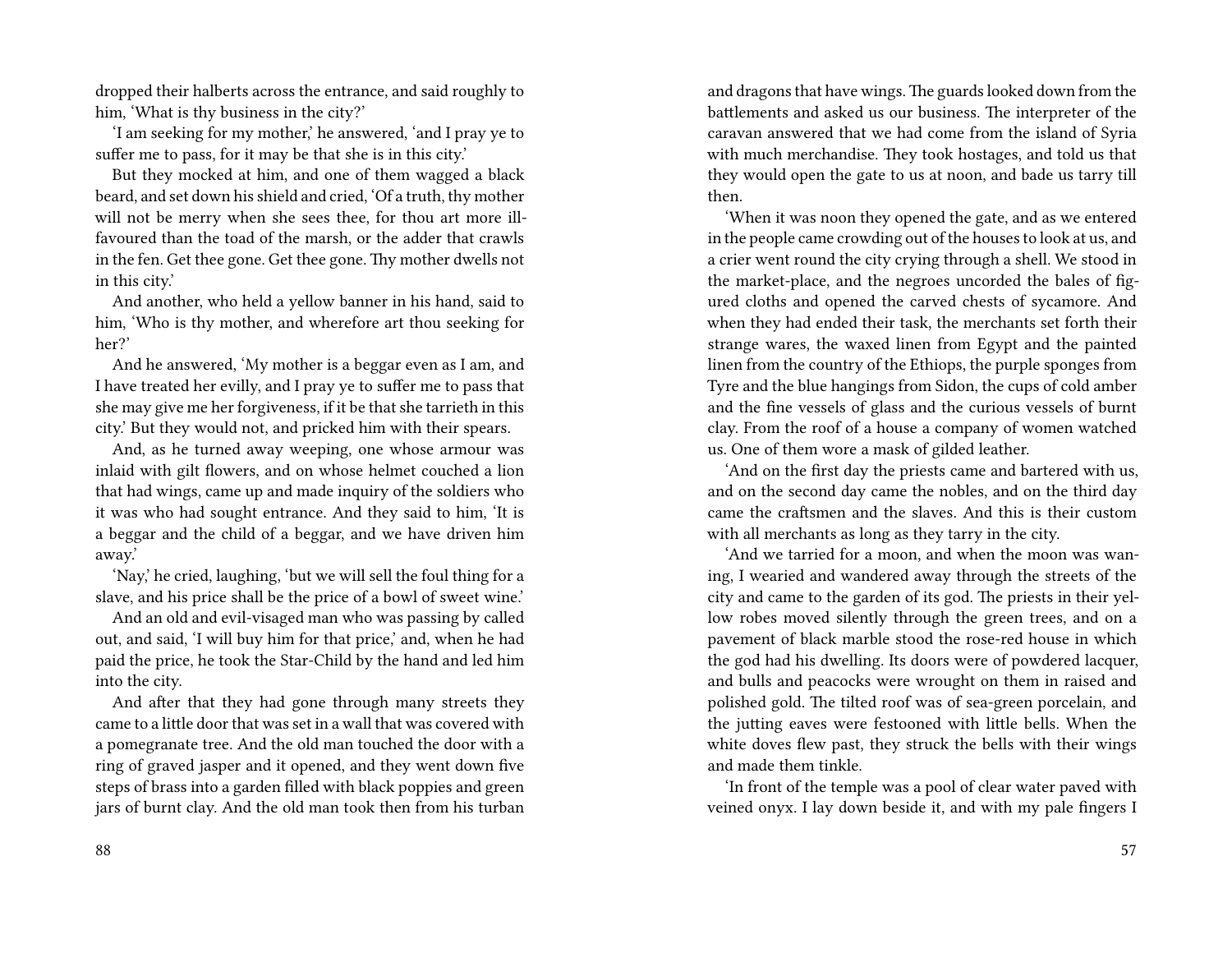dropped their halberts across the entrance, and said roughly to him, 'What is thy business in the city?'

'I am seeking for my mother,' he answered, 'and I pray ye to suffer me to pass, for it may be that she is in this city.'

But they mocked at him, and one of them wagged a black beard, and set down his shield and cried, 'Of a truth, thy mother will not be merry when she sees thee, for thou art more ill-favoured than the toad of the marsh, or the adder that crawls in the fen. Get thee gone. Get thee gone. Thy mother dwells not in this city.'

And another, who held a yellow banner in his hand, said to him, 'Who is thy mother, and wherefore art thou seeking for her?'

And he answered, 'My mother is a beggar even as I am, and I have treated her evilly, and I pray ye to suffer me to pass that she may give me her forgiveness, if it be that she tarrieth in this city.' But they would not, and pricked him with their spears.

And, as he turned away weeping, one whose armour was inlaid with gilt flowers, and on whose helmet couched a lion that had wings, came up and made inquiry of the soldiers who it was who had sought entrance. And they said to him, 'It is a beggar and the child of a beggar, and we have driven him away.'

'Nay,' he cried, laughing, 'but we will sell the foul thing for a slave, and his price shall be the price of a bowl of sweet wine.'

And an old and evil-visaged man who was passing by called out, and said, 'I will buy him for that price,' and, when he had paid the price, he took the Star-Child by the hand and led him into the city.

And after that they had gone through many streets they came to a little door that was set in a wall that was covered with a pomegranate tree. And the old man touched the door with a ring of graved jasper and it opened, and they went down five steps of brass into a garden filled with black poppies and green jars of burnt clay. And the old man took then from his turban

and dragons that have wings. The guards looked down from the battlements and asked us our business. The interpreter of the caravan answered that we had come from the island of Syria with much merchandise. They took hostages, and told us that they would open the gate to us at noon, and bade us tarry till then.

'When it was noon they opened the gate, and as we entered in the people came crowding out of the houses to look at us, and a crier went round the city crying through a shell. We stood in the market-place, and the negroes uncorded the bales of figured cloths and opened the carved chests of sycamore. And when they had ended their task, the merchants set forth their strange wares, the waxed linen from Egypt and the painted linen from the country of the Ethiops, the purple sponges from Tyre and the blue hangings from Sidon, the cups of cold amber and the fine vessels of glass and the curious vessels of burnt clay. From the roof of a house a company of women watched us. One of them wore a mask of gilded leather.

'And on the first day the priests came and bartered with us, and on the second day came the nobles, and on the third day came the craftsmen and the slaves. And this is their custom with all merchants as long as they tarry in the city.

'And we tarried for a moon, and when the moon was waning, I wearied and wandered away through the streets of the city and came to the garden of its god. The priests in their yellow robes moved silently through the green trees, and on a pavement of black marble stood the rose-red house in which the god had his dwelling. Its doors were of powdered lacquer, and bulls and peacocks were wrought on them in raised and polished gold. The tilted roof was of sea-green porcelain, and the jutting eaves were festooned with little bells. When the white doves flew past, they struck the bells with their wings and made them tinkle.

'In front of the temple was a pool of clear water paved with veined onyx. I lay down beside it, and with my pale fingers I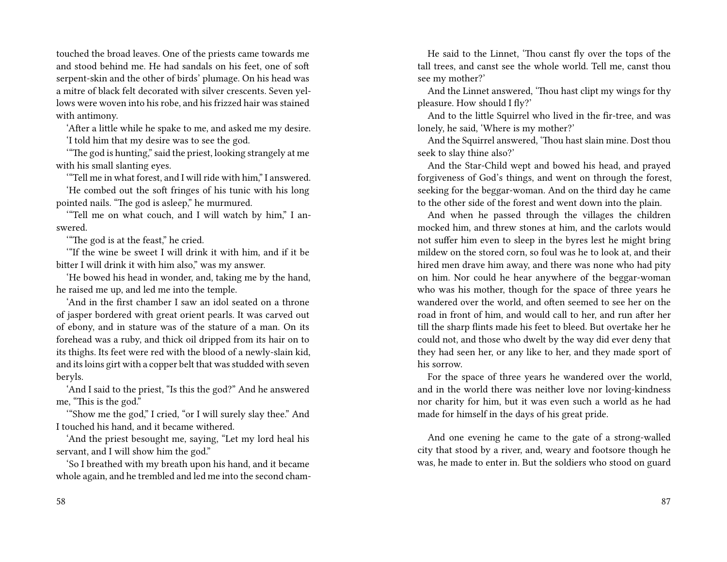touched the broad leaves. One of the priests came towards me and stood behind me. He had sandals on his feet, one of soft serpent-skin and the other of birds' plumage. On his head was a mitre of black felt decorated with silver crescents. Seven yellows were woven into his robe, and his frizzed hair was stained with antimony.

'After a little while he spake to me, and asked me my desire.

'I told him that my desire was to see the god.

'"The god is hunting," said the priest, looking strangely at me with his small slanting eyes.

'"Tell me in what forest, and I will ride with him," I answered.

'He combed out the soft fringes of his tunic with his long pointed nails. "The god is asleep," he murmured.

'"Tell me on what couch, and I will watch by him," I answered.

'"The god is at the feast," he cried.

'"If the wine be sweet I will drink it with him, and if it be bitter I will drink it with him also," was my answer.

'He bowed his head in wonder, and, taking me by the hand, he raised me up, and led me into the temple.

'And in the first chamber I saw an idol seated on a throne of jasper bordered with great orient pearls. It was carved out of ebony, and in stature was of the stature of a man. On its forehead was a ruby, and thick oil dripped from its hair on to its thighs. Its feet were red with the blood of a newly-slain kid, and its loins girt with a copper belt that was studded with seven beryls.

'And I said to the priest, "Is this the god?" And he answered me, "This is the god."

'"Show me the god," I cried, "or I will surely slay thee." And I touched his hand, and it became withered.

'And the priest besought me, saying, "Let my lord heal his servant, and I will show him the god."

'So I breathed with my breath upon his hand, and it became whole again, and he trembled and led me into the second cham-

He said to the Linnet, 'Thou canst fly over the tops of the tall trees, and canst see the whole world. Tell me, canst thou see my mother?'

And the Linnet answered, 'Thou hast clipt my wings for thy pleasure. How should I fly?'

And to the little Squirrel who lived in the fir-tree, and was lonely, he said, 'Where is my mother?'

And the Squirrel answered, 'Thou hast slain mine. Dost thou seek to slay thine also?'

And the Star-Child wept and bowed his head, and prayed forgiveness of God's things, and went on through the forest, seeking for the beggar-woman. And on the third day he came to the other side of the forest and went down into the plain.

And when he passed through the villages the children mocked him, and threw stones at him, and the carlots would not suffer him even to sleep in the byres lest he might bring mildew on the stored corn, so foul was he to look at, and their hired men drave him away, and there was none who had pity on him. Nor could he hear anywhere of the beggar-woman who was his mother, though for the space of three years he wandered over the world, and often seemed to see her on the road in front of him, and would call to her, and run after her till the sharp flints made his feet to bleed. But overtake her he could not, and those who dwelt by the way did ever deny that they had seen her, or any like to her, and they made sport of his sorrow.

For the space of three years he wandered over the world, and in the world there was neither love nor loving-kindness nor charity for him, but it was even such a world as he had made for himself in the days of his great pride.

And one evening he came to the gate of a strong-walled city that stood by a river, and, weary and footsore though he was, he made to enter in. But the soldiers who stood on guard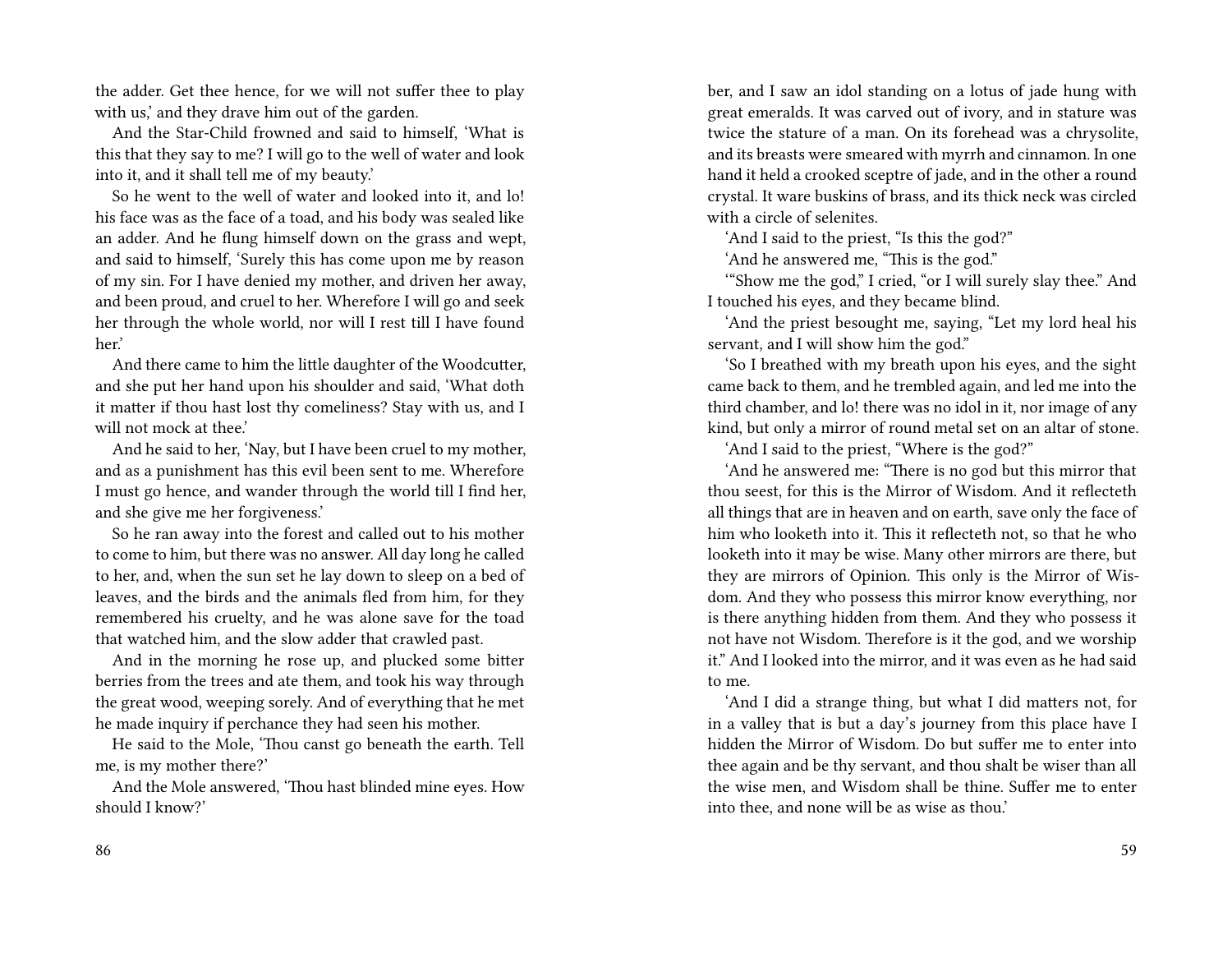the adder. Get thee hence, for we will not suffer thee to play with us,' and they drave him out of the garden.

And the Star-Child frowned and said to himself, 'What is this that they say to me? I will go to the well of water and look into it, and it shall tell me of my beauty.'

So he went to the well of water and looked into it, and lo! his face was as the face of a toad, and his body was sealed like an adder. And he flung himself down on the grass and wept, and said to himself, 'Surely this has come upon me by reason of my sin. For I have denied my mother, and driven her away, and been proud, and cruel to her. Wherefore I will go and seek her through the whole world, nor will I rest till I have found her.'

And there came to him the little daughter of the Woodcutter, and she put her hand upon his shoulder and said, 'What doth it matter if thou hast lost thy comeliness? Stay with us, and I will not mock at thee.'

And he said to her, 'Nay, but I have been cruel to my mother, and as a punishment has this evil been sent to me. Wherefore I must go hence, and wander through the world till I find her, and she give me her forgiveness.'

So he ran away into the forest and called out to his mother to come to him, but there was no answer. All day long he called to her, and, when the sun set he lay down to sleep on a bed of leaves, and the birds and the animals fled from him, for they remembered his cruelty, and he was alone save for the toad that watched him, and the slow adder that crawled past.

And in the morning he rose up, and plucked some bitter berries from the trees and ate them, and took his way through the great wood, weeping sorely. And of everything that he met he made inquiry if perchance they had seen his mother.

He said to the Mole, 'Thou canst go beneath the earth. Tell me, is my mother there?'

And the Mole answered, 'Thou hast blinded mine eyes. How should I know?'

ber, and I saw an idol standing on a lotus of jade hung with great emeralds. It was carved out of ivory, and in stature was twice the stature of a man. On its forehead was a chrysolite, and its breasts were smeared with myrrh and cinnamon. In one hand it held a crooked sceptre of jade, and in the other a round crystal. It ware buskins of brass, and its thick neck was circled with a circle of selenites.

'And I said to the priest, "Is this the god?"

'And he answered me, "This is the god."

'"Show me the god," I cried, "or I will surely slay thee." And I touched his eyes, and they became blind.

'And the priest besought me, saying, "Let my lord heal his servant, and I will show him the god."

'So I breathed with my breath upon his eyes, and the sight came back to them, and he trembled again, and led me into the third chamber, and lo! there was no idol in it, nor image of any kind, but only a mirror of round metal set on an altar of stone.

'And I said to the priest, "Where is the god?"

'And he answered me: "There is no god but this mirror that thou seest, for this is the Mirror of Wisdom. And it reflecteth all things that are in heaven and on earth, save only the face of him who looketh into it. This it reflecteth not, so that he who looketh into it may be wise. Many other mirrors are there, but they are mirrors of Opinion. This only is the Mirror of Wisdom. And they who possess this mirror know everything, nor is there anything hidden from them. And they who possess it not have not Wisdom. Therefore is it the god, and we worship it." And I looked into the mirror, and it was even as he had said to me.

'And I did a strange thing, but what I did matters not, for in a valley that is but a day's journey from this place have I hidden the Mirror of Wisdom. Do but suffer me to enter into thee again and be thy servant, and thou shalt be wiser than all the wise men, and Wisdom shall be thine. Suffer me to enter into thee, and none will be as wise as thou.'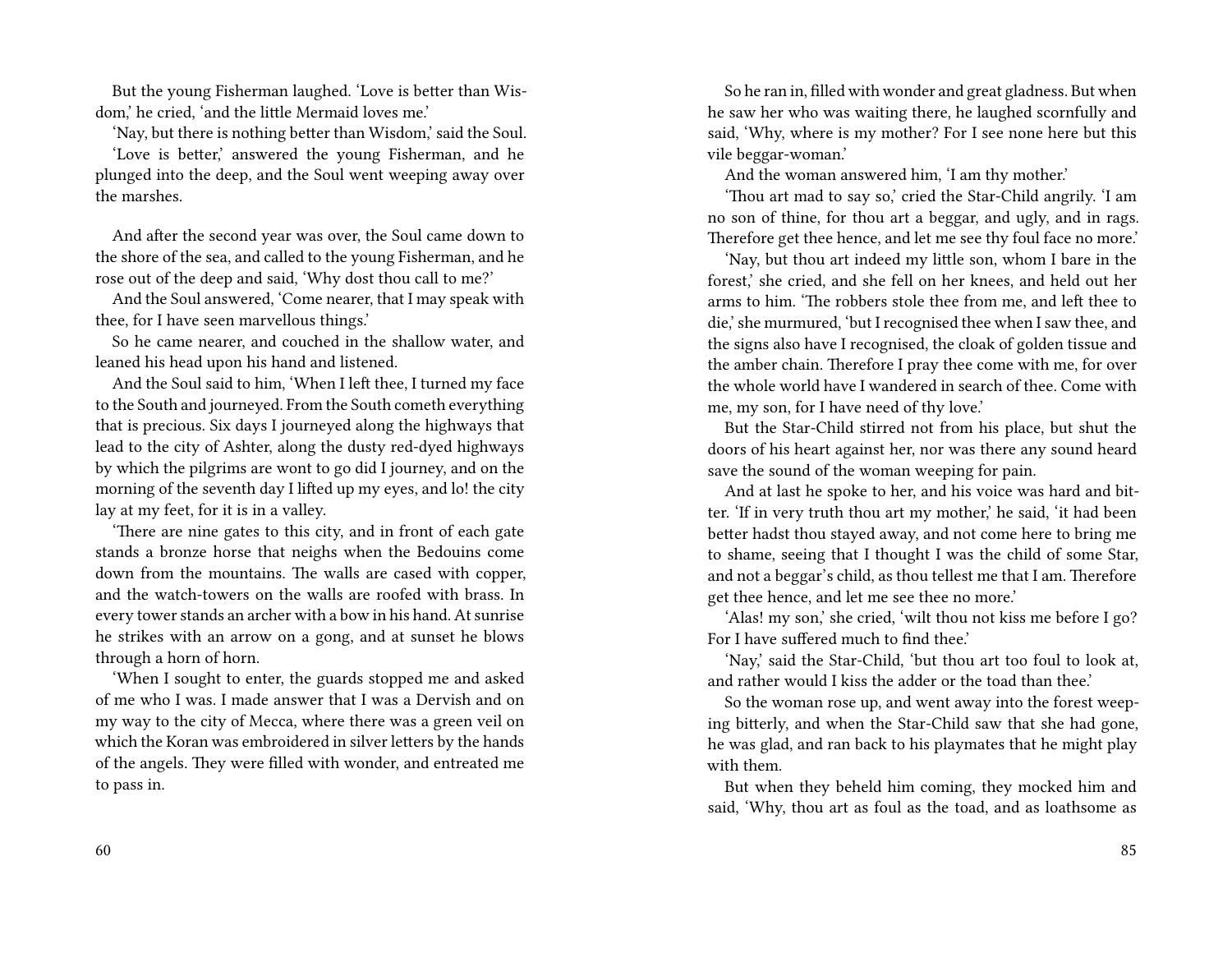But the young Fisherman laughed. 'Love is better than Wisdom,' he cried, 'and the little Mermaid loves me.'

'Nay, but there is nothing better than Wisdom,' said the Soul.

'Love is better,' answered the young Fisherman, and he plunged into the deep, and the Soul went weeping away over the marshes.

And after the second year was over, the Soul came down to the shore of the sea, and called to the young Fisherman, and he rose out of the deep and said, 'Why dost thou call to me?'

And the Soul answered, 'Come nearer, that I may speak with thee, for I have seen marvellous things.'

So he came nearer, and couched in the shallow water, and leaned his head upon his hand and listened.

And the Soul said to him, 'When I left thee, I turned my face to the South and journeyed. From the South cometh everything that is precious. Six days I journeyed along the highways that lead to the city of Ashter, along the dusty red-dyed highways by which the pilgrims are wont to go did I journey, and on the morning of the seventh day I lifted up my eyes, and lo! the city lay at my feet, for it is in a valley.

'There are nine gates to this city, and in front of each gate stands a bronze horse that neighs when the Bedouins come down from the mountains. The walls are cased with copper, and the watch-towers on the walls are roofed with brass. In every tower stands an archer with a bow in his hand. At sunrise he strikes with an arrow on a gong, and at sunset he blows through a horn of horn.

'When I sought to enter, the guards stopped me and asked of me who I was. I made answer that I was a Dervish and on my way to the city of Mecca, where there was a green veil on which the Koran was embroidered in silver letters by the hands of the angels. They were filled with wonder, and entreated me to pass in.

So he ran in, filled with wonder and great gladness. But when he saw her who was waiting there, he laughed scornfully and said, 'Why, where is my mother? For I see none here but this vile beggar-woman.'

And the woman answered him, 'I am thy mother.'

'Thou art mad to say so,' cried the Star-Child angrily. 'I am no son of thine, for thou art a beggar, and ugly, and in rags. Therefore get thee hence, and let me see thy foul face no more.'

'Nay, but thou art indeed my little son, whom I bare in the forest,' she cried, and she fell on her knees, and held out her arms to him. 'The robbers stole thee from me, and left thee to die,' she murmured, 'but I recognised thee when I saw thee, and the signs also have I recognised, the cloak of golden tissue and the amber chain. Therefore I pray thee come with me, for over the whole world have I wandered in search of thee. Come with me, my son, for I have need of thy love.'

But the Star-Child stirred not from his place, but shut the doors of his heart against her, nor was there any sound heard save the sound of the woman weeping for pain.

And at last he spoke to her, and his voice was hard and bitter. 'If in very truth thou art my mother,' he said, 'it had been better hadst thou stayed away, and not come here to bring me to shame, seeing that I thought I was the child of some Star, and not a beggar's child, as thou tellest me that I am. Therefore get thee hence, and let me see thee no more.'

'Alas! my son,' she cried, 'wilt thou not kiss me before I go? For I have suffered much to find thee.'

'Nay,' said the Star-Child, 'but thou art too foul to look at, and rather would I kiss the adder or the toad than thee.'

So the woman rose up, and went away into the forest weeping bitterly, and when the Star-Child saw that she had gone, he was glad, and ran back to his playmates that he might play with them.

But when they beheld him coming, they mocked him and said, 'Why, thou art as foul as the toad, and as loathsome as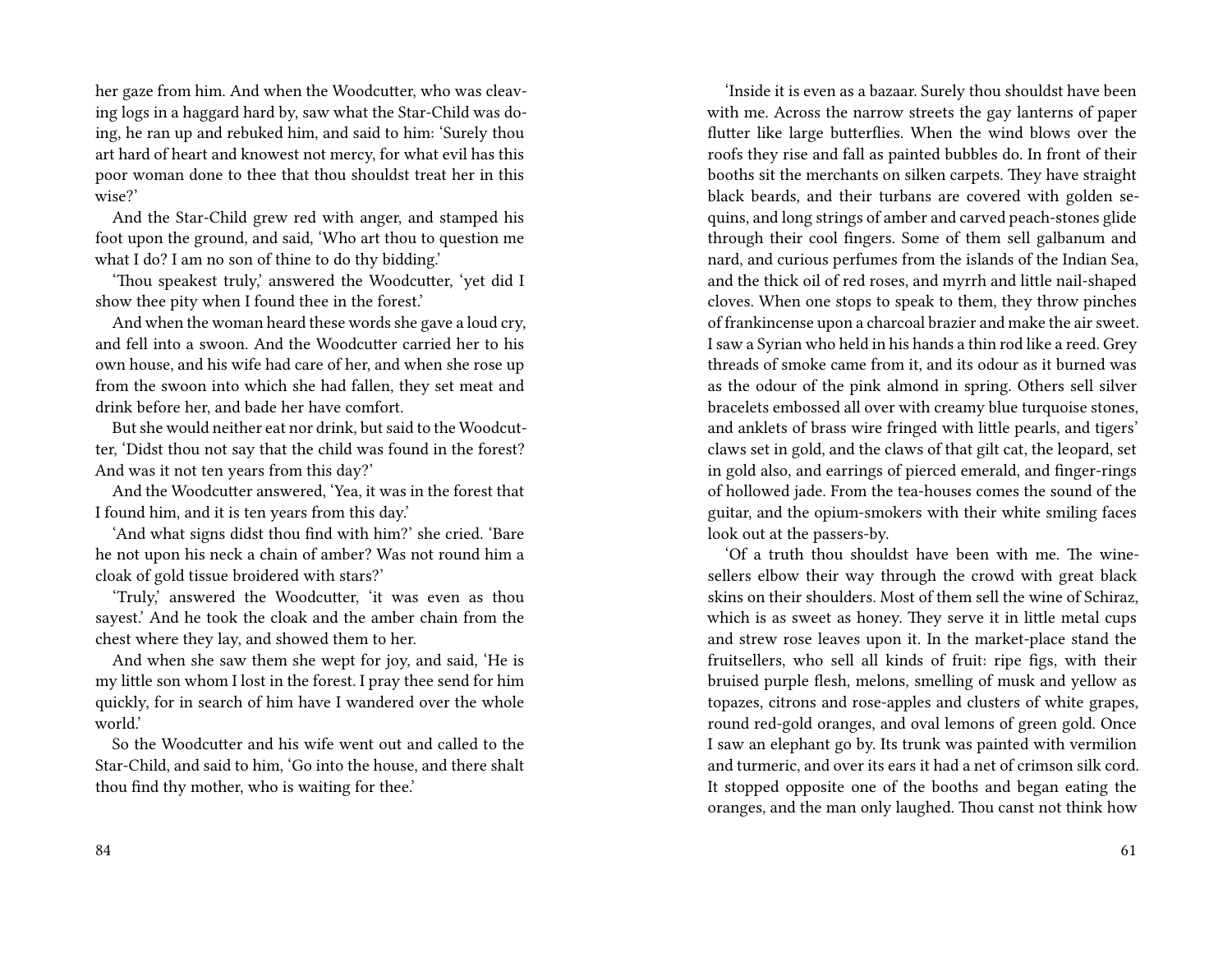her gaze from him. And when the Woodcutter, who was cleaving logs in a haggard hard by, saw what the Star-Child was doing, he ran up and rebuked him, and said to him: 'Surely thou art hard of heart and knowest not mercy, for what evil has this poor woman done to thee that thou shouldst treat her in this wise?'

And the Star-Child grew red with anger, and stamped his foot upon the ground, and said, 'Who art thou to question me what I do? I am no son of thine to do thy bidding.'

'Thou speakest truly,' answered the Woodcutter, 'yet did I show thee pity when I found thee in the forest.'

And when the woman heard these words she gave a loud cry, and fell into a swoon. And the Woodcutter carried her to his own house, and his wife had care of her, and when she rose up from the swoon into which she had fallen, they set meat and drink before her, and bade her have comfort.

But she would neither eat nor drink, but said to the Woodcutter, 'Didst thou not say that the child was found in the forest? And was it not ten years from this day?'

And the Woodcutter answered, 'Yea, it was in the forest that I found him, and it is ten years from this day.'

'And what signs didst thou find with him?' she cried. 'Bare he not upon his neck a chain of amber? Was not round him a cloak of gold tissue broidered with stars?'

'Truly,' answered the Woodcutter, 'it was even as thou sayest.' And he took the cloak and the amber chain from the chest where they lay, and showed them to her.

And when she saw them she wept for joy, and said, 'He is my little son whom I lost in the forest. I pray thee send for him quickly, for in search of him have I wandered over the whole world.'

So the Woodcutter and his wife went out and called to the Star-Child, and said to him, 'Go into the house, and there shalt thou find thy mother, who is waiting for thee.'

'Inside it is even as a bazaar. Surely thou shouldst have been with me. Across the narrow streets the gay lanterns of paper flutter like large butterflies. When the wind blows over the roofs they rise and fall as painted bubbles do. In front of their booths sit the merchants on silken carpets. They have straight black beards, and their turbans are covered with golden sequins, and long strings of amber and carved peach-stones glide through their cool fingers. Some of them sell galbanum and nard, and curious perfumes from the islands of the Indian Sea, and the thick oil of red roses, and myrrh and little nail-shaped cloves. When one stops to speak to them, they throw pinches of frankincense upon a charcoal brazier and make the air sweet. I saw a Syrian who held in his hands a thin rod like a reed. Grey threads of smoke came from it, and its odour as it burned was as the odour of the pink almond in spring. Others sell silver bracelets embossed all over with creamy blue turquoise stones, and anklets of brass wire fringed with little pearls, and tigers' claws set in gold, and the claws of that gilt cat, the leopard, set in gold also, and earrings of pierced emerald, and finger-rings of hollowed jade. From the tea-houses comes the sound of the guitar, and the opium-smokers with their white smiling faces look out at the passers-by.

'Of a truth thou shouldst have been with me. The wine-sellers elbow their way through the crowd with great black skins on their shoulders. Most of them sell the wine of Schiraz, which is as sweet as honey. They serve it in little metal cups and strew rose leaves upon it. In the market-place stand the fruitsellers, who sell all kinds of fruit: ripe figs, with their bruised purple flesh, melons, smelling of musk and yellow as topazes, citrons and rose-apples and clusters of white grapes, round red-gold oranges, and oval lemons of green gold. Once I saw an elephant go by. Its trunk was painted with vermilion and turmeric, and over its ears it had a net of crimson silk cord. It stopped opposite one of the booths and began eating the oranges, and the man only laughed. Thou canst not think how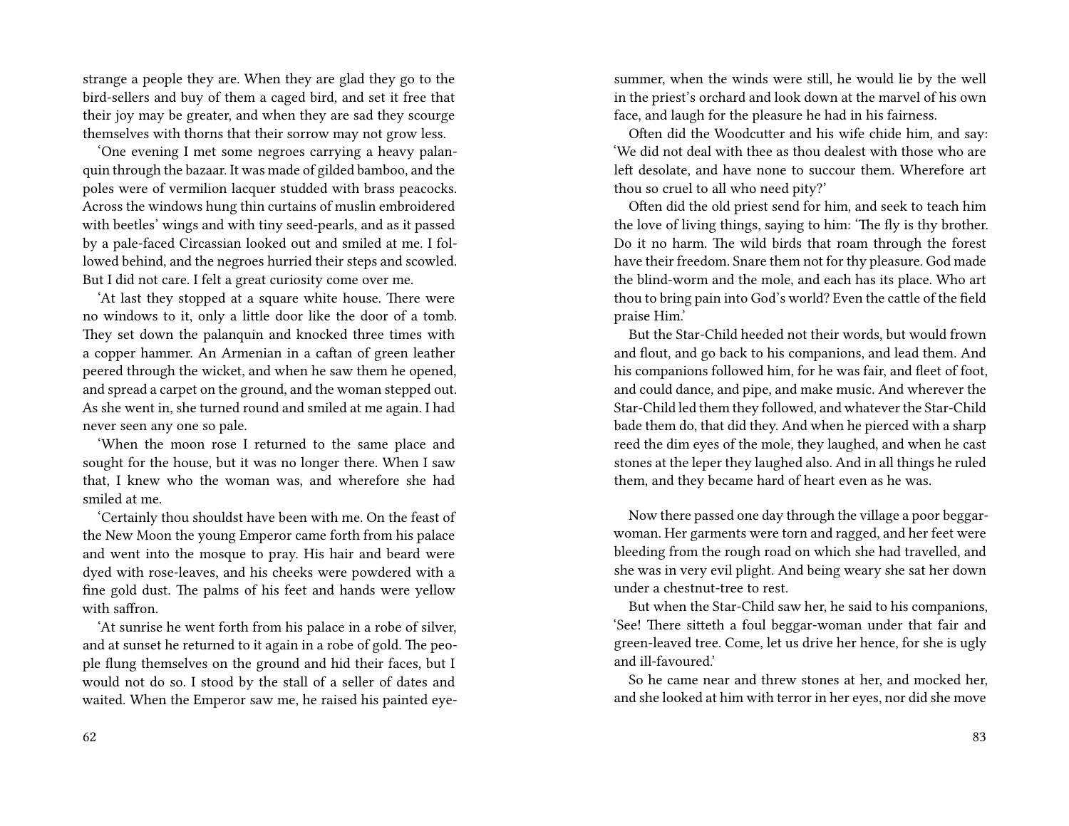strange a people they are. When they are glad they go to the bird-sellers and buy of them a caged bird, and set it free that their joy may be greater, and when they are sad they scourge themselves with thorns that their sorrow may not grow less.

'One evening I met some negroes carrying a heavy palanquin through the bazaar. It was made of gilded bamboo, and the poles were of vermilion lacquer studded with brass peacocks. Across the windows hung thin curtains of muslin embroidered with beetles' wings and with tiny seed-pearls, and as it passed by a pale-faced Circassian looked out and smiled at me. I followed behind, and the negroes hurried their steps and scowled. But I did not care. I felt a great curiosity come over me.

'At last they stopped at a square white house. There were no windows to it, only a little door like the door of a tomb. They set down the palanquin and knocked three times with a copper hammer. An Armenian in a caftan of green leather peered through the wicket, and when he saw them he opened, and spread a carpet on the ground, and the woman stepped out. As she went in, she turned round and smiled at me again. I had never seen any one so pale.

'When the moon rose I returned to the same place and sought for the house, but it was no longer there. When I saw that, I knew who the woman was, and wherefore she had smiled at me.

'Certainly thou shouldst have been with me. On the feast of the New Moon the young Emperor came forth from his palace and went into the mosque to pray. His hair and beard were dyed with rose-leaves, and his cheeks were powdered with a fine gold dust. The palms of his feet and hands were yellow with saffron.

'At sunrise he went forth from his palace in a robe of silver, and at sunset he returned to it again in a robe of gold. The people flung themselves on the ground and hid their faces, but I would not do so. I stood by the stall of a seller of dates and waited. When the Emperor saw me, he raised his painted eye-

summer, when the winds were still, he would lie by the well in the priest's orchard and look down at the marvel of his own face, and laugh for the pleasure he had in his fairness.

Often did the Woodcutter and his wife chide him, and say: 'We did not deal with thee as thou dealest with those who are left desolate, and have none to succour them. Wherefore art thou so cruel to all who need pity?'

Often did the old priest send for him, and seek to teach him the love of living things, saying to him: 'The fly is thy brother. Do it no harm. The wild birds that roam through the forest have their freedom. Snare them not for thy pleasure. God made the blind-worm and the mole, and each has its place. Who art thou to bring pain into God's world? Even the cattle of the field praise Him.'

But the Star-Child heeded not their words, but would frown and flout, and go back to his companions, and lead them. And his companions followed him, for he was fair, and fleet of foot, and could dance, and pipe, and make music. And wherever the Star-Child led them they followed, and whatever the Star-Child bade them do, that did they. And when he pierced with a sharp reed the dim eyes of the mole, they laughed, and when he cast stones at the leper they laughed also. And in all things he ruled them, and they became hard of heart even as he was.

Now there passed one day through the village a poor beggar-woman. Her garments were torn and ragged, and her feet were bleeding from the rough road on which she had travelled, and she was in very evil plight. And being weary she sat her down under a chestnut-tree to rest.

But when the Star-Child saw her, he said to his companions, 'See! There sitteth a foul beggar-woman under that fair and green-leaved tree. Come, let us drive her hence, for she is ugly and ill-favoured.'

So he came near and threw stones at her, and mocked her, and she looked at him with terror in her eyes, nor did she move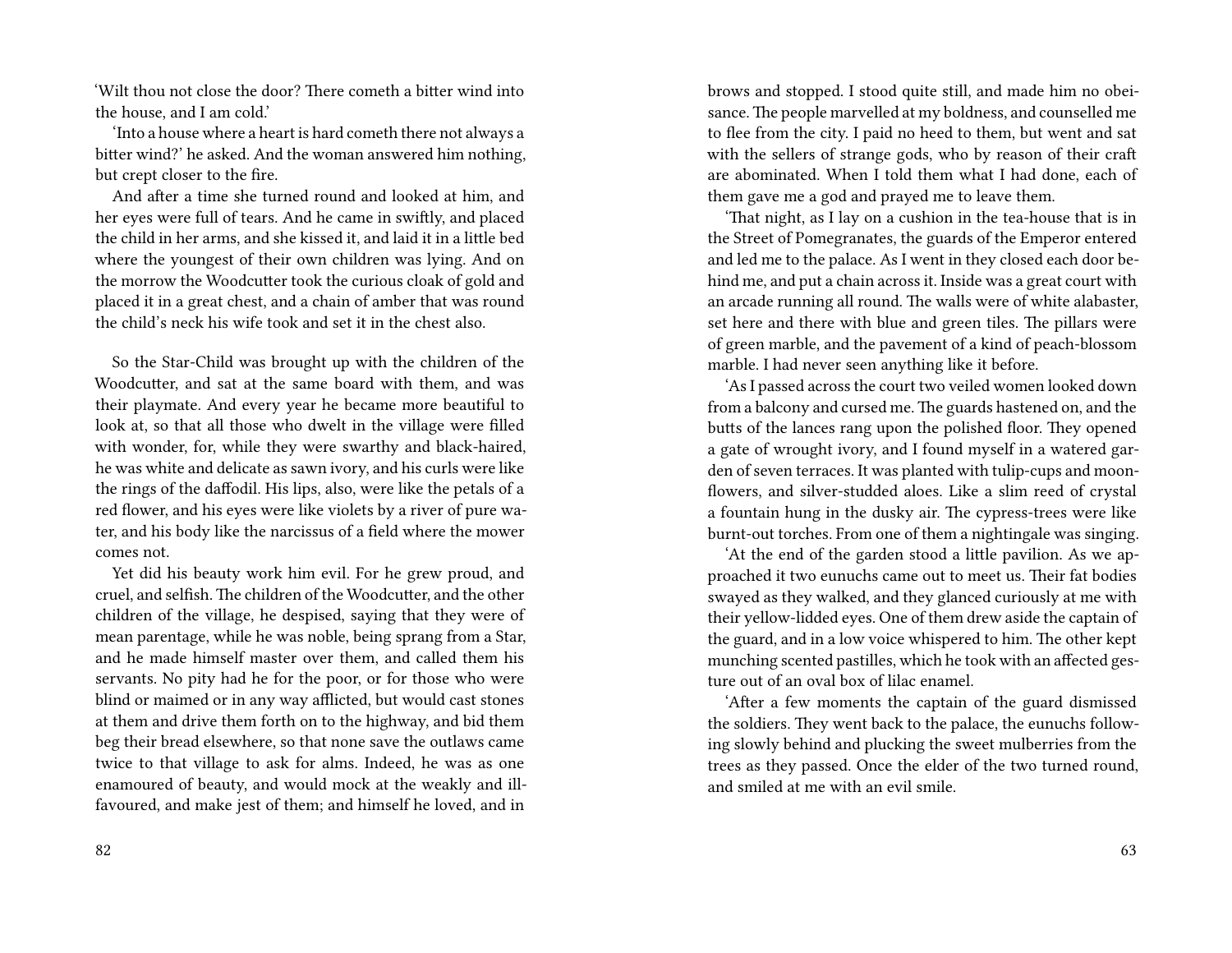'Wilt thou not close the door? There cometh a bitter wind into the house, and I am cold.'

'Into a house where a heart is hard cometh there not always a bitter wind?' he asked. And the woman answered him nothing, but crept closer to the fire.

And after a time she turned round and looked at him, and her eyes were full of tears. And he came in swiftly, and placed the child in her arms, and she kissed it, and laid it in a little bed where the youngest of their own children was lying. And on the morrow the Woodcutter took the curious cloak of gold and placed it in a great chest, and a chain of amber that was round the child's neck his wife took and set it in the chest also.

So the Star-Child was brought up with the children of the Woodcutter, and sat at the same board with them, and was their playmate. And every year he became more beautiful to look at, so that all those who dwelt in the village were filled with wonder, for, while they were swarthy and black-haired, he was white and delicate as sawn ivory, and his curls were like the rings of the daffodil. His lips, also, were like the petals of a red flower, and his eyes were like violets by a river of pure water, and his body like the narcissus of a field where the mower comes not.

Yet did his beauty work him evil. For he grew proud, and cruel, and selfish. The children of the Woodcutter, and the other children of the village, he despised, saying that they were of mean parentage, while he was noble, being sprang from a Star, and he made himself master over them, and called them his servants. No pity had he for the poor, or for those who were blind or maimed or in any way afflicted, but would cast stones at them and drive them forth on to the highway, and bid them beg their bread elsewhere, so that none save the outlaws came twice to that village to ask for alms. Indeed, he was as one enamoured of beauty, and would mock at the weakly and ill-favoured, and make jest of them; and himself he loved, and in

brows and stopped. I stood quite still, and made him no obeisance. The people marvelled at my boldness, and counselled me to flee from the city. I paid no heed to them, but went and sat with the sellers of strange gods, who by reason of their craft are abominated. When I told them what I had done, each of them gave me a god and prayed me to leave them.

'That night, as I lay on a cushion in the tea-house that is in the Street of Pomegranates, the guards of the Emperor entered and led me to the palace. As I went in they closed each door behind me, and put a chain across it. Inside was a great court with an arcade running all round. The walls were of white alabaster, set here and there with blue and green tiles. The pillars were of green marble, and the pavement of a kind of peach-blossom marble. I had never seen anything like it before.

'As I passed across the court two veiled women looked down from a balcony and cursed me. The guards hastened on, and the butts of the lances rang upon the polished floor. They opened a gate of wrought ivory, and I found myself in a watered garden of seven terraces. It was planted with tulip-cups and moonflowers, and silver-studded aloes. Like a slim reed of crystal a fountain hung in the dusky air. The cypress-trees were like burnt-out torches. From one of them a nightingale was singing.

'At the end of the garden stood a little pavilion. As we approached it two eunuchs came out to meet us. Their fat bodies swayed as they walked, and they glanced curiously at me with their yellow-lidded eyes. One of them drew aside the captain of the guard, and in a low voice whispered to him. The other kept munching scented pastilles, which he took with an affected gesture out of an oval box of lilac enamel.

'After a few moments the captain of the guard dismissed the soldiers. They went back to the palace, the eunuchs following slowly behind and plucking the sweet mulberries from the trees as they passed. Once the elder of the two turned round, and smiled at me with an evil smile.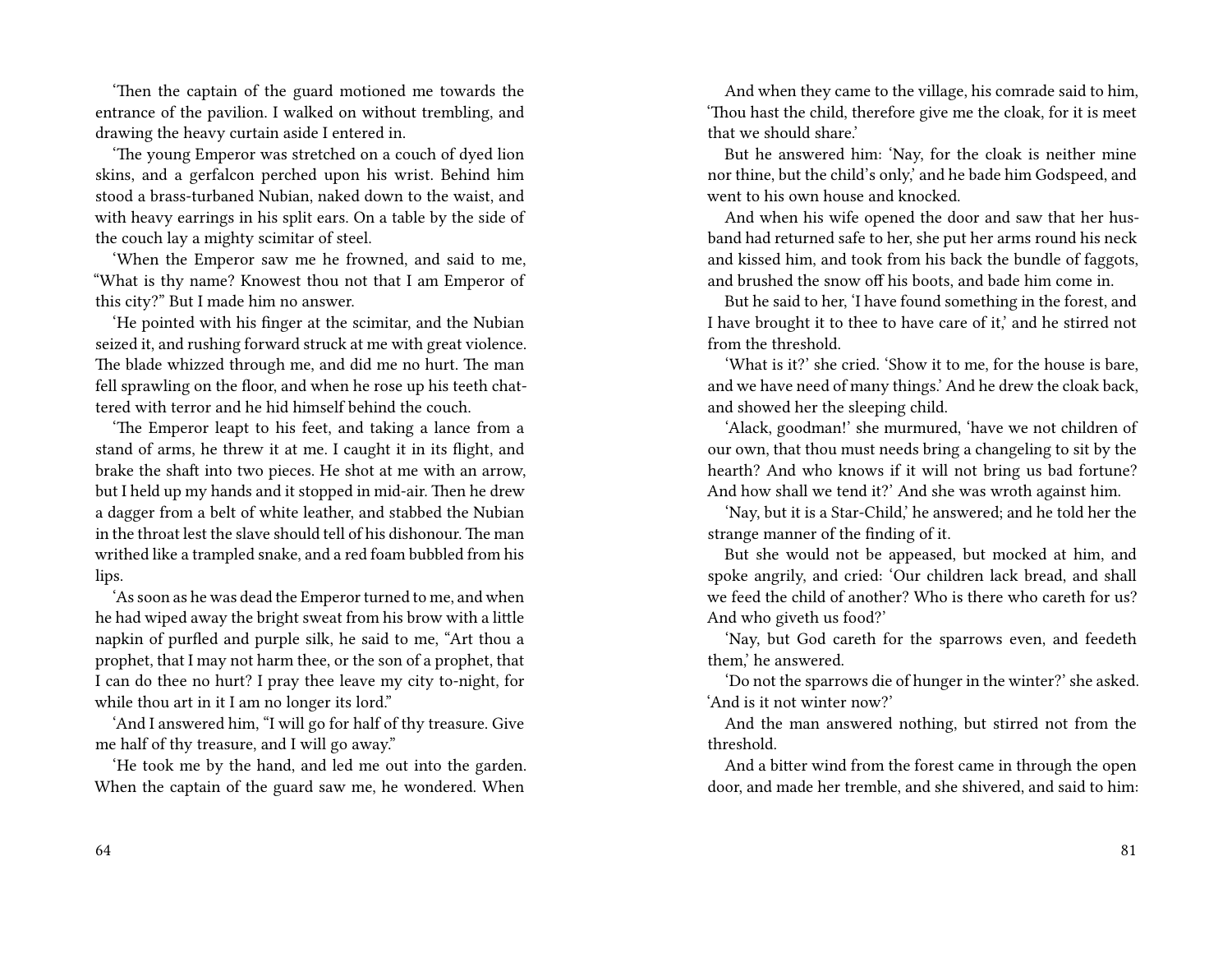'Then the captain of the guard motioned me towards the entrance of the pavilion. I walked on without trembling, and drawing the heavy curtain aside I entered in.

'The young Emperor was stretched on a couch of dyed lion skins, and a gerfalcon perched upon his wrist. Behind him stood a brass-turbaned Nubian, naked down to the waist, and with heavy earrings in his split ears. On a table by the side of the couch lay a mighty scimitar of steel.

'When the Emperor saw me he frowned, and said to me, "What is thy name? Knowest thou not that I am Emperor of this city?" But I made him no answer.

'He pointed with his finger at the scimitar, and the Nubian seized it, and rushing forward struck at me with great violence. The blade whizzed through me, and did me no hurt. The man fell sprawling on the floor, and when he rose up his teeth chattered with terror and he hid himself behind the couch.

'The Emperor leapt to his feet, and taking a lance from a stand of arms, he threw it at me. I caught it in its flight, and brake the shaft into two pieces. He shot at me with an arrow, but I held up my hands and it stopped in mid-air. Then he drew a dagger from a belt of white leather, and stabbed the Nubian in the throat lest the slave should tell of his dishonour. The man writhed like a trampled snake, and a red foam bubbled from his lips.

'As soon as he was dead the Emperor turned to me, and when he had wiped away the bright sweat from his brow with a little napkin of purfled and purple silk, he said to me, "Art thou a prophet, that I may not harm thee, or the son of a prophet, that I can do thee no hurt? I pray thee leave my city to-night, for while thou art in it I am no longer its lord."

'And I answered him, "I will go for half of thy treasure. Give me half of thy treasure, and I will go away."

'He took me by the hand, and led me out into the garden. When the captain of the guard saw me, he wondered. When

And when they came to the village, his comrade said to him, 'Thou hast the child, therefore give me the cloak, for it is meet that we should share.'

But he answered him: 'Nay, for the cloak is neither mine nor thine, but the child's only,' and he bade him Godspeed, and went to his own house and knocked.

And when his wife opened the door and saw that her husband had returned safe to her, she put her arms round his neck and kissed him, and took from his back the bundle of faggots, and brushed the snow off his boots, and bade him come in.

But he said to her, 'I have found something in the forest, and I have brought it to thee to have care of it,' and he stirred not from the threshold.

'What is it?' she cried. 'Show it to me, for the house is bare, and we have need of many things.' And he drew the cloak back, and showed her the sleeping child.

'Alack, goodman!' she murmured, 'have we not children of our own, that thou must needs bring a changeling to sit by the hearth? And who knows if it will not bring us bad fortune? And how shall we tend it?' And she was wroth against him.

'Nay, but it is a Star-Child,' he answered; and he told her the strange manner of the finding of it.

But she would not be appeased, but mocked at him, and spoke angrily, and cried: 'Our children lack bread, and shall we feed the child of another? Who is there who careth for us? And who giveth us food?'

'Nay, but God careth for the sparrows even, and feedeth them,' he answered.

'Do not the sparrows die of hunger in the winter?' she asked. 'And is it not winter now?'

And the man answered nothing, but stirred not from the threshold.

And a bitter wind from the forest came in through the open door, and made her tremble, and she shivered, and said to him: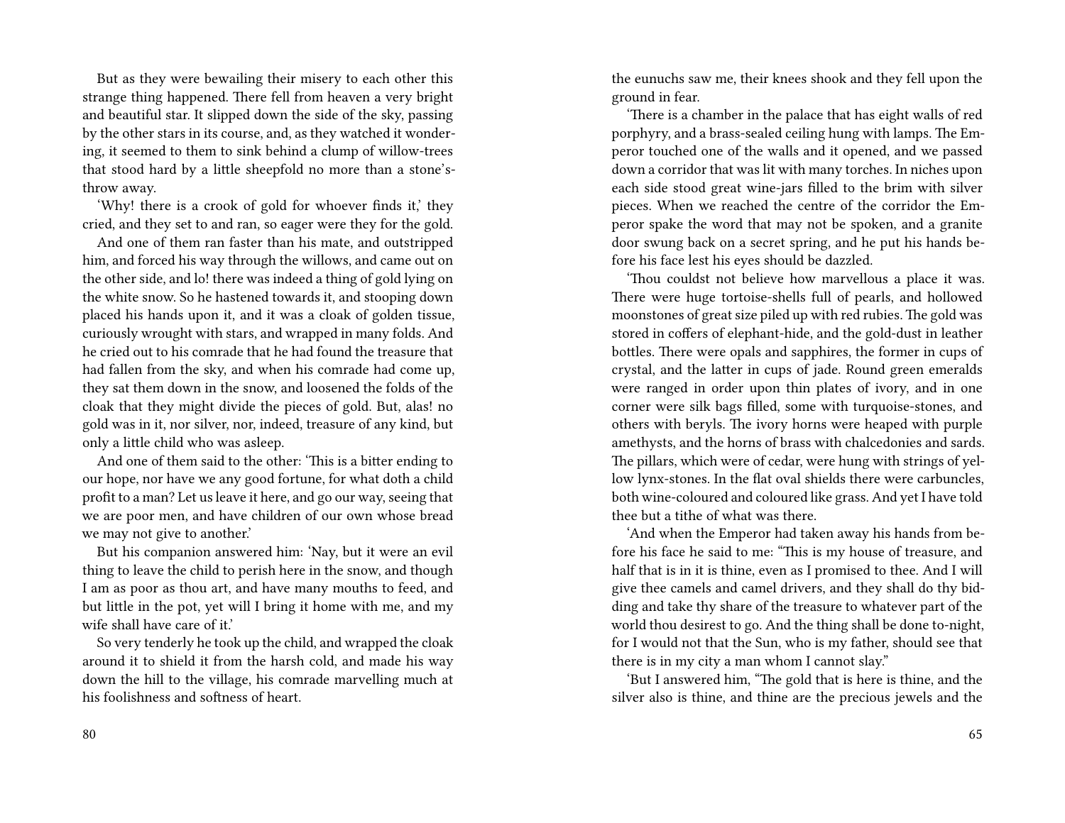But as they were bewailing their misery to each other this strange thing happened. There fell from heaven a very bright and beautiful star. It slipped down the side of the sky, passing by the other stars in its course, and, as they watched it wondering, it seemed to them to sink behind a clump of willow-trees that stood hard by a little sheepfold no more than a stone's-throw away.

'Why! there is a crook of gold for whoever finds it,' they cried, and they set to and ran, so eager were they for the gold.

And one of them ran faster than his mate, and outstripped him, and forced his way through the willows, and came out on the other side, and lo! there was indeed a thing of gold lying on the white snow. So he hastened towards it, and stooping down placed his hands upon it, and it was a cloak of golden tissue, curiously wrought with stars, and wrapped in many folds. And he cried out to his comrade that he had found the treasure that had fallen from the sky, and when his comrade had come up, they sat them down in the snow, and loosened the folds of the cloak that they might divide the pieces of gold. But, alas! no gold was in it, nor silver, nor, indeed, treasure of any kind, but only a little child who was asleep.

And one of them said to the other: 'This is a bitter ending to our hope, nor have we any good fortune, for what doth a child profit to a man? Let us leave it here, and go our way, seeing that we are poor men, and have children of our own whose bread we may not give to another.'

But his companion answered him: 'Nay, but it were an evil thing to leave the child to perish here in the snow, and though I am as poor as thou art, and have many mouths to feed, and but little in the pot, yet will I bring it home with me, and my wife shall have care of it.'

So very tenderly he took up the child, and wrapped the cloak around it to shield it from the harsh cold, and made his way down the hill to the village, his comrade marvelling much at his foolishness and softness of heart.

the eunuchs saw me, their knees shook and they fell upon the ground in fear.

'There is a chamber in the palace that has eight walls of red porphyry, and a brass-sealed ceiling hung with lamps. The Emperor touched one of the walls and it opened, and we passed down a corridor that was lit with many torches. In niches upon each side stood great wine-jars filled to the brim with silver pieces. When we reached the centre of the corridor the Emperor spake the word that may not be spoken, and a granite door swung back on a secret spring, and he put his hands before his face lest his eyes should be dazzled.

'Thou couldst not believe how marvellous a place it was. There were huge tortoise-shells full of pearls, and hollowed moonstones of great size piled up with red rubies. The gold was stored in coffers of elephant-hide, and the gold-dust in leather bottles. There were opals and sapphires, the former in cups of crystal, and the latter in cups of jade. Round green emeralds were ranged in order upon thin plates of ivory, and in one corner were silk bags filled, some with turquoise-stones, and others with beryls. The ivory horns were heaped with purple amethysts, and the horns of brass with chalcedonies and sards. The pillars, which were of cedar, were hung with strings of yellow lynx-stones. In the flat oval shields there were carbuncles, both wine-coloured and coloured like grass. And yet I have told thee but a tithe of what was there.

'And when the Emperor had taken away his hands from before his face he said to me: "This is my house of treasure, and half that is in it is thine, even as I promised to thee. And I will give thee camels and camel drivers, and they shall do thy bidding and take thy share of the treasure to whatever part of the world thou desirest to go. And the thing shall be done to-night, for I would not that the Sun, who is my father, should see that there is in my city a man whom I cannot slay."

'But I answered him, "The gold that is here is thine, and the silver also is thine, and thine are the precious jewels and the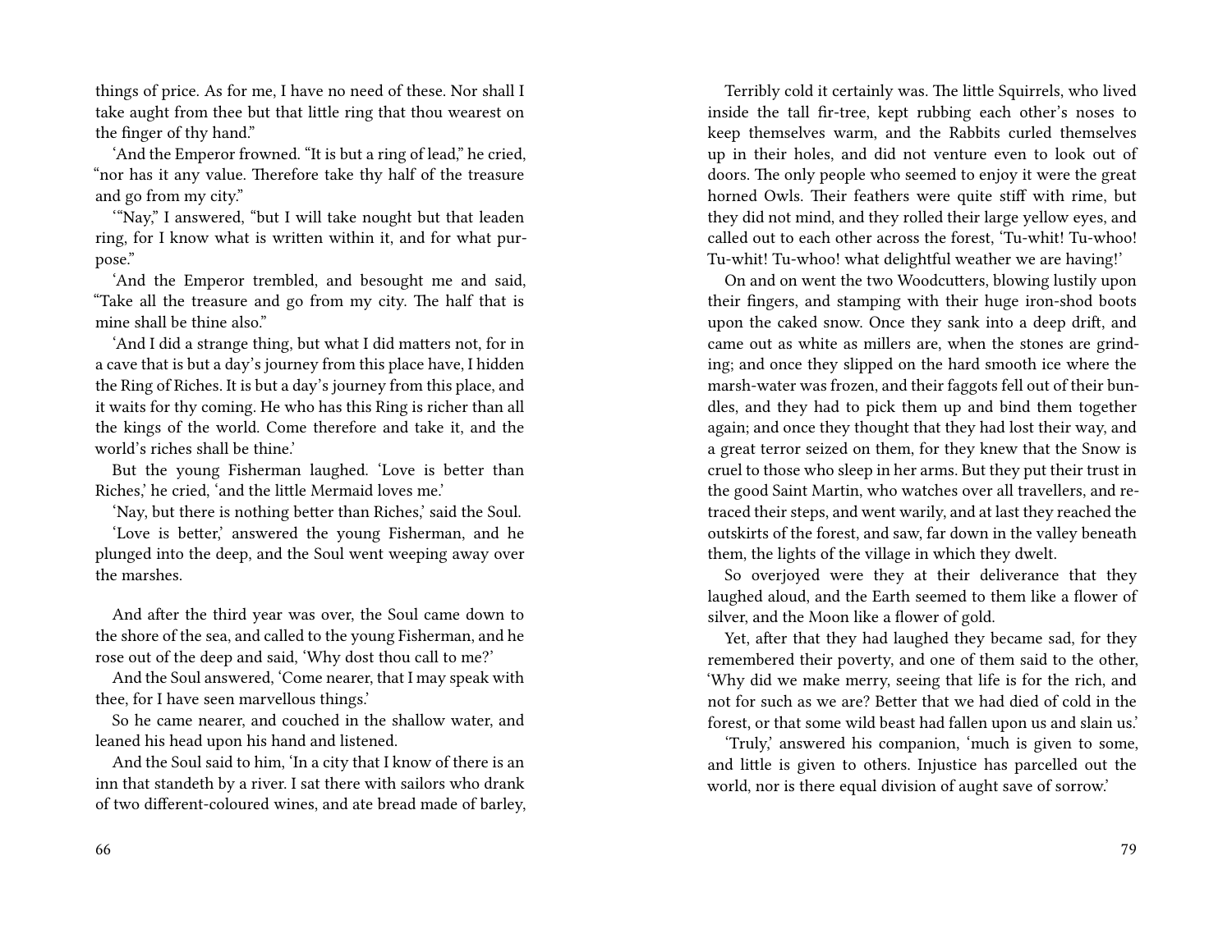things of price. As for me, I have no need of these. Nor shall I take aught from thee but that little ring that thou wearest on the finger of thy hand."

'And the Emperor frowned. "It is but a ring of lead," he cried, "nor has it any value. Therefore take thy half of the treasure and go from my city."

'"Nay," I answered, "but I will take nought but that leaden ring, for I know what is written within it, and for what purpose."

'And the Emperor trembled, and besought me and said, "Take all the treasure and go from my city. The half that is mine shall be thine also."

'And I did a strange thing, but what I did matters not, for in a cave that is but a day's journey from this place have, I hidden the Ring of Riches. It is but a day's journey from this place, and it waits for thy coming. He who has this Ring is richer than all the kings of the world. Come therefore and take it, and the world's riches shall be thine.'

But the young Fisherman laughed. 'Love is better than Riches,' he cried, 'and the little Mermaid loves me.'

'Nay, but there is nothing better than Riches,' said the Soul.

'Love is better,' answered the young Fisherman, and he plunged into the deep, and the Soul went weeping away over the marshes.

And after the third year was over, the Soul came down to the shore of the sea, and called to the young Fisherman, and he rose out of the deep and said, 'Why dost thou call to me?'

And the Soul answered, 'Come nearer, that I may speak with thee, for I have seen marvellous things.'

So he came nearer, and couched in the shallow water, and leaned his head upon his hand and listened.

And the Soul said to him, 'In a city that I know of there is an inn that standeth by a river. I sat there with sailors who drank of two different-coloured wines, and ate bread made of barley,

Terribly cold it certainly was. The little Squirrels, who lived inside the tall fir-tree, kept rubbing each other's noses to keep themselves warm, and the Rabbits curled themselves up in their holes, and did not venture even to look out of doors. The only people who seemed to enjoy it were the great horned Owls. Their feathers were quite stiff with rime, but they did not mind, and they rolled their large yellow eyes, and called out to each other across the forest, 'Tu-whit! Tu-whoo! Tu-whit! Tu-whoo! what delightful weather we are having!'

On and on went the two Woodcutters, blowing lustily upon their fingers, and stamping with their huge iron-shod boots upon the caked snow. Once they sank into a deep drift, and came out as white as millers are, when the stones are grinding; and once they slipped on the hard smooth ice where the marsh-water was frozen, and their faggots fell out of their bundles, and they had to pick them up and bind them together again; and once they thought that they had lost their way, and a great terror seized on them, for they knew that the Snow is cruel to those who sleep in her arms. But they put their trust in the good Saint Martin, who watches over all travellers, and retraced their steps, and went warily, and at last they reached the outskirts of the forest, and saw, far down in the valley beneath them, the lights of the village in which they dwelt.

So overjoyed were they at their deliverance that they laughed aloud, and the Earth seemed to them like a flower of silver, and the Moon like a flower of gold.

Yet, after that they had laughed they became sad, for they remembered their poverty, and one of them said to the other, 'Why did we make merry, seeing that life is for the rich, and not for such as we are? Better that we had died of cold in the forest, or that some wild beast had fallen upon us and slain us.'

'Truly,' answered his companion, 'much is given to some, and little is given to others. Injustice has parcelled out the world, nor is there equal division of aught save of sorrow.'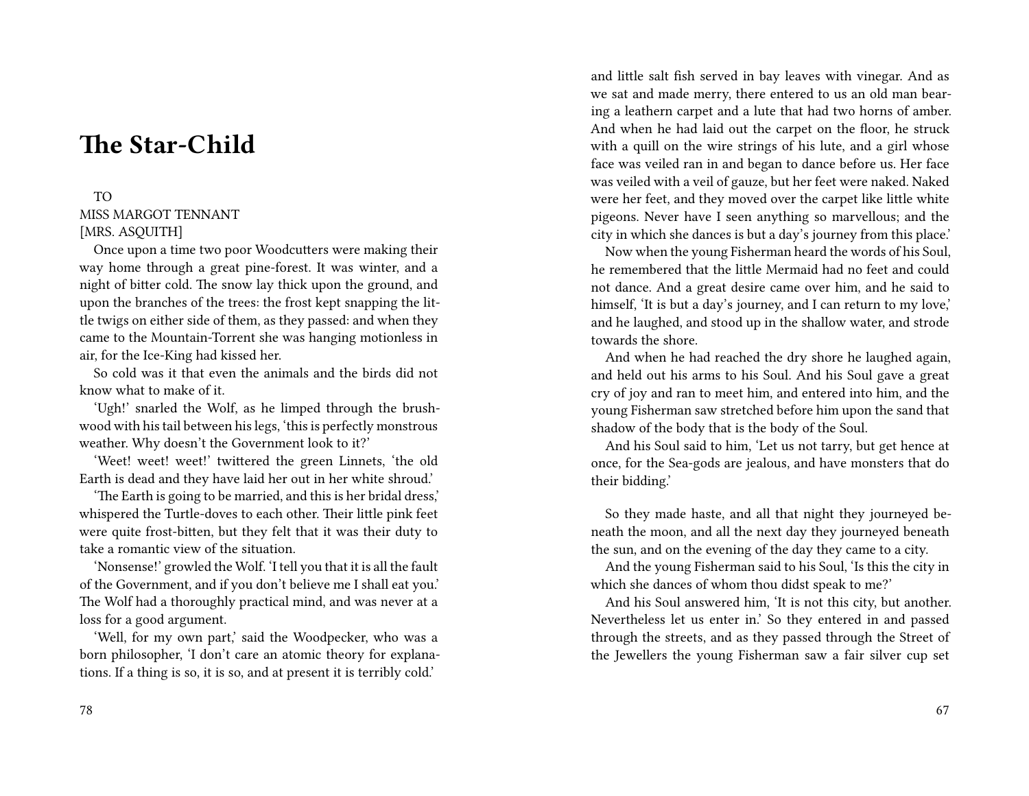# The Star-Child

TO
MISS MARGOT TENNANT
[MRS. ASQUITH]

Once upon a time two poor Woodcutters were making their way home through a great pine-forest. It was winter, and a night of bitter cold. The snow lay thick upon the ground, and upon the branches of the trees: the frost kept snapping the little twigs on either side of them, as they passed: and when they came to the Mountain-Torrent she was hanging motionless in air, for the Ice-King had kissed her.

So cold was it that even the animals and the birds did not know what to make of it.

'Ugh!' snarled the Wolf, as he limped through the brushwood with his tail between his legs, 'this is perfectly monstrous weather. Why doesn't the Government look to it?'

'Weet! weet! weet!' twittered the green Linnets, 'the old Earth is dead and they have laid her out in her white shroud.'

'The Earth is going to be married, and this is her bridal dress,' whispered the Turtle-doves to each other. Their little pink feet were quite frost-bitten, but they felt that it was their duty to take a romantic view of the situation.

'Nonsense!' growled the Wolf. 'I tell you that it is all the fault of the Government, and if you don't believe me I shall eat you.' The Wolf had a thoroughly practical mind, and was never at a loss for a good argument.

'Well, for my own part,' said the Woodpecker, who was a born philosopher, 'I don't care an atomic theory for explanations. If a thing is so, it is so, and at present it is terribly cold.'

and little salt fish served in bay leaves with vinegar. And as we sat and made merry, there entered to us an old man bearing a leathern carpet and a lute that had two horns of amber. And when he had laid out the carpet on the floor, he struck with a quill on the wire strings of his lute, and a girl whose face was veiled ran in and began to dance before us. Her face was veiled with a veil of gauze, but her feet were naked. Naked were her feet, and they moved over the carpet like little white pigeons. Never have I seen anything so marvellous; and the city in which she dances is but a day's journey from this place.'

Now when the young Fisherman heard the words of his Soul, he remembered that the little Mermaid had no feet and could not dance. And a great desire came over him, and he said to himself, 'It is but a day's journey, and I can return to my love,' and he laughed, and stood up in the shallow water, and strode towards the shore.

And when he had reached the dry shore he laughed again, and held out his arms to his Soul. And his Soul gave a great cry of joy and ran to meet him, and entered into him, and the young Fisherman saw stretched before him upon the sand that shadow of the body that is the body of the Soul.

And his Soul said to him, 'Let us not tarry, but get hence at once, for the Sea-gods are jealous, and have monsters that do their bidding.'

So they made haste, and all that night they journeyed beneath the moon, and all the next day they journeyed beneath the sun, and on the evening of the day they came to a city.

And the young Fisherman said to his Soul, 'Is this the city in which she dances of whom thou didst speak to me?'

And his Soul answered him, 'It is not this city, but another. Nevertheless let us enter in.' So they entered in and passed through the streets, and as they passed through the Street of the Jewellers the young Fisherman saw a fair silver cup set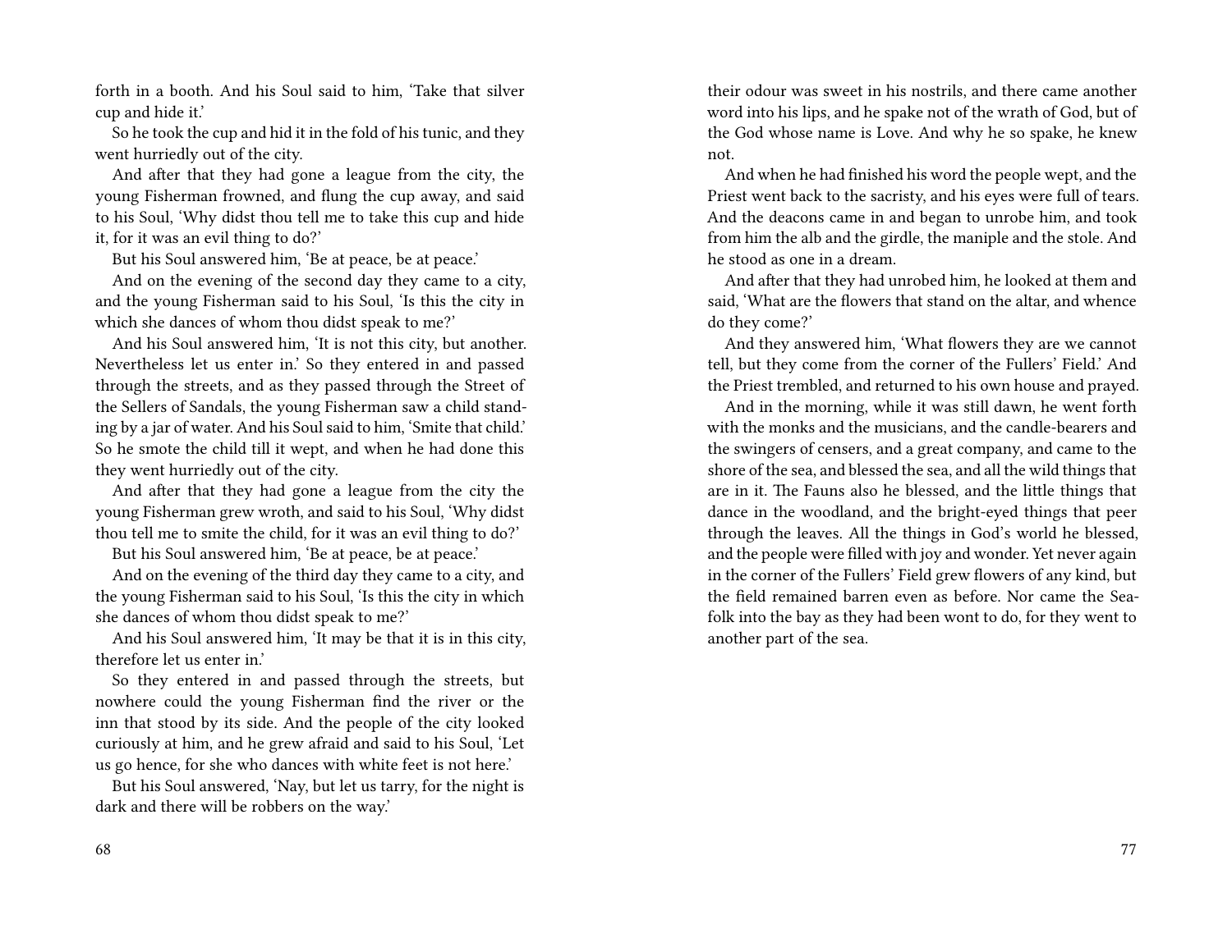forth in a booth. And his Soul said to him, 'Take that silver cup and hide it.'

So he took the cup and hid it in the fold of his tunic, and they went hurriedly out of the city.

And after that they had gone a league from the city, the young Fisherman frowned, and flung the cup away, and said to his Soul, 'Why didst thou tell me to take this cup and hide it, for it was an evil thing to do?'

But his Soul answered him, 'Be at peace, be at peace.'

And on the evening of the second day they came to a city, and the young Fisherman said to his Soul, 'Is this the city in which she dances of whom thou didst speak to me?'

And his Soul answered him, 'It is not this city, but another. Nevertheless let us enter in.' So they entered in and passed through the streets, and as they passed through the Street of the Sellers of Sandals, the young Fisherman saw a child standing by a jar of water. And his Soul said to him, 'Smite that child.' So he smote the child till it wept, and when he had done this they went hurriedly out of the city.

And after that they had gone a league from the city the young Fisherman grew wroth, and said to his Soul, 'Why didst thou tell me to smite the child, for it was an evil thing to do?'

But his Soul answered him, 'Be at peace, be at peace.'

And on the evening of the third day they came to a city, and the young Fisherman said to his Soul, 'Is this the city in which she dances of whom thou didst speak to me?'

And his Soul answered him, 'It may be that it is in this city, therefore let us enter in.'

So they entered in and passed through the streets, but nowhere could the young Fisherman find the river or the inn that stood by its side. And the people of the city looked curiously at him, and he grew afraid and said to his Soul, 'Let us go hence, for she who dances with white feet is not here.'

But his Soul answered, 'Nay, but let us tarry, for the night is dark and there will be robbers on the way.'

their odour was sweet in his nostrils, and there came another word into his lips, and he spake not of the wrath of God, but of the God whose name is Love. And why he so spake, he knew not.

And when he had finished his word the people wept, and the Priest went back to the sacristy, and his eyes were full of tears. And the deacons came in and began to unrobe him, and took from him the alb and the girdle, the maniple and the stole. And he stood as one in a dream.

And after that they had unrobed him, he looked at them and said, 'What are the flowers that stand on the altar, and whence do they come?'

And they answered him, 'What flowers they are we cannot tell, but they come from the corner of the Fullers' Field.' And the Priest trembled, and returned to his own house and prayed.

And in the morning, while it was still dawn, he went forth with the monks and the musicians, and the candle-bearers and the swingers of censers, and a great company, and came to the shore of the sea, and blessed the sea, and all the wild things that are in it. The Fauns also he blessed, and the little things that dance in the woodland, and the bright-eyed things that peer through the leaves. All the things in God's world he blessed, and the people were filled with joy and wonder. Yet never again in the corner of the Fullers' Field grew flowers of any kind, but the field remained barren even as before. Nor came the Sea-folk into the bay as they had been wont to do, for they went to another part of the sea.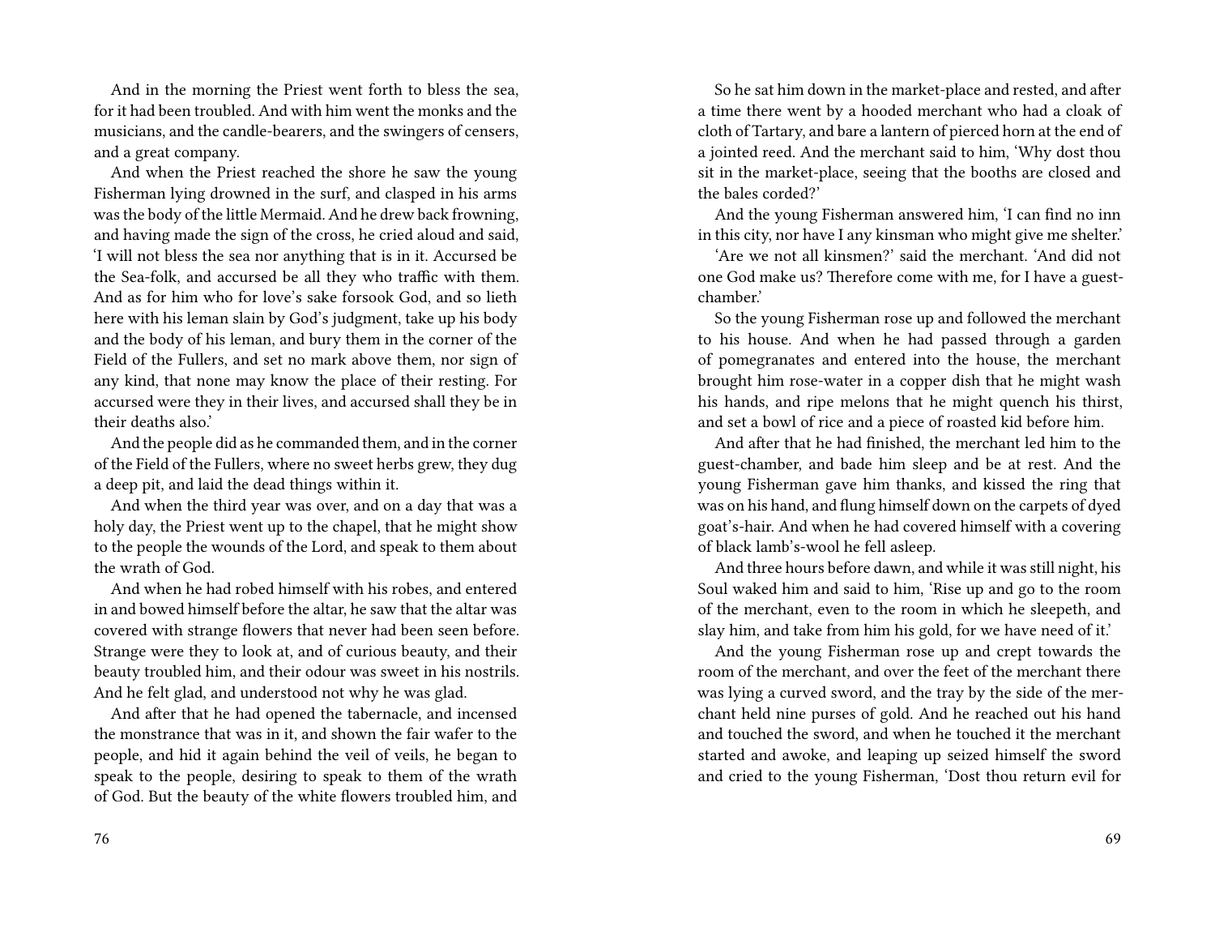And in the morning the Priest went forth to bless the sea, for it had been troubled. And with him went the monks and the musicians, and the candle-bearers, and the swingers of censers, and a great company.

And when the Priest reached the shore he saw the young Fisherman lying drowned in the surf, and clasped in his arms was the body of the little Mermaid. And he drew back frowning, and having made the sign of the cross, he cried aloud and said, 'I will not bless the sea nor anything that is in it. Accursed be the Sea-folk, and accursed be all they who traffic with them. And as for him who for love's sake forsook God, and so lieth here with his leman slain by God's judgment, take up his body and the body of his leman, and bury them in the corner of the Field of the Fullers, and set no mark above them, nor sign of any kind, that none may know the place of their resting. For accursed were they in their lives, and accursed shall they be in their deaths also.'

And the people did as he commanded them, and in the corner of the Field of the Fullers, where no sweet herbs grew, they dug a deep pit, and laid the dead things within it.

And when the third year was over, and on a day that was a holy day, the Priest went up to the chapel, that he might show to the people the wounds of the Lord, and speak to them about the wrath of God.

And when he had robed himself with his robes, and entered in and bowed himself before the altar, he saw that the altar was covered with strange flowers that never had been seen before. Strange were they to look at, and of curious beauty, and their beauty troubled him, and their odour was sweet in his nostrils. And he felt glad, and understood not why he was glad.

And after that he had opened the tabernacle, and incensed the monstrance that was in it, and shown the fair wafer to the people, and hid it again behind the veil of veils, he began to speak to the people, desiring to speak to them of the wrath of God. But the beauty of the white flowers troubled him, and

So he sat him down in the market-place and rested, and after a time there went by a hooded merchant who had a cloak of cloth of Tartary, and bare a lantern of pierced horn at the end of a jointed reed. And the merchant said to him, 'Why dost thou sit in the market-place, seeing that the booths are closed and the bales corded?'

And the young Fisherman answered him, 'I can find no inn in this city, nor have I any kinsman who might give me shelter.'

'Are we not all kinsmen?' said the merchant. 'And did not one God make us? Therefore come with me, for I have a guest-chamber.'

So the young Fisherman rose up and followed the merchant to his house. And when he had passed through a garden of pomegranates and entered into the house, the merchant brought him rose-water in a copper dish that he might wash his hands, and ripe melons that he might quench his thirst, and set a bowl of rice and a piece of roasted kid before him.

And after that he had finished, the merchant led him to the guest-chamber, and bade him sleep and be at rest. And the young Fisherman gave him thanks, and kissed the ring that was on his hand, and flung himself down on the carpets of dyed goat's-hair. And when he had covered himself with a covering of black lamb's-wool he fell asleep.

And three hours before dawn, and while it was still night, his Soul waked him and said to him, 'Rise up and go to the room of the merchant, even to the room in which he sleepeth, and slay him, and take from him his gold, for we have need of it.'

And the young Fisherman rose up and crept towards the room of the merchant, and over the feet of the merchant there was lying a curved sword, and the tray by the side of the merchant held nine purses of gold. And he reached out his hand and touched the sword, and when he touched it the merchant started and awoke, and leaping up seized himself the sword and cried to the young Fisherman, 'Dost thou return evil for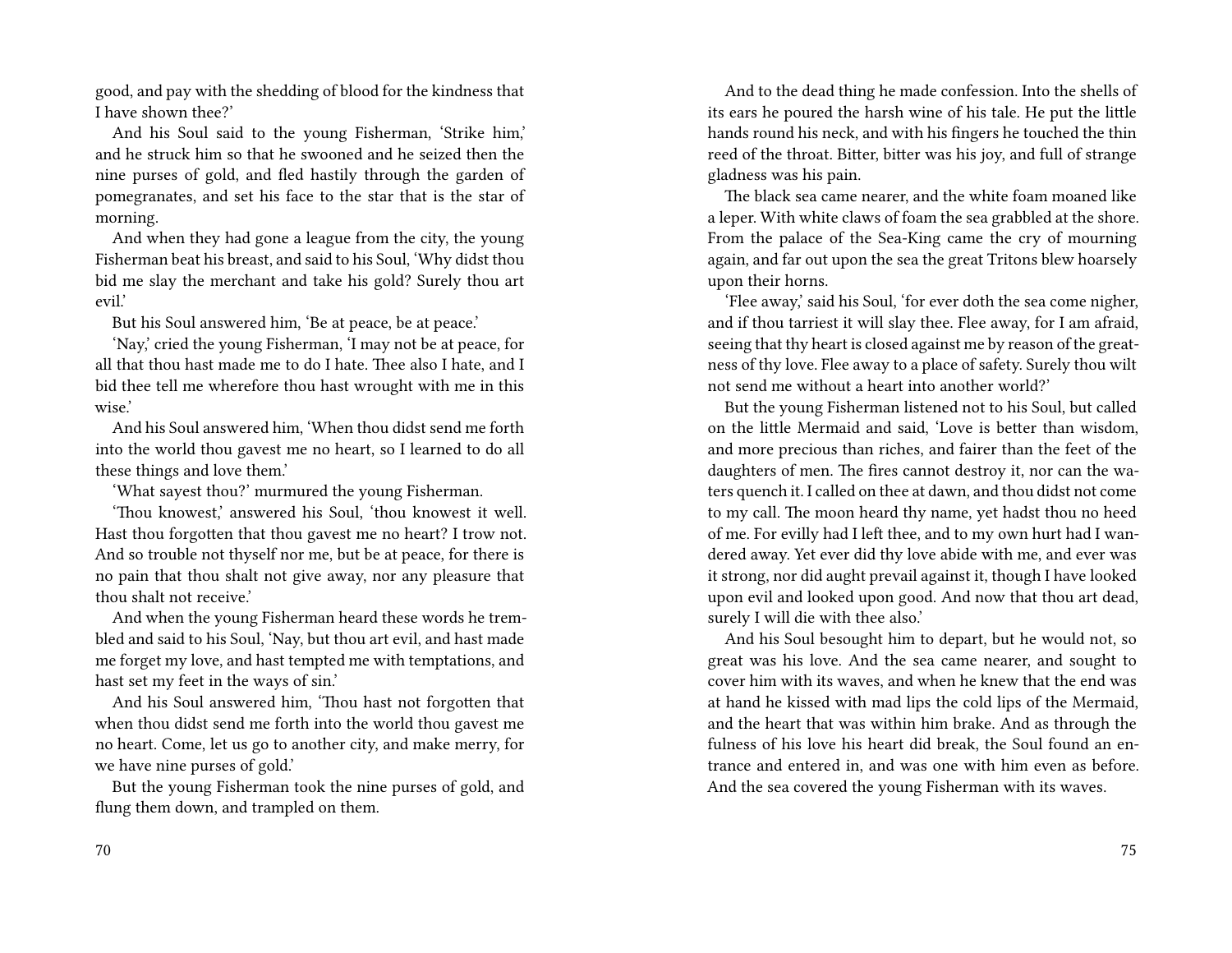good, and pay with the shedding of blood for the kindness that I have shown thee?'

And his Soul said to the young Fisherman, 'Strike him,' and he struck him so that he swooned and he seized then the nine purses of gold, and fled hastily through the garden of pomegranates, and set his face to the star that is the star of morning.

And when they had gone a league from the city, the young Fisherman beat his breast, and said to his Soul, 'Why didst thou bid me slay the merchant and take his gold? Surely thou art evil.'

But his Soul answered him, 'Be at peace, be at peace.'

'Nay,' cried the young Fisherman, 'I may not be at peace, for all that thou hast made me to do I hate. Thee also I hate, and I bid thee tell me wherefore thou hast wrought with me in this wise.'

And his Soul answered him, 'When thou didst send me forth into the world thou gavest me no heart, so I learned to do all these things and love them.'

'What sayest thou?' murmured the young Fisherman.

'Thou knowest,' answered his Soul, 'thou knowest it well. Hast thou forgotten that thou gavest me no heart? I trow not. And so trouble not thyself nor me, but be at peace, for there is no pain that thou shalt not give away, nor any pleasure that thou shalt not receive.'

And when the young Fisherman heard these words he trembled and said to his Soul, 'Nay, but thou art evil, and hast made me forget my love, and hast tempted me with temptations, and hast set my feet in the ways of sin.'

And his Soul answered him, 'Thou hast not forgotten that when thou didst send me forth into the world thou gavest me no heart. Come, let us go to another city, and make merry, for we have nine purses of gold.'

But the young Fisherman took the nine purses of gold, and flung them down, and trampled on them.

And to the dead thing he made confession. Into the shells of its ears he poured the harsh wine of his tale. He put the little hands round his neck, and with his fingers he touched the thin reed of the throat. Bitter, bitter was his joy, and full of strange gladness was his pain.

The black sea came nearer, and the white foam moaned like a leper. With white claws of foam the sea grabbled at the shore. From the palace of the Sea-King came the cry of mourning again, and far out upon the sea the great Tritons blew hoarsely upon their horns.

'Flee away,' said his Soul, 'for ever doth the sea come nigher, and if thou tarriest it will slay thee. Flee away, for I am afraid, seeing that thy heart is closed against me by reason of the greatness of thy love. Flee away to a place of safety. Surely thou wilt not send me without a heart into another world?'

But the young Fisherman listened not to his Soul, but called on the little Mermaid and said, 'Love is better than wisdom, and more precious than riches, and fairer than the feet of the daughters of men. The fires cannot destroy it, nor can the waters quench it. I called on thee at dawn, and thou didst not come to my call. The moon heard thy name, yet hadst thou no heed of me. For evilly had I left thee, and to my own hurt had I wandered away. Yet ever did thy love abide with me, and ever was it strong, nor did aught prevail against it, though I have looked upon evil and looked upon good. And now that thou art dead, surely I will die with thee also.'

And his Soul besought him to depart, but he would not, so great was his love. And the sea came nearer, and sought to cover him with its waves, and when he knew that the end was at hand he kissed with mad lips the cold lips of the Mermaid, and the heart that was within him brake. And as through the fulness of his love his heart did break, the Soul found an entrance and entered in, and was one with him even as before. And the sea covered the young Fisherman with its waves.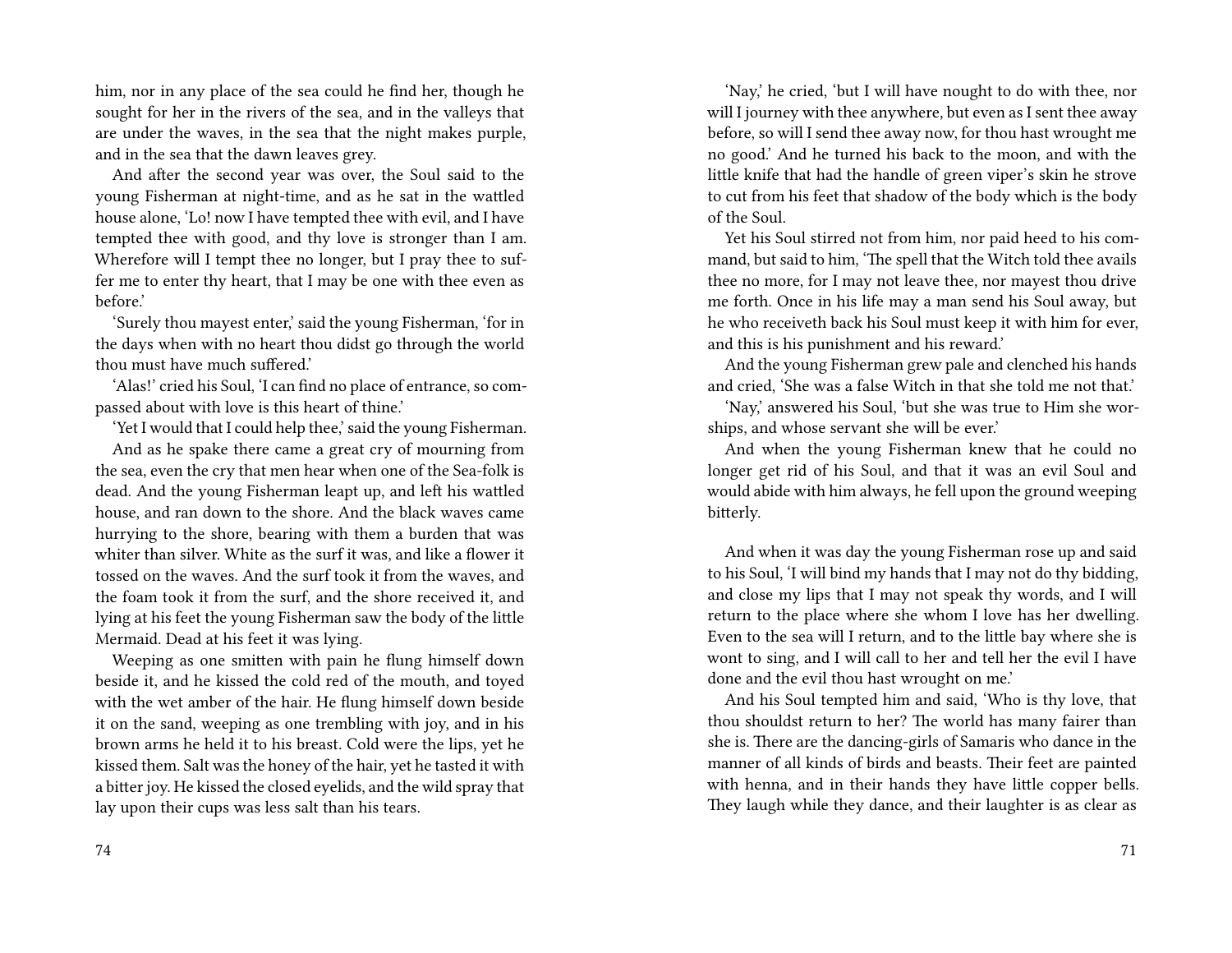him, nor in any place of the sea could he find her, though he sought for her in the rivers of the sea, and in the valleys that are under the waves, in the sea that the night makes purple, and in the sea that the dawn leaves grey.

And after the second year was over, the Soul said to the young Fisherman at night-time, and as he sat in the wattled house alone, 'Lo! now I have tempted thee with evil, and I have tempted thee with good, and thy love is stronger than I am. Wherefore will I tempt thee no longer, but I pray thee to suffer me to enter thy heart, that I may be one with thee even as before.'

'Surely thou mayest enter,' said the young Fisherman, 'for in the days when with no heart thou didst go through the world thou must have much suffered.'

'Alas!' cried his Soul, 'I can find no place of entrance, so compassed about with love is this heart of thine.'

'Yet I would that I could help thee,' said the young Fisherman.

And as he spake there came a great cry of mourning from the sea, even the cry that men hear when one of the Sea-folk is dead. And the young Fisherman leapt up, and left his wattled house, and ran down to the shore. And the black waves came hurrying to the shore, bearing with them a burden that was whiter than silver. White as the surf it was, and like a flower it tossed on the waves. And the surf took it from the waves, and the foam took it from the surf, and the shore received it, and lying at his feet the young Fisherman saw the body of the little Mermaid. Dead at his feet it was lying.

Weeping as one smitten with pain he flung himself down beside it, and he kissed the cold red of the mouth, and toyed with the wet amber of the hair. He flung himself down beside it on the sand, weeping as one trembling with joy, and in his brown arms he held it to his breast. Cold were the lips, yet he kissed them. Salt was the honey of the hair, yet he tasted it with a bitter joy. He kissed the closed eyelids, and the wild spray that lay upon their cups was less salt than his tears.

'Nay,' he cried, 'but I will have nought to do with thee, nor will I journey with thee anywhere, but even as I sent thee away before, so will I send thee away now, for thou hast wrought me no good.' And he turned his back to the moon, and with the little knife that had the handle of green viper's skin he strove to cut from his feet that shadow of the body which is the body of the Soul.

Yet his Soul stirred not from him, nor paid heed to his command, but said to him, 'The spell that the Witch told thee avails thee no more, for I may not leave thee, nor mayest thou drive me forth. Once in his life may a man send his Soul away, but he who receiveth back his Soul must keep it with him for ever, and this is his punishment and his reward.'

And the young Fisherman grew pale and clenched his hands and cried, 'She was a false Witch in that she told me not that.'

'Nay,' answered his Soul, 'but she was true to Him she worships, and whose servant she will be ever.'

And when the young Fisherman knew that he could no longer get rid of his Soul, and that it was an evil Soul and would abide with him always, he fell upon the ground weeping bitterly.

And when it was day the young Fisherman rose up and said to his Soul, 'I will bind my hands that I may not do thy bidding, and close my lips that I may not speak thy words, and I will return to the place where she whom I love has her dwelling. Even to the sea will I return, and to the little bay where she is wont to sing, and I will call to her and tell her the evil I have done and the evil thou hast wrought on me.'

And his Soul tempted him and said, 'Who is thy love, that thou shouldst return to her? The world has many fairer than she is. There are the dancing-girls of Samaris who dance in the manner of all kinds of birds and beasts. Their feet are painted with henna, and in their hands they have little copper bells. They laugh while they dance, and their laughter is as clear as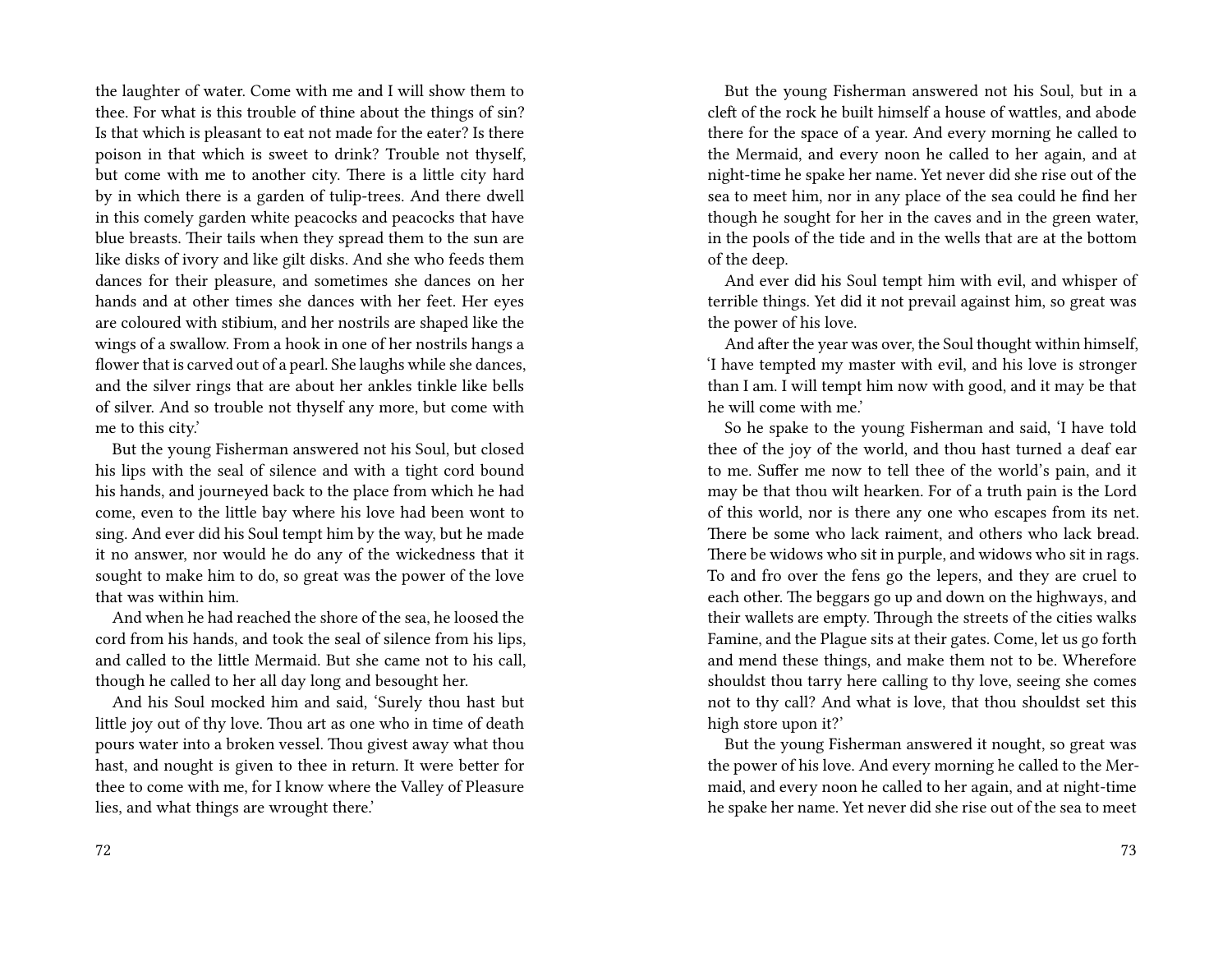the laughter of water. Come with me and I will show them to thee. For what is this trouble of thine about the things of sin? Is that which is pleasant to eat not made for the eater? Is there poison in that which is sweet to drink? Trouble not thyself, but come with me to another city. There is a little city hard by in which there is a garden of tulip-trees. And there dwell in this comely garden white peacocks and peacocks that have blue breasts. Their tails when they spread them to the sun are like disks of ivory and like gilt disks. And she who feeds them dances for their pleasure, and sometimes she dances on her hands and at other times she dances with her feet. Her eyes are coloured with stibium, and her nostrils are shaped like the wings of a swallow. From a hook in one of her nostrils hangs a flower that is carved out of a pearl. She laughs while she dances, and the silver rings that are about her ankles tinkle like bells of silver. And so trouble not thyself any more, but come with me to this city.'

But the young Fisherman answered not his Soul, but closed his lips with the seal of silence and with a tight cord bound his hands, and journeyed back to the place from which he had come, even to the little bay where his love had been wont to sing. And ever did his Soul tempt him by the way, but he made it no answer, nor would he do any of the wickedness that it sought to make him to do, so great was the power of the love that was within him.

And when he had reached the shore of the sea, he loosed the cord from his hands, and took the seal of silence from his lips, and called to the little Mermaid. But she came not to his call, though he called to her all day long and besought her.

And his Soul mocked him and said, 'Surely thou hast but little joy out of thy love. Thou art as one who in time of death pours water into a broken vessel. Thou givest away what thou hast, and nought is given to thee in return. It were better for thee to come with me, for I know where the Valley of Pleasure lies, and what things are wrought there.'

But the young Fisherman answered not his Soul, but in a cleft of the rock he built himself a house of wattles, and abode there for the space of a year. And every morning he called to the Mermaid, and every noon he called to her again, and at night-time he spake her name. Yet never did she rise out of the sea to meet him, nor in any place of the sea could he find her though he sought for her in the caves and in the green water, in the pools of the tide and in the wells that are at the bottom of the deep.

And ever did his Soul tempt him with evil, and whisper of terrible things. Yet did it not prevail against him, so great was the power of his love.

And after the year was over, the Soul thought within himself, 'I have tempted my master with evil, and his love is stronger than I am. I will tempt him now with good, and it may be that he will come with me.'

So he spake to the young Fisherman and said, 'I have told thee of the joy of the world, and thou hast turned a deaf ear to me. Suffer me now to tell thee of the world's pain, and it may be that thou wilt hearken. For of a truth pain is the Lord of this world, nor is there any one who escapes from its net. There be some who lack raiment, and others who lack bread. There be widows who sit in purple, and widows who sit in rags. To and fro over the fens go the lepers, and they are cruel to each other. The beggars go up and down on the highways, and their wallets are empty. Through the streets of the cities walks Famine, and the Plague sits at their gates. Come, let us go forth and mend these things, and make them not to be. Wherefore shouldst thou tarry here calling to thy love, seeing she comes not to thy call? And what is love, that thou shouldst set this high store upon it?'

But the young Fisherman answered it nought, so great was the power of his love. And every morning he called to the Mermaid, and every noon he called to her again, and at night-time he spake her name. Yet never did she rise out of the sea to meet